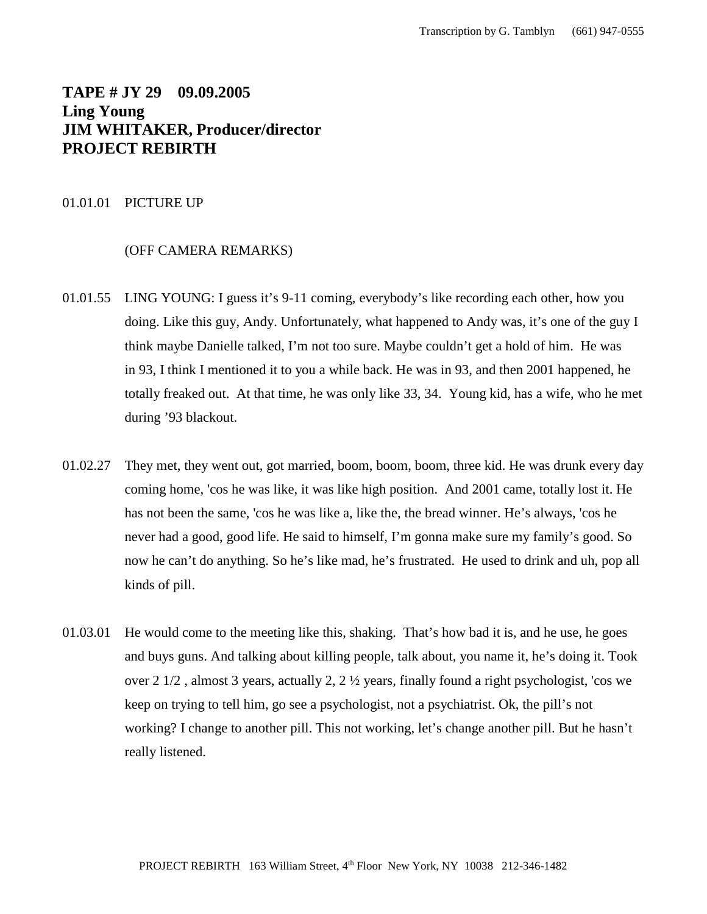**TAPE # JY 29 09.09.2005**
**Ling Young**
**JIM WHITAKER, Producer/director**
**PROJECT REBIRTH**

01.01.01 PICTURE UP

(OFF CAMERA REMARKS)

01.01.55 LING YOUNG: I guess it's 9-11 coming, everybody's like recording each other, how you doing. Like this guy, Andy. Unfortunately, what happened to Andy was, it's one of the guy I think maybe Danielle talked, I'm not too sure. Maybe couldn't get a hold of him. He was in 93, I think I mentioned it to you a while back. He was in 93, and then 2001 happened, he totally freaked out. At that time, he was only like 33, 34. Young kid, has a wife, who he met during '93 blackout.

01.02.27 They met, they went out, got married, boom, boom, boom, three kid. He was drunk every day coming home, 'cos he was like, it was like high position. And 2001 came, totally lost it. He has not been the same, 'cos he was like a, like the, the bread winner. He's always, 'cos he never had a good, good life. He said to himself, I'm gonna make sure my family's good. So now he can't do anything. So he's like mad, he's frustrated. He used to drink and uh, pop all kinds of pill.

01.03.01 He would come to the meeting like this, shaking. That's how bad it is, and he use, he goes and buys guns. And talking about killing people, talk about, you name it, he's doing it. Took over 2 1/2 , almost 3 years, actually 2, 2 ½ years, finally found a right psychologist, 'cos we keep on trying to tell him, go see a psychologist, not a psychiatrist. Ok, the pill's not working? I change to another pill. This not working, let's change another pill. But he hasn't really listened.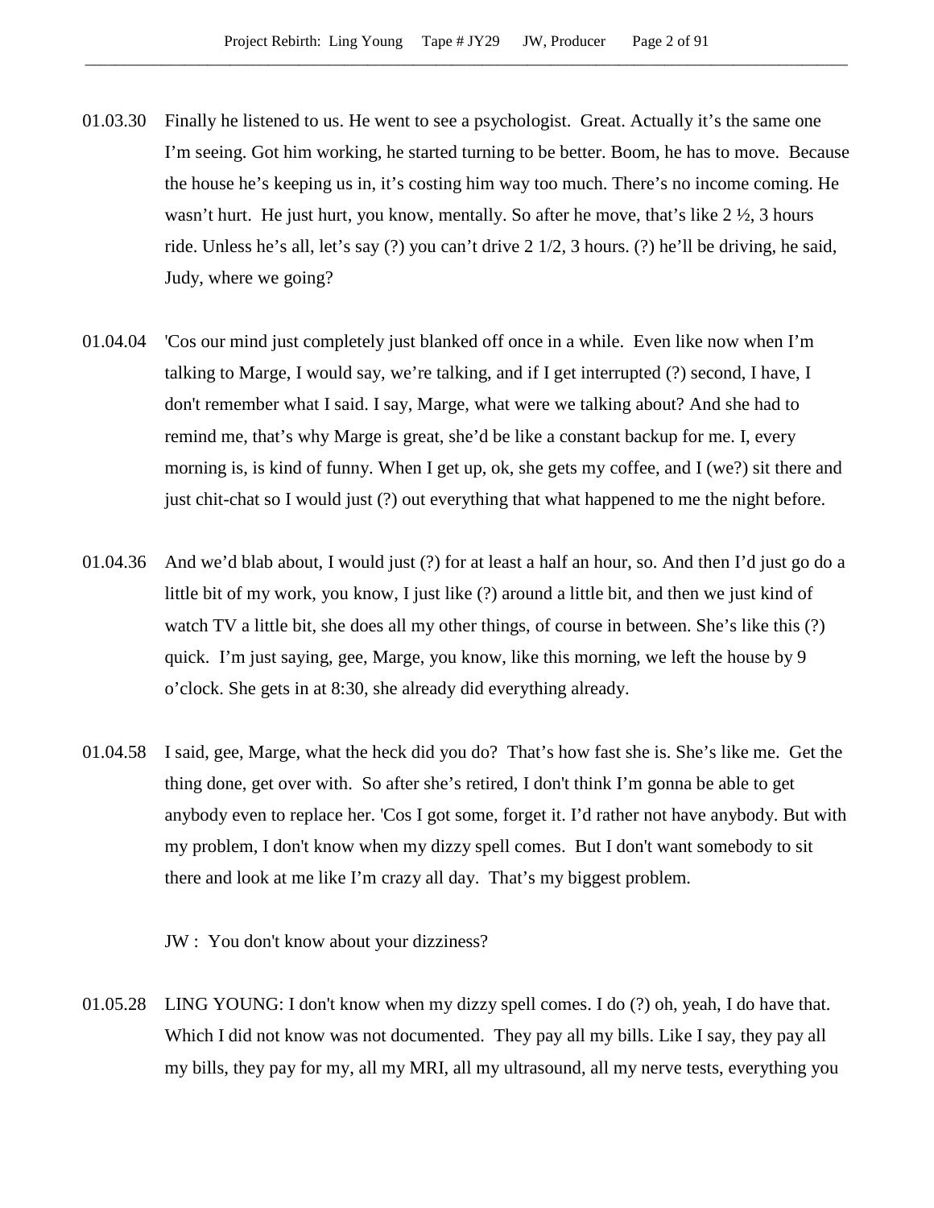01.03.30 Finally he listened to us. He went to see a psychologist. Great. Actually it's the same one I'm seeing. Got him working, he started turning to be better. Boom, he has to move. Because the house he's keeping us in, it's costing him way too much. There's no income coming. He wasn't hurt. He just hurt, you know, mentally. So after he move, that's like 2 ½, 3 hours ride. Unless he's all, let's say (?) you can't drive 2 1/2, 3 hours. (?) he'll be driving, he said, Judy, where we going?

01.04.04 'Cos our mind just completely just blanked off once in a while. Even like now when I'm talking to Marge, I would say, we're talking, and if I get interrupted (?) second, I have, I don't remember what I said. I say, Marge, what were we talking about? And she had to remind me, that's why Marge is great, she'd be like a constant backup for me. I, every morning is, is kind of funny. When I get up, ok, she gets my coffee, and I (we?) sit there and just chit-chat so I would just (?) out everything that what happened to me the night before.

01.04.36 And we'd blab about, I would just (?) for at least a half an hour, so. And then I'd just go do a little bit of my work, you know, I just like (?) around a little bit, and then we just kind of watch TV a little bit, she does all my other things, of course in between. She's like this (?) quick. I'm just saying, gee, Marge, you know, like this morning, we left the house by 9 o'clock. She gets in at 8:30, she already did everything already.

01.04.58 I said, gee, Marge, what the heck did you do? That's how fast she is. She's like me. Get the thing done, get over with. So after she's retired, I don't think I'm gonna be able to get anybody even to replace her. 'Cos I got some, forget it. I'd rather not have anybody. But with my problem, I don't know when my dizzy spell comes. But I don't want somebody to sit there and look at me like I'm crazy all day. That's my biggest problem.

JW : You don't know about your dizziness?

01.05.28 LING YOUNG: I don't know when my dizzy spell comes. I do (?) oh, yeah, I do have that. Which I did not know was not documented. They pay all my bills. Like I say, they pay all my bills, they pay for my, all my MRI, all my ultrasound, all my nerve tests, everything you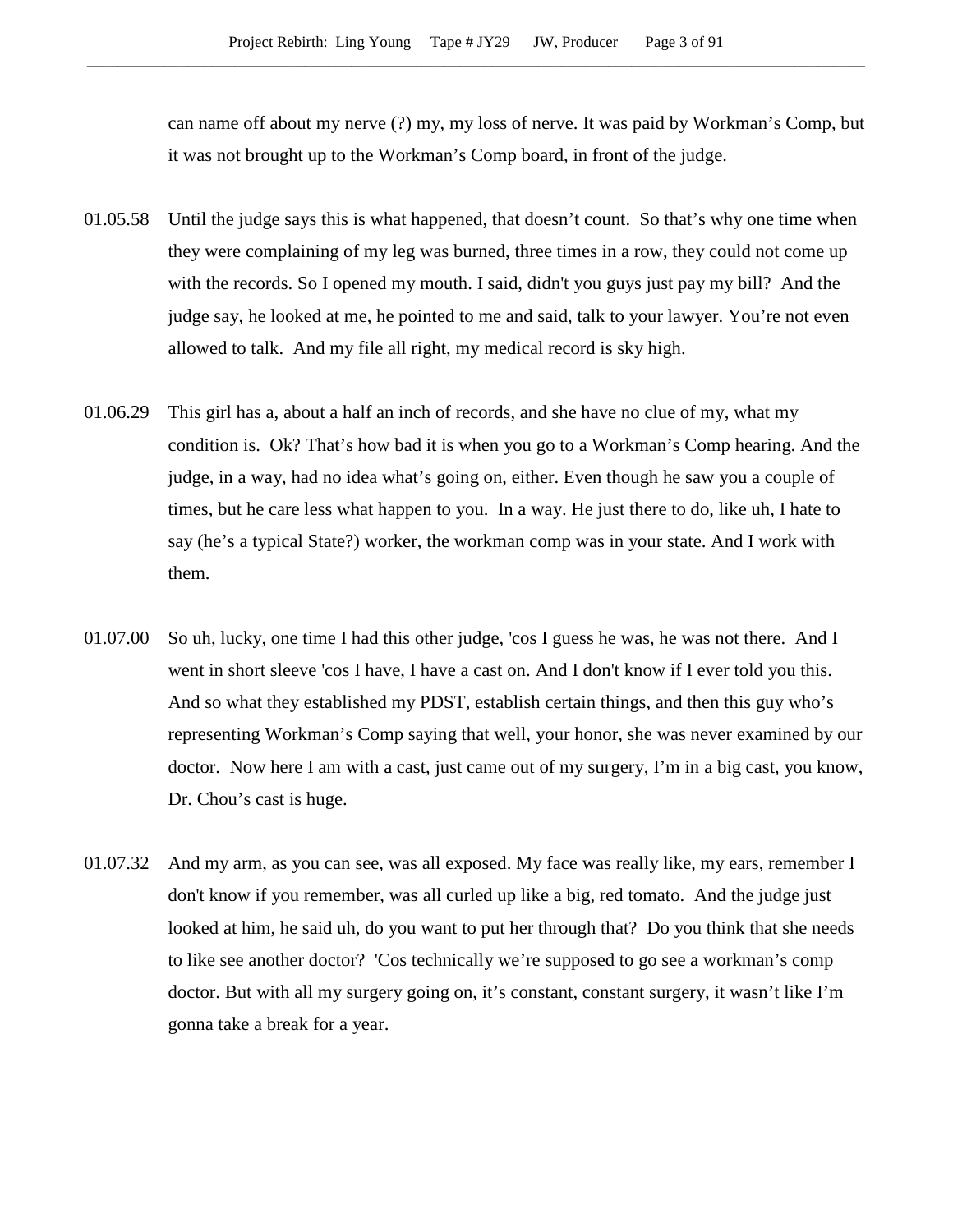can name off about my nerve (?) my, my loss of nerve. It was paid by Workman's Comp, but it was not brought up to the Workman's Comp board, in front of the judge.

01.05.58 Until the judge says this is what happened, that doesn't count. So that's why one time when they were complaining of my leg was burned, three times in a row, they could not come up with the records. So I opened my mouth. I said, didn't you guys just pay my bill? And the judge say, he looked at me, he pointed to me and said, talk to your lawyer. You're not even allowed to talk. And my file all right, my medical record is sky high.

01.06.29 This girl has a, about a half an inch of records, and she have no clue of my, what my condition is. Ok? That's how bad it is when you go to a Workman's Comp hearing. And the judge, in a way, had no idea what's going on, either. Even though he saw you a couple of times, but he care less what happen to you. In a way. He just there to do, like uh, I hate to say (he's a typical State?) worker, the workman comp was in your state. And I work with them.

01.07.00 So uh, lucky, one time I had this other judge, 'cos I guess he was, he was not there. And I went in short sleeve 'cos I have, I have a cast on. And I don't know if I ever told you this. And so what they established my PDST, establish certain things, and then this guy who's representing Workman's Comp saying that well, your honor, she was never examined by our doctor. Now here I am with a cast, just came out of my surgery, I'm in a big cast, you know, Dr. Chou's cast is huge.

01.07.32 And my arm, as you can see, was all exposed. My face was really like, my ears, remember I don't know if you remember, was all curled up like a big, red tomato. And the judge just looked at him, he said uh, do you want to put her through that? Do you think that she needs to like see another doctor? 'Cos technically we're supposed to go see a workman's comp doctor. But with all my surgery going on, it's constant, constant surgery, it wasn't like I'm gonna take a break for a year.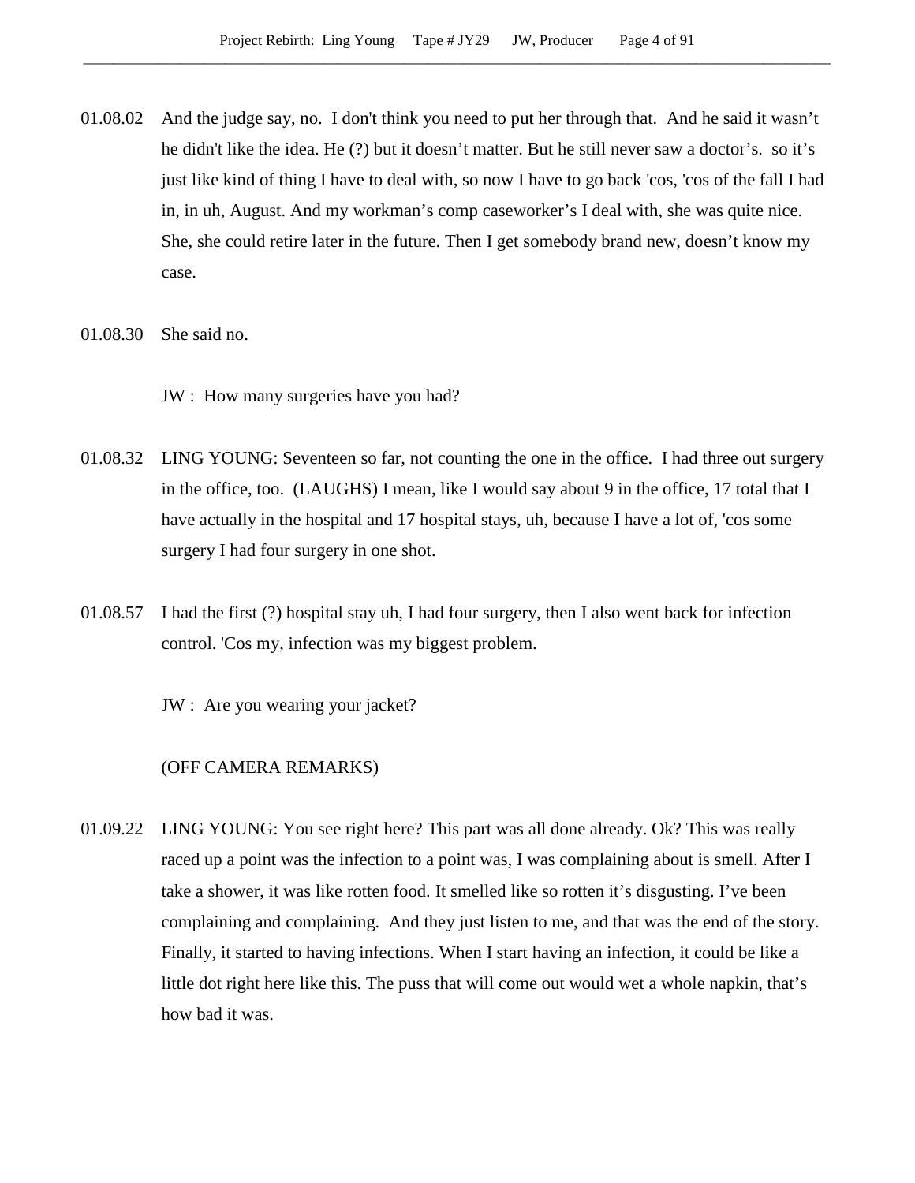01.08.02 And the judge say, no. I don't think you need to put her through that. And he said it wasn't he didn't like the idea. He (?) but it doesn't matter. But he still never saw a doctor's. so it's just like kind of thing I have to deal with, so now I have to go back 'cos, 'cos of the fall I had in, in uh, August. And my workman's comp caseworker's I deal with, she was quite nice. She, she could retire later in the future. Then I get somebody brand new, doesn't know my case.

01.08.30 She said no.

JW : How many surgeries have you had?

01.08.32 LING YOUNG: Seventeen so far, not counting the one in the office. I had three out surgery in the office, too. (LAUGHS) I mean, like I would say about 9 in the office, 17 total that I have actually in the hospital and 17 hospital stays, uh, because I have a lot of, 'cos some surgery I had four surgery in one shot.

01.08.57 I had the first (?) hospital stay uh, I had four surgery, then I also went back for infection control. 'Cos my, infection was my biggest problem.

JW : Are you wearing your jacket?

(OFF CAMERA REMARKS)

01.09.22 LING YOUNG: You see right here? This part was all done already. Ok? This was really raced up a point was the infection to a point was, I was complaining about is smell. After I take a shower, it was like rotten food. It smelled like so rotten it's disgusting. I've been complaining and complaining. And they just listen to me, and that was the end of the story. Finally, it started to having infections. When I start having an infection, it could be like a little dot right here like this. The puss that will come out would wet a whole napkin, that's how bad it was.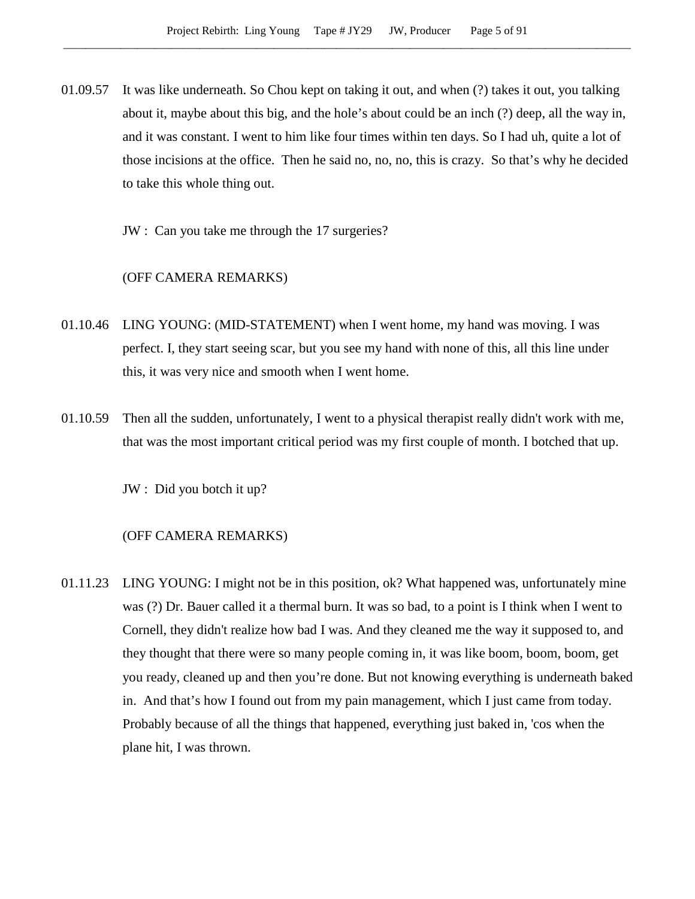01.09.57 It was like underneath. So Chou kept on taking it out, and when (?) takes it out, you talking about it, maybe about this big, and the hole's about could be an inch (?) deep, all the way in, and it was constant. I went to him like four times within ten days. So I had uh, quite a lot of those incisions at the office. Then he said no, no, no, this is crazy. So that's why he decided to take this whole thing out.

JW : Can you take me through the 17 surgeries?

(OFF CAMERA REMARKS)

01.10.46 LING YOUNG: (MID-STATEMENT) when I went home, my hand was moving. I was perfect. I, they start seeing scar, but you see my hand with none of this, all this line under this, it was very nice and smooth when I went home.

01.10.59 Then all the sudden, unfortunately, I went to a physical therapist really didn't work with me, that was the most important critical period was my first couple of month. I botched that up.

JW : Did you botch it up?

(OFF CAMERA REMARKS)

01.11.23 LING YOUNG: I might not be in this position, ok? What happened was, unfortunately mine was (?) Dr. Bauer called it a thermal burn. It was so bad, to a point is I think when I went to Cornell, they didn't realize how bad I was. And they cleaned me the way it supposed to, and they thought that there were so many people coming in, it was like boom, boom, boom, get you ready, cleaned up and then you're done. But not knowing everything is underneath baked in. And that's how I found out from my pain management, which I just came from today. Probably because of all the things that happened, everything just baked in, 'cos when the plane hit, I was thrown.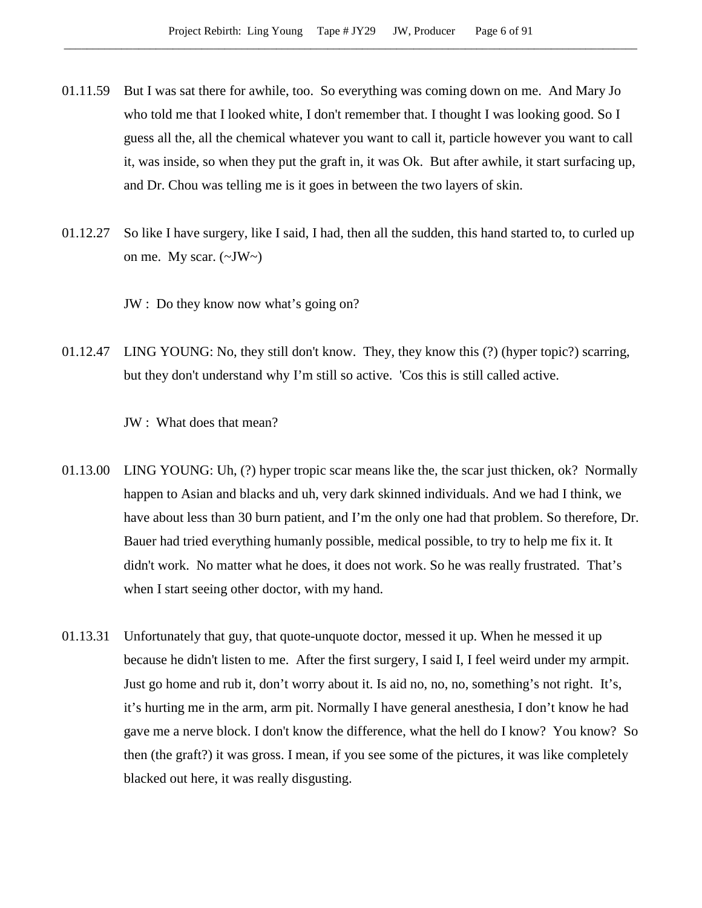01.11.59 But I was sat there for awhile, too. So everything was coming down on me. And Mary Jo who told me that I looked white, I don't remember that. I thought I was looking good. So I guess all the, all the chemical whatever you want to call it, particle however you want to call it, was inside, so when they put the graft in, it was Ok. But after awhile, it start surfacing up, and Dr. Chou was telling me is it goes in between the two layers of skin.

01.12.27 So like I have surgery, like I said, I had, then all the sudden, this hand started to, to curled up on me. My scar. (~JW~)

JW : Do they know now what's going on?

01.12.47 LING YOUNG: No, they still don't know. They, they know this (?) (hyper topic?) scarring, but they don't understand why I'm still so active. 'Cos this is still called active.

JW : What does that mean?

01.13.00 LING YOUNG: Uh, (?) hyper tropic scar means like the, the scar just thicken, ok? Normally happen to Asian and blacks and uh, very dark skinned individuals. And we had I think, we have about less than 30 burn patient, and I'm the only one had that problem. So therefore, Dr. Bauer had tried everything humanly possible, medical possible, to try to help me fix it. It didn't work. No matter what he does, it does not work. So he was really frustrated. That's when I start seeing other doctor, with my hand.

01.13.31 Unfortunately that guy, that quote-unquote doctor, messed it up. When he messed it up because he didn't listen to me. After the first surgery, I said I, I feel weird under my armpit. Just go home and rub it, don't worry about it. Is aid no, no, no, something's not right. It's, it's hurting me in the arm, arm pit. Normally I have general anesthesia, I don't know he had gave me a nerve block. I don't know the difference, what the hell do I know? You know? So then (the graft?) it was gross. I mean, if you see some of the pictures, it was like completely blacked out here, it was really disgusting.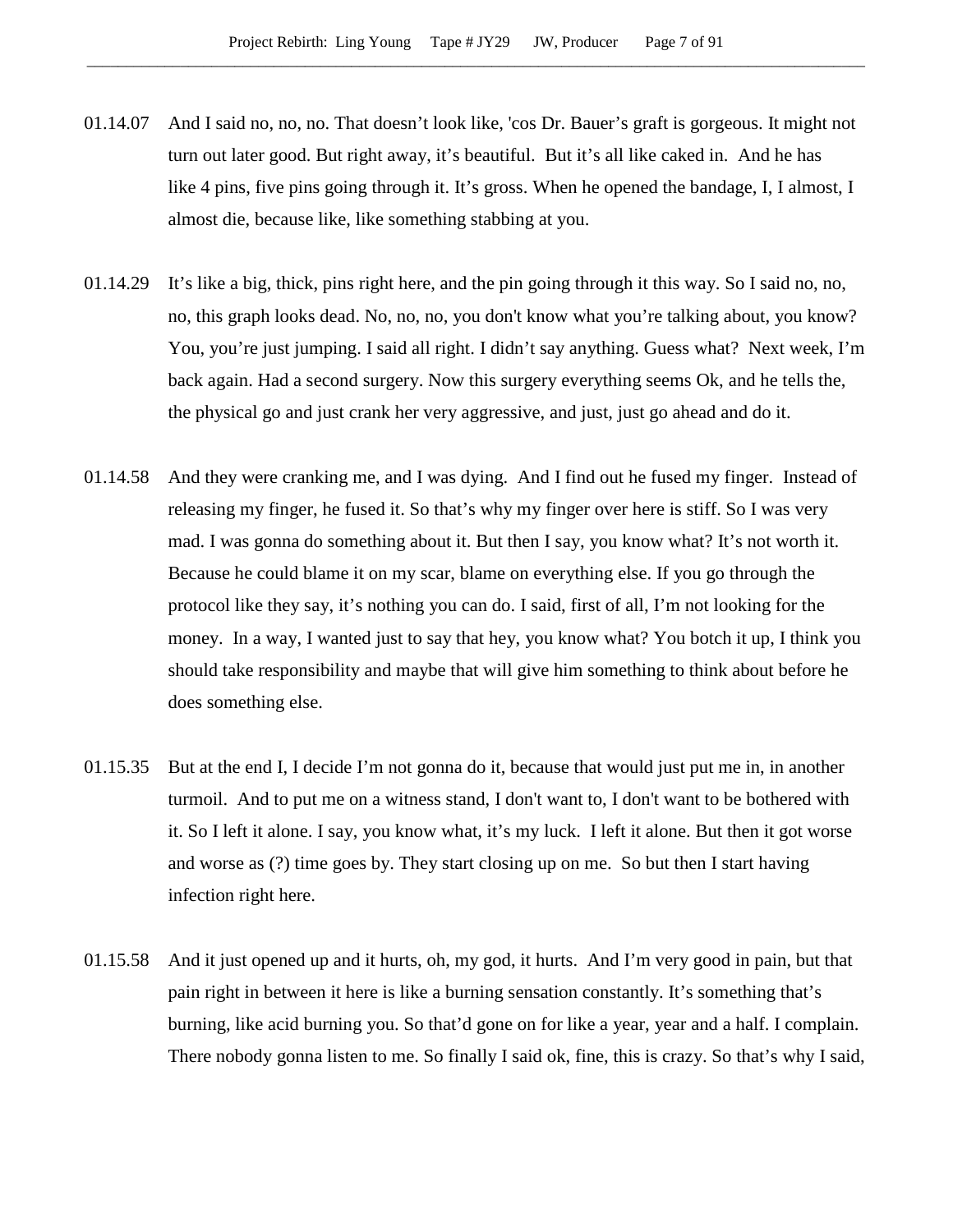01.14.07 And I said no, no, no. That doesn't look like, 'cos Dr. Bauer's graft is gorgeous. It might not turn out later good. But right away, it's beautiful. But it's all like caked in. And he has like 4 pins, five pins going through it. It's gross. When he opened the bandage, I, I almost, I almost die, because like, like something stabbing at you.

01.14.29 It's like a big, thick, pins right here, and the pin going through it this way. So I said no, no, no, this graph looks dead. No, no, no, you don't know what you're talking about, you know? You, you're just jumping. I said all right. I didn't say anything. Guess what? Next week, I'm back again. Had a second surgery. Now this surgery everything seems Ok, and he tells the, the physical go and just crank her very aggressive, and just, just go ahead and do it.

01.14.58 And they were cranking me, and I was dying. And I find out he fused my finger. Instead of releasing my finger, he fused it. So that's why my finger over here is stiff. So I was very mad. I was gonna do something about it. But then I say, you know what? It's not worth it. Because he could blame it on my scar, blame on everything else. If you go through the protocol like they say, it's nothing you can do. I said, first of all, I'm not looking for the money. In a way, I wanted just to say that hey, you know what? You botch it up, I think you should take responsibility and maybe that will give him something to think about before he does something else.

01.15.35 But at the end I, I decide I'm not gonna do it, because that would just put me in, in another turmoil. And to put me on a witness stand, I don't want to, I don't want to be bothered with it. So I left it alone. I say, you know what, it's my luck. I left it alone. But then it got worse and worse as (?) time goes by. They start closing up on me. So but then I start having infection right here.

01.15.58 And it just opened up and it hurts, oh, my god, it hurts. And I'm very good in pain, but that pain right in between it here is like a burning sensation constantly. It's something that's burning, like acid burning you. So that'd gone on for like a year, year and a half. I complain. There nobody gonna listen to me. So finally I said ok, fine, this is crazy. So that's why I said,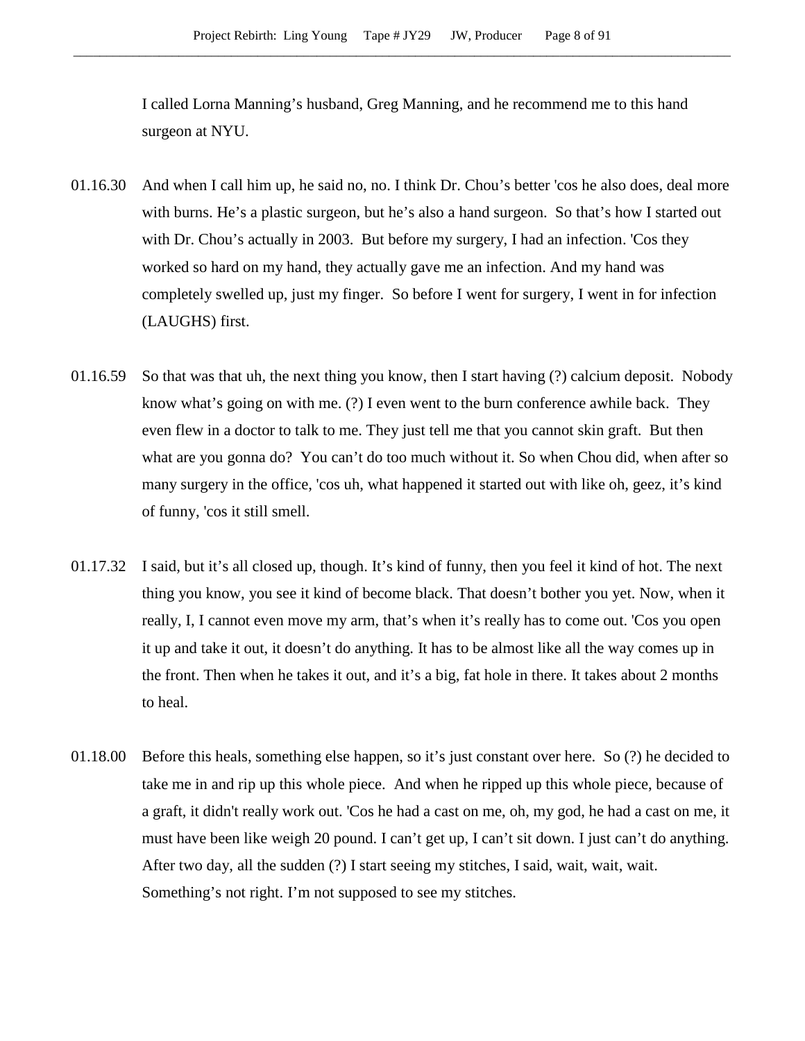I called Lorna Manning's husband, Greg Manning, and he recommend me to this hand surgeon at NYU.

01.16.30 And when I call him up, he said no, no. I think Dr. Chou's better 'cos he also does, deal more with burns. He's a plastic surgeon, but he's also a hand surgeon. So that's how I started out with Dr. Chou's actually in 2003. But before my surgery, I had an infection. 'Cos they worked so hard on my hand, they actually gave me an infection. And my hand was completely swelled up, just my finger. So before I went for surgery, I went in for infection (LAUGHS) first.

01.16.59 So that was that uh, the next thing you know, then I start having (?) calcium deposit. Nobody know what's going on with me. (?) I even went to the burn conference awhile back. They even flew in a doctor to talk to me. They just tell me that you cannot skin graft. But then what are you gonna do? You can't do too much without it. So when Chou did, when after so many surgery in the office, 'cos uh, what happened it started out with like oh, geez, it's kind of funny, 'cos it still smell.

01.17.32 I said, but it's all closed up, though. It's kind of funny, then you feel it kind of hot. The next thing you know, you see it kind of become black. That doesn't bother you yet. Now, when it really, I, I cannot even move my arm, that's when it's really has to come out. 'Cos you open it up and take it out, it doesn't do anything. It has to be almost like all the way comes up in the front. Then when he takes it out, and it's a big, fat hole in there. It takes about 2 months to heal.

01.18.00 Before this heals, something else happen, so it's just constant over here. So (?) he decided to take me in and rip up this whole piece. And when he ripped up this whole piece, because of a graft, it didn't really work out. 'Cos he had a cast on me, oh, my god, he had a cast on me, it must have been like weigh 20 pound. I can't get up, I can't sit down. I just can't do anything. After two day, all the sudden (?) I start seeing my stitches, I said, wait, wait, wait. Something's not right. I'm not supposed to see my stitches.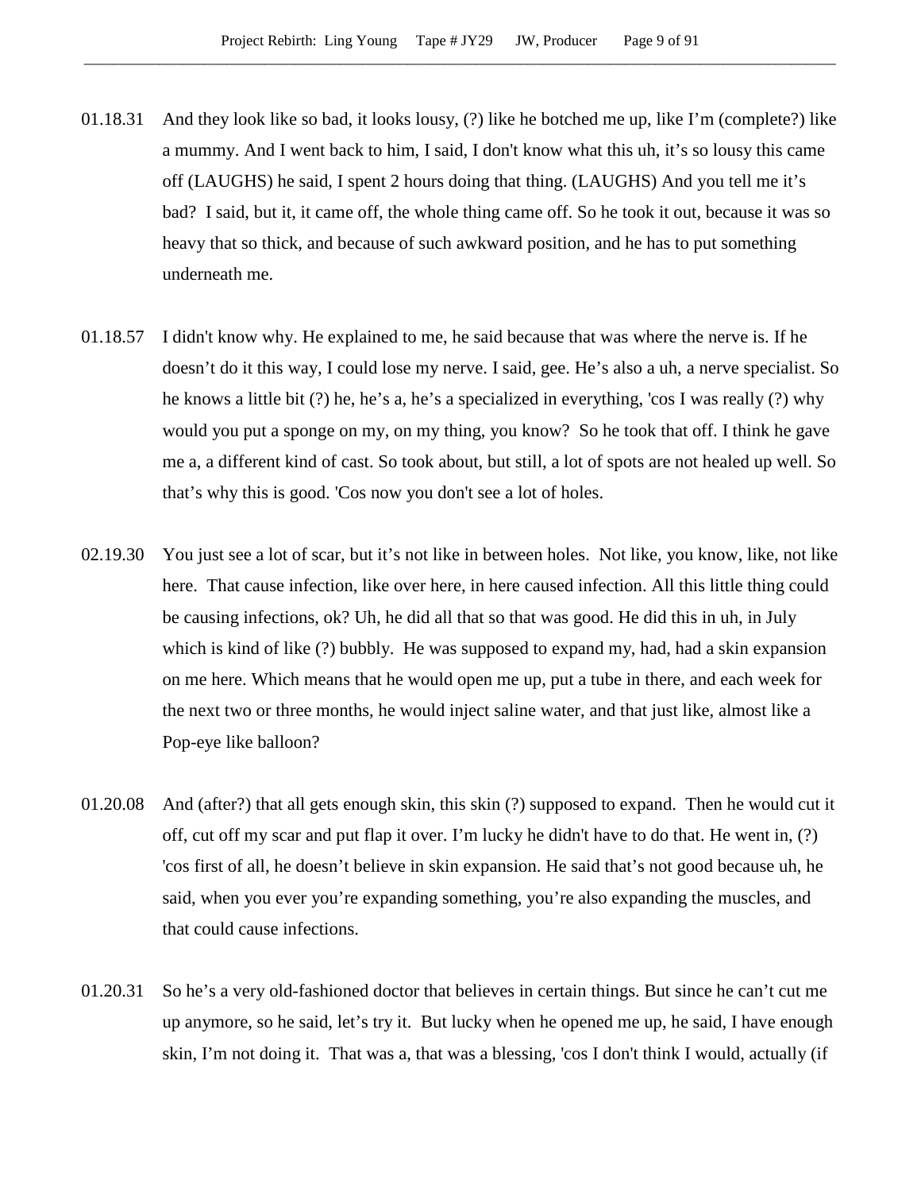01.18.31 And they look like so bad, it looks lousy, (?) like he botched me up, like I'm (complete?) like a mummy. And I went back to him, I said, I don't know what this uh, it's so lousy this came off (LAUGHS) he said, I spent 2 hours doing that thing. (LAUGHS) And you tell me it's bad? I said, but it, it came off, the whole thing came off. So he took it out, because it was so heavy that so thick, and because of such awkward position, and he has to put something underneath me.

01.18.57 I didn't know why. He explained to me, he said because that was where the nerve is. If he doesn't do it this way, I could lose my nerve. I said, gee. He's also a uh, a nerve specialist. So he knows a little bit (?) he, he's a, he's a specialized in everything, 'cos I was really (?) why would you put a sponge on my, on my thing, you know? So he took that off. I think he gave me a, a different kind of cast. So took about, but still, a lot of spots are not healed up well. So that's why this is good. 'Cos now you don't see a lot of holes.

02.19.30 You just see a lot of scar, but it's not like in between holes. Not like, you know, like, not like here. That cause infection, like over here, in here caused infection. All this little thing could be causing infections, ok? Uh, he did all that so that was good. He did this in uh, in July which is kind of like (?) bubbly. He was supposed to expand my, had, had a skin expansion on me here. Which means that he would open me up, put a tube in there, and each week for the next two or three months, he would inject saline water, and that just like, almost like a Pop-eye like balloon?

01.20.08 And (after?) that all gets enough skin, this skin (?) supposed to expand. Then he would cut it off, cut off my scar and put flap it over. I'm lucky he didn't have to do that. He went in, (?) 'cos first of all, he doesn't believe in skin expansion. He said that's not good because uh, he said, when you ever you're expanding something, you're also expanding the muscles, and that could cause infections.

01.20.31 So he's a very old-fashioned doctor that believes in certain things. But since he can't cut me up anymore, so he said, let's try it. But lucky when he opened me up, he said, I have enough skin, I'm not doing it. That was a, that was a blessing, 'cos I don't think I would, actually (if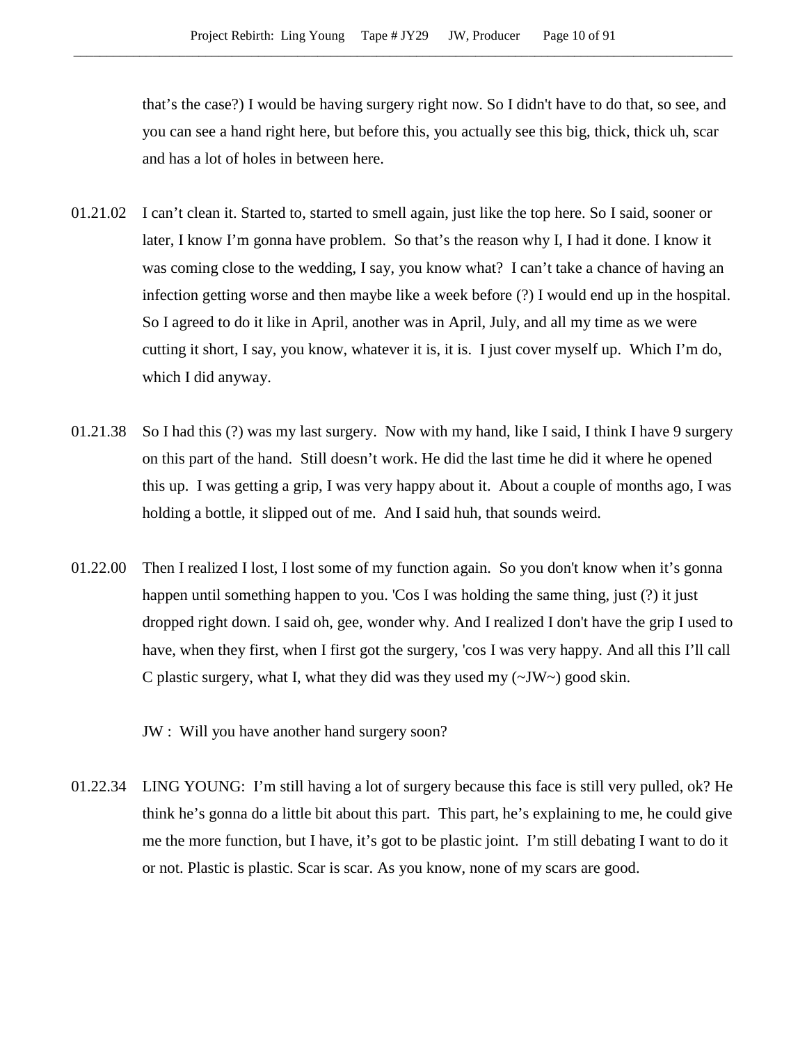that's the case?) I would be having surgery right now. So I didn't have to do that, so see, and you can see a hand right here, but before this, you actually see this big, thick, thick uh, scar and has a lot of holes in between here.

01.21.02 I can't clean it. Started to, started to smell again, just like the top here. So I said, sooner or later, I know I'm gonna have problem. So that's the reason why I, I had it done. I know it was coming close to the wedding, I say, you know what? I can't take a chance of having an infection getting worse and then maybe like a week before (?) I would end up in the hospital. So I agreed to do it like in April, another was in April, July, and all my time as we were cutting it short, I say, you know, whatever it is, it is. I just cover myself up. Which I'm do, which I did anyway.

01.21.38 So I had this (?) was my last surgery. Now with my hand, like I said, I think I have 9 surgery on this part of the hand. Still doesn't work. He did the last time he did it where he opened this up. I was getting a grip, I was very happy about it. About a couple of months ago, I was holding a bottle, it slipped out of me. And I said huh, that sounds weird.

01.22.00 Then I realized I lost, I lost some of my function again. So you don't know when it's gonna happen until something happen to you. 'Cos I was holding the same thing, just (?) it just dropped right down. I said oh, gee, wonder why. And I realized I don't have the grip I used to have, when they first, when I first got the surgery, 'cos I was very happy. And all this I'll call C plastic surgery, what I, what they did was they used my (~JW~) good skin.

JW : Will you have another hand surgery soon?

01.22.34 LING YOUNG: I'm still having a lot of surgery because this face is still very pulled, ok? He think he's gonna do a little bit about this part. This part, he's explaining to me, he could give me the more function, but I have, it's got to be plastic joint. I'm still debating I want to do it or not. Plastic is plastic. Scar is scar. As you know, none of my scars are good.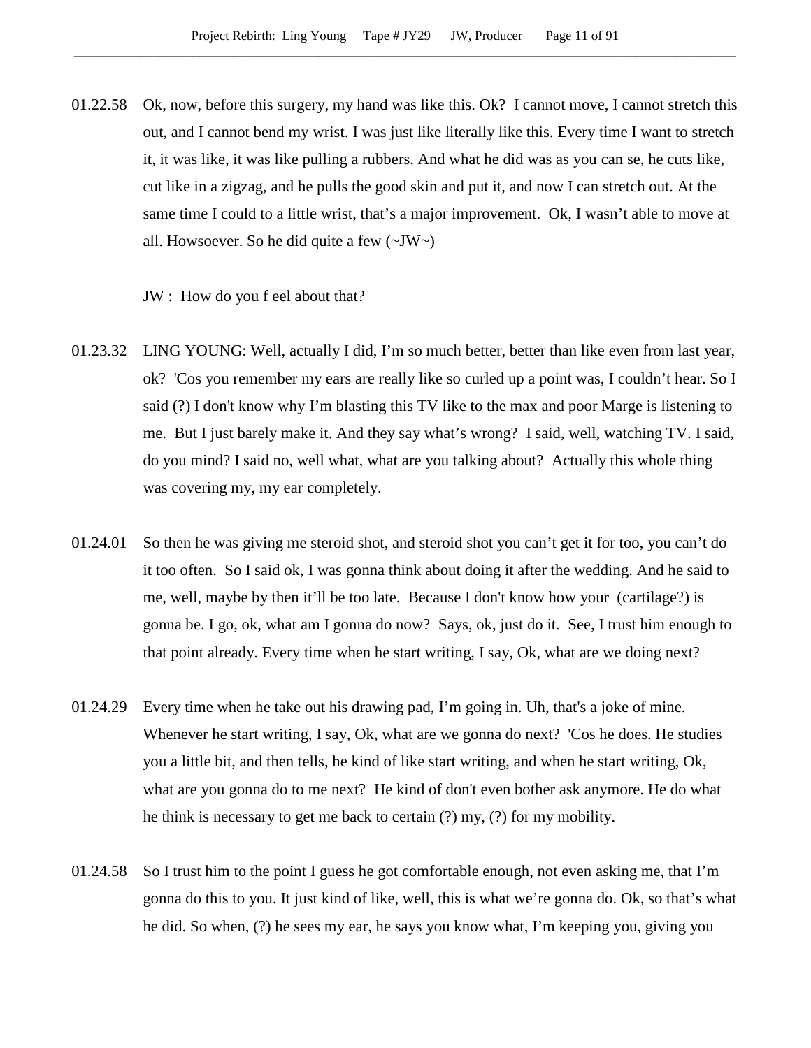01.22.58 Ok, now, before this surgery, my hand was like this. Ok? I cannot move, I cannot stretch this out, and I cannot bend my wrist. I was just like literally like this. Every time I want to stretch it, it was like, it was like pulling a rubbers. And what he did was as you can se, he cuts like, cut like in a zigzag, and he pulls the good skin and put it, and now I can stretch out. At the same time I could to a little wrist, that's a major improvement. Ok, I wasn't able to move at all. Howsoever. So he did quite a few (~JW~)

JW : How do you f eel about that?

01.23.32 LING YOUNG: Well, actually I did, I'm so much better, better than like even from last year, ok? 'Cos you remember my ears are really like so curled up a point was, I couldn't hear. So I said (?) I don't know why I'm blasting this TV like to the max and poor Marge is listening to me. But I just barely make it. And they say what's wrong? I said, well, watching TV. I said, do you mind? I said no, well what, what are you talking about? Actually this whole thing was covering my, my ear completely.

01.24.01 So then he was giving me steroid shot, and steroid shot you can't get it for too, you can't do it too often. So I said ok, I was gonna think about doing it after the wedding. And he said to me, well, maybe by then it'll be too late. Because I don't know how your (cartilage?) is gonna be. I go, ok, what am I gonna do now? Says, ok, just do it. See, I trust him enough to that point already. Every time when he start writing, I say, Ok, what are we doing next?

01.24.29 Every time when he take out his drawing pad, I'm going in. Uh, that's a joke of mine. Whenever he start writing, I say, Ok, what are we gonna do next? 'Cos he does. He studies you a little bit, and then tells, he kind of like start writing, and when he start writing, Ok, what are you gonna do to me next? He kind of don't even bother ask anymore. He do what he think is necessary to get me back to certain (?) my, (?) for my mobility.

01.24.58 So I trust him to the point I guess he got comfortable enough, not even asking me, that I'm gonna do this to you. It just kind of like, well, this is what we're gonna do. Ok, so that's what he did. So when, (?) he sees my ear, he says you know what, I'm keeping you, giving you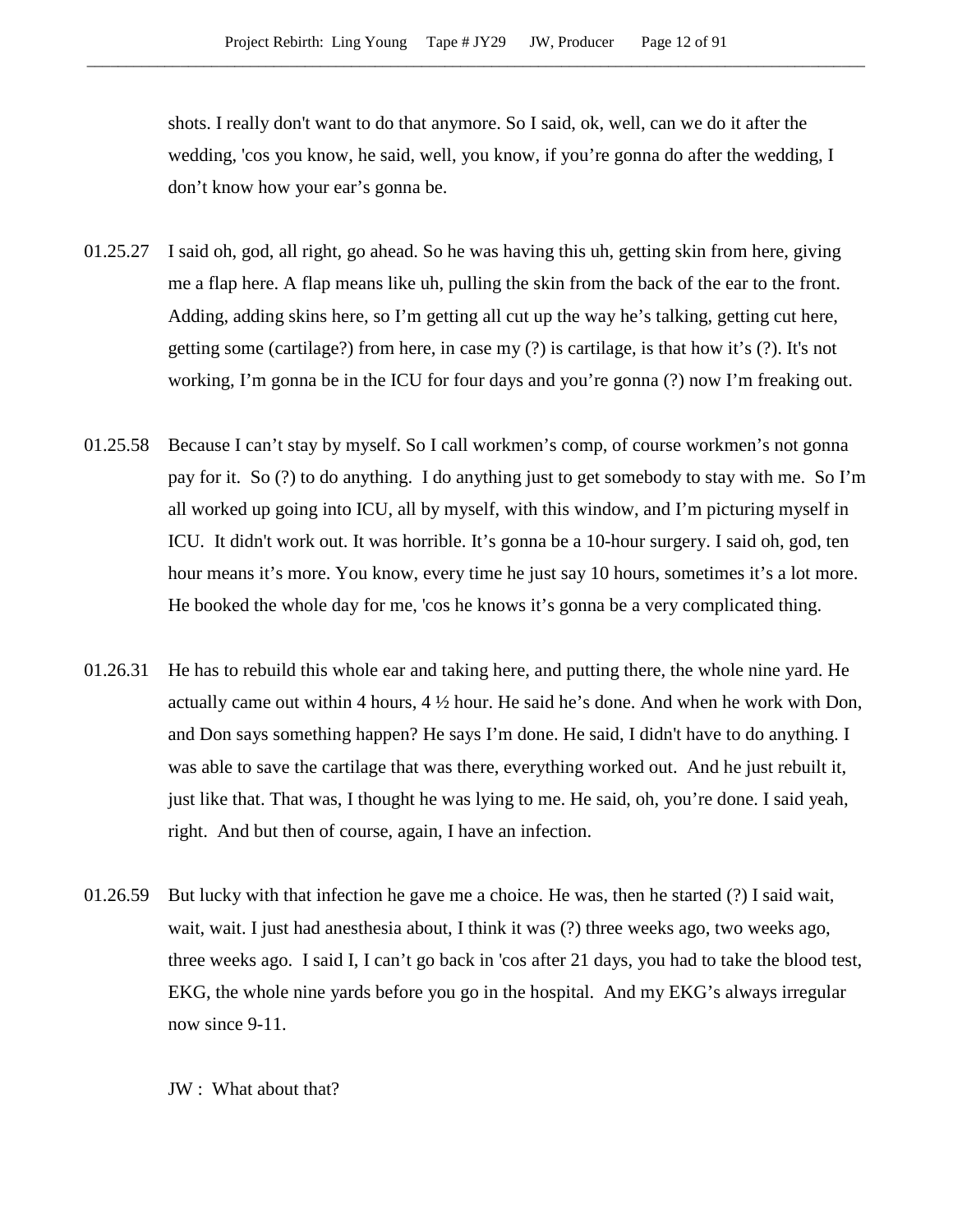shots. I really don't want to do that anymore. So I said, ok, well, can we do it after the wedding, 'cos you know, he said, well, you know, if you're gonna do after the wedding, I don't know how your ear's gonna be.

01.25.27 I said oh, god, all right, go ahead. So he was having this uh, getting skin from here, giving me a flap here. A flap means like uh, pulling the skin from the back of the ear to the front. Adding, adding skins here, so I'm getting all cut up the way he's talking, getting cut here, getting some (cartilage?) from here, in case my (?) is cartilage, is that how it's (?). It's not working, I'm gonna be in the ICU for four days and you're gonna (?) now I'm freaking out.

01.25.58 Because I can't stay by myself. So I call workmen's comp, of course workmen's not gonna pay for it. So (?) to do anything. I do anything just to get somebody to stay with me. So I'm all worked up going into ICU, all by myself, with this window, and I'm picturing myself in ICU. It didn't work out. It was horrible. It's gonna be a 10-hour surgery. I said oh, god, ten hour means it's more. You know, every time he just say 10 hours, sometimes it's a lot more. He booked the whole day for me, 'cos he knows it's gonna be a very complicated thing.

01.26.31 He has to rebuild this whole ear and taking here, and putting there, the whole nine yard. He actually came out within 4 hours, 4 ½ hour. He said he's done. And when he work with Don, and Don says something happen? He says I'm done. He said, I didn't have to do anything. I was able to save the cartilage that was there, everything worked out. And he just rebuilt it, just like that. That was, I thought he was lying to me. He said, oh, you're done. I said yeah, right. And but then of course, again, I have an infection.

01.26.59 But lucky with that infection he gave me a choice. He was, then he started (?) I said wait, wait, wait. I just had anesthesia about, I think it was (?) three weeks ago, two weeks ago, three weeks ago. I said I, I can't go back in 'cos after 21 days, you had to take the blood test, EKG, the whole nine yards before you go in the hospital. And my EKG's always irregular now since 9-11.

JW : What about that?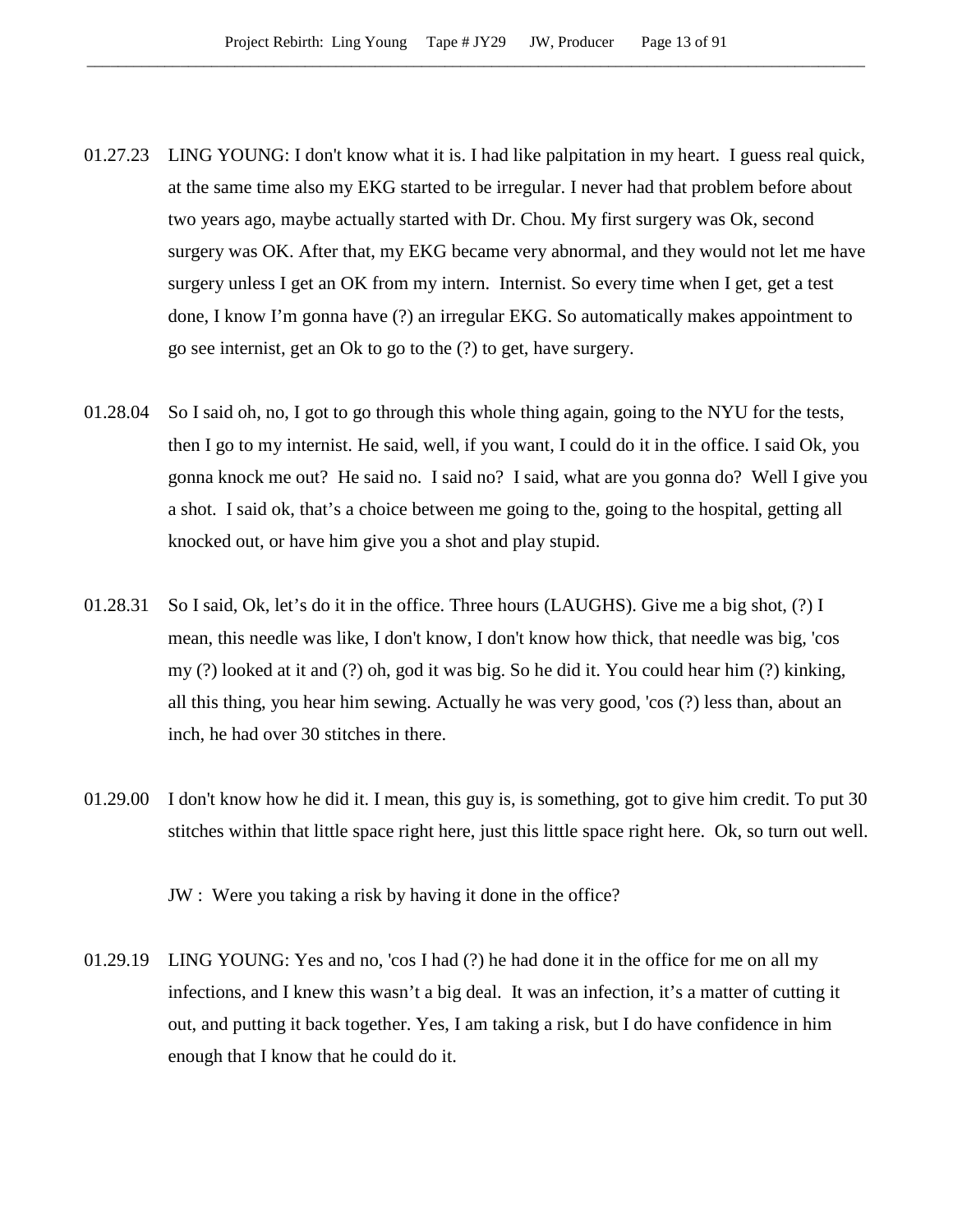01.27.23 LING YOUNG: I don't know what it is. I had like palpitation in my heart. I guess real quick, at the same time also my EKG started to be irregular. I never had that problem before about two years ago, maybe actually started with Dr. Chou. My first surgery was Ok, second surgery was OK. After that, my EKG became very abnormal, and they would not let me have surgery unless I get an OK from my intern. Internist. So every time when I get, get a test done, I know I'm gonna have (?) an irregular EKG. So automatically makes appointment to go see internist, get an Ok to go to the (?) to get, have surgery.

01.28.04 So I said oh, no, I got to go through this whole thing again, going to the NYU for the tests, then I go to my internist. He said, well, if you want, I could do it in the office. I said Ok, you gonna knock me out? He said no. I said no? I said, what are you gonna do? Well I give you a shot. I said ok, that's a choice between me going to the, going to the hospital, getting all knocked out, or have him give you a shot and play stupid.

01.28.31 So I said, Ok, let's do it in the office. Three hours (LAUGHS). Give me a big shot, (?) I mean, this needle was like, I don't know, I don't know how thick, that needle was big, 'cos my (?) looked at it and (?) oh, god it was big. So he did it. You could hear him (?) kinking, all this thing, you hear him sewing. Actually he was very good, 'cos (?) less than, about an inch, he had over 30 stitches in there.

01.29.00 I don't know how he did it. I mean, this guy is, is something, got to give him credit. To put 30 stitches within that little space right here, just this little space right here. Ok, so turn out well.

JW : Were you taking a risk by having it done in the office?

01.29.19 LING YOUNG: Yes and no, 'cos I had (?) he had done it in the office for me on all my infections, and I knew this wasn't a big deal. It was an infection, it's a matter of cutting it out, and putting it back together. Yes, I am taking a risk, but I do have confidence in him enough that I know that he could do it.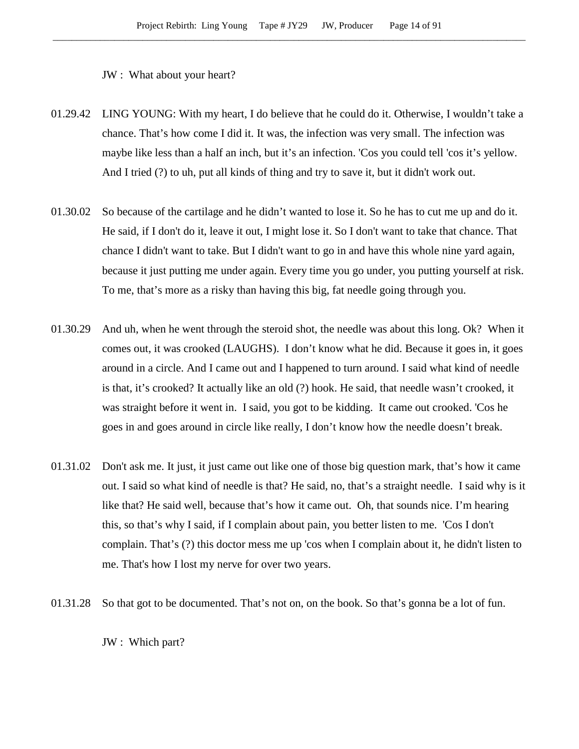JW : What about your heart?

01.29.42 LING YOUNG: With my heart, I do believe that he could do it. Otherwise, I wouldn't take a chance. That's how come I did it. It was, the infection was very small. The infection was maybe like less than a half an inch, but it's an infection. 'Cos you could tell 'cos it's yellow. And I tried (?) to uh, put all kinds of thing and try to save it, but it didn't work out.

01.30.02 So because of the cartilage and he didn't wanted to lose it. So he has to cut me up and do it. He said, if I don't do it, leave it out, I might lose it. So I don't want to take that chance. That chance I didn't want to take. But I didn't want to go in and have this whole nine yard again, because it just putting me under again. Every time you go under, you putting yourself at risk. To me, that's more as a risky than having this big, fat needle going through you.

01.30.29 And uh, when he went through the steroid shot, the needle was about this long. Ok? When it comes out, it was crooked (LAUGHS). I don't know what he did. Because it goes in, it goes around in a circle. And I came out and I happened to turn around. I said what kind of needle is that, it's crooked? It actually like an old (?) hook. He said, that needle wasn't crooked, it was straight before it went in. I said, you got to be kidding. It came out crooked. 'Cos he goes in and goes around in circle like really, I don't know how the needle doesn't break.

01.31.02 Don't ask me. It just, it just came out like one of those big question mark, that's how it came out. I said so what kind of needle is that? He said, no, that's a straight needle. I said why is it like that? He said well, because that's how it came out. Oh, that sounds nice. I'm hearing this, so that's why I said, if I complain about pain, you better listen to me. 'Cos I don't complain. That's (?) this doctor mess me up 'cos when I complain about it, he didn't listen to me. That's how I lost my nerve for over two years.

01.31.28 So that got to be documented. That's not on, on the book. So that's gonna be a lot of fun.

JW : Which part?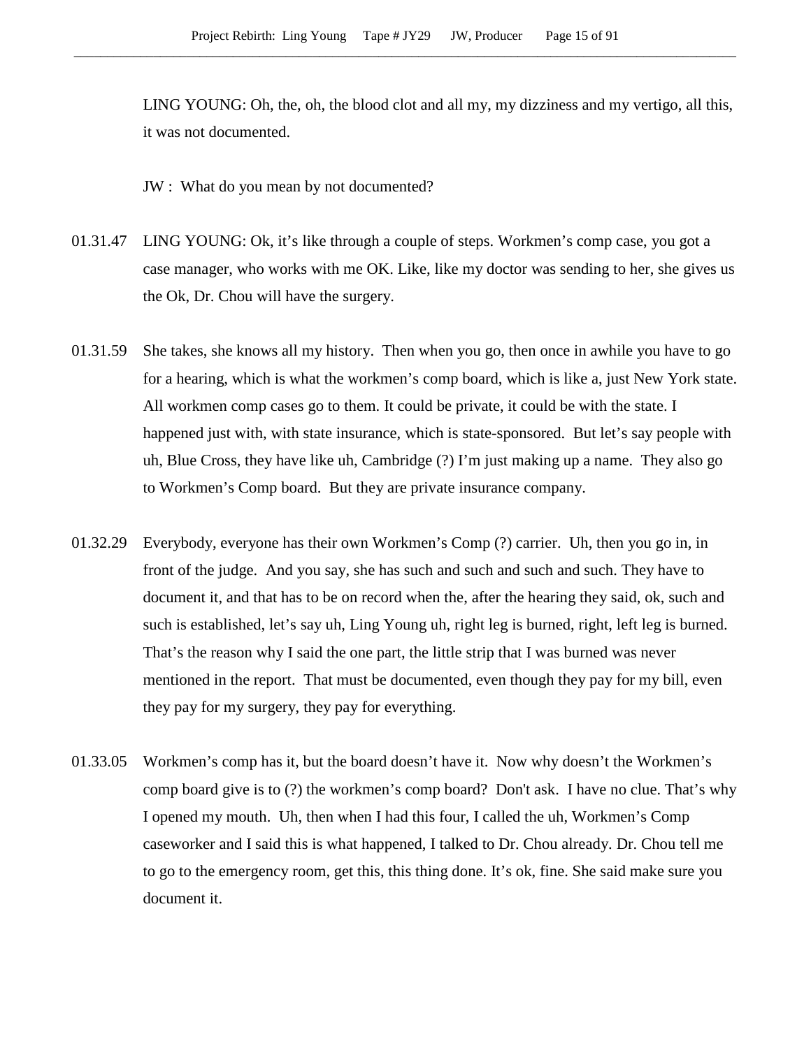LING YOUNG: Oh, the, oh, the blood clot and all my, my dizziness and my vertigo, all this, it was not documented.

JW : What do you mean by not documented?

01.31.47 LING YOUNG: Ok, it's like through a couple of steps. Workmen's comp case, you got a case manager, who works with me OK. Like, like my doctor was sending to her, she gives us the Ok, Dr. Chou will have the surgery.

01.31.59 She takes, she knows all my history. Then when you go, then once in awhile you have to go for a hearing, which is what the workmen's comp board, which is like a, just New York state. All workmen comp cases go to them. It could be private, it could be with the state. I happened just with, with state insurance, which is state-sponsored. But let's say people with uh, Blue Cross, they have like uh, Cambridge (?) I'm just making up a name. They also go to Workmen's Comp board. But they are private insurance company.

01.32.29 Everybody, everyone has their own Workmen's Comp (?) carrier. Uh, then you go in, in front of the judge. And you say, she has such and such and such and such. They have to document it, and that has to be on record when the, after the hearing they said, ok, such and such is established, let's say uh, Ling Young uh, right leg is burned, right, left leg is burned. That's the reason why I said the one part, the little strip that I was burned was never mentioned in the report. That must be documented, even though they pay for my bill, even they pay for my surgery, they pay for everything.

01.33.05 Workmen's comp has it, but the board doesn't have it. Now why doesn't the Workmen's comp board give is to (?) the workmen's comp board? Don't ask. I have no clue. That's why I opened my mouth. Uh, then when I had this four, I called the uh, Workmen's Comp caseworker and I said this is what happened, I talked to Dr. Chou already. Dr. Chou tell me to go to the emergency room, get this, this thing done. It's ok, fine. She said make sure you document it.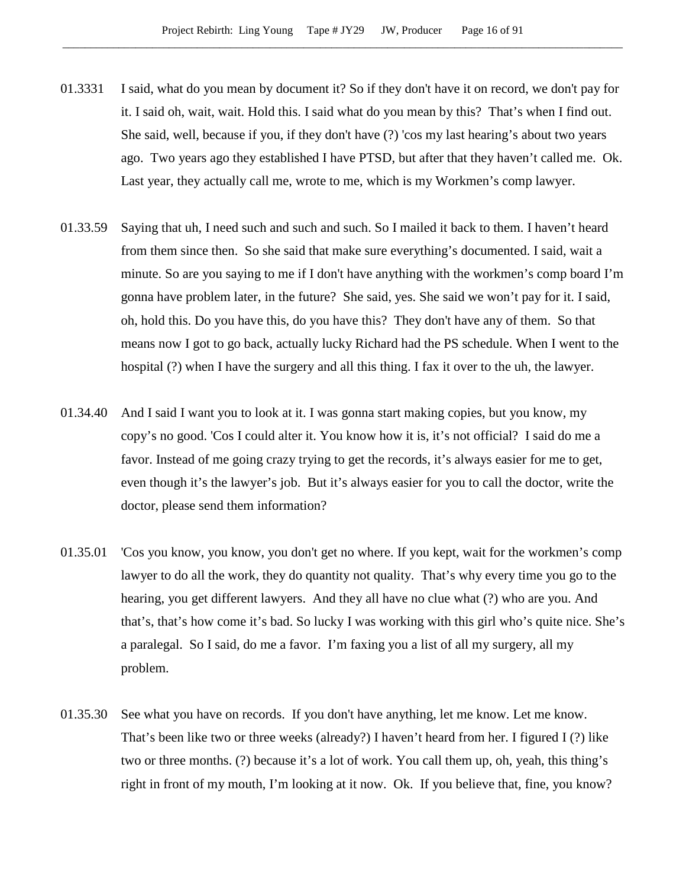01.3331 I said, what do you mean by document it? So if they don't have it on record, we don't pay for it. I said oh, wait, wait. Hold this. I said what do you mean by this? That's when I find out. She said, well, because if you, if they don't have (?) 'cos my last hearing's about two years ago. Two years ago they established I have PTSD, but after that they haven't called me. Ok. Last year, they actually call me, wrote to me, which is my Workmen's comp lawyer.

01.33.59 Saying that uh, I need such and such and such. So I mailed it back to them. I haven't heard from them since then. So she said that make sure everything's documented. I said, wait a minute. So are you saying to me if I don't have anything with the workmen's comp board I'm gonna have problem later, in the future? She said, yes. She said we won't pay for it. I said, oh, hold this. Do you have this, do you have this? They don't have any of them. So that means now I got to go back, actually lucky Richard had the PS schedule. When I went to the hospital (?) when I have the surgery and all this thing. I fax it over to the uh, the lawyer.

01.34.40 And I said I want you to look at it. I was gonna start making copies, but you know, my copy's no good. 'Cos I could alter it. You know how it is, it's not official? I said do me a favor. Instead of me going crazy trying to get the records, it's always easier for me to get, even though it's the lawyer's job. But it's always easier for you to call the doctor, write the doctor, please send them information?

01.35.01 'Cos you know, you know, you don't get no where. If you kept, wait for the workmen's comp lawyer to do all the work, they do quantity not quality. That's why every time you go to the hearing, you get different lawyers. And they all have no clue what (?) who are you. And that's, that's how come it's bad. So lucky I was working with this girl who's quite nice. She's a paralegal. So I said, do me a favor. I'm faxing you a list of all my surgery, all my problem.

01.35.30 See what you have on records. If you don't have anything, let me know. Let me know. That's been like two or three weeks (already?) I haven't heard from her. I figured I (?) like two or three months. (?) because it's a lot of work. You call them up, oh, yeah, this thing's right in front of my mouth, I'm looking at it now. Ok. If you believe that, fine, you know?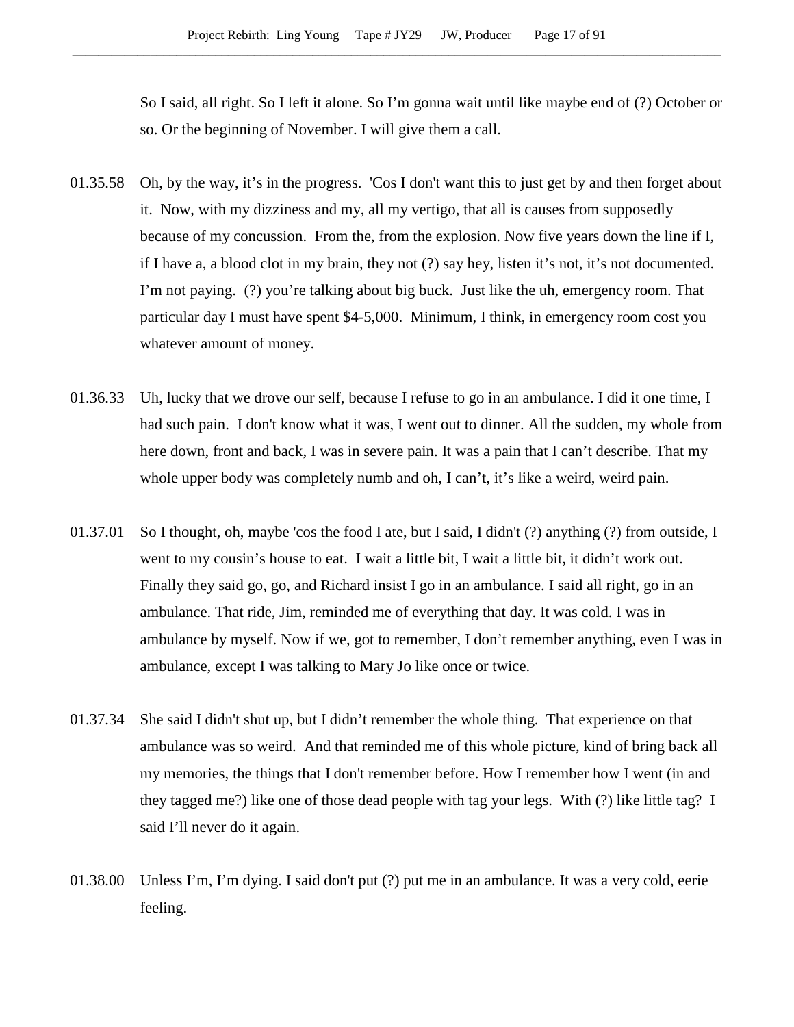So I said, all right. So I left it alone. So I'm gonna wait until like maybe end of (?) October or so. Or the beginning of November. I will give them a call.

01.35.58 Oh, by the way, it's in the progress. 'Cos I don't want this to just get by and then forget about it. Now, with my dizziness and my, all my vertigo, that all is causes from supposedly because of my concussion. From the, from the explosion. Now five years down the line if I, if I have a, a blood clot in my brain, they not (?) say hey, listen it's not, it's not documented. I'm not paying. (?) you're talking about big buck. Just like the uh, emergency room. That particular day I must have spent $4-5,000. Minimum, I think, in emergency room cost you whatever amount of money.

01.36.33 Uh, lucky that we drove our self, because I refuse to go in an ambulance. I did it one time, I had such pain. I don't know what it was, I went out to dinner. All the sudden, my whole from here down, front and back, I was in severe pain. It was a pain that I can't describe. That my whole upper body was completely numb and oh, I can't, it's like a weird, weird pain.

01.37.01 So I thought, oh, maybe 'cos the food I ate, but I said, I didn't (?) anything (?) from outside, I went to my cousin's house to eat. I wait a little bit, I wait a little bit, it didn't work out. Finally they said go, go, and Richard insist I go in an ambulance. I said all right, go in an ambulance. That ride, Jim, reminded me of everything that day. It was cold. I was in ambulance by myself. Now if we, got to remember, I don't remember anything, even I was in ambulance, except I was talking to Mary Jo like once or twice.

01.37.34 She said I didn't shut up, but I didn't remember the whole thing. That experience on that ambulance was so weird. And that reminded me of this whole picture, kind of bring back all my memories, the things that I don't remember before. How I remember how I went (in and they tagged me?) like one of those dead people with tag your legs. With (?) like little tag? I said I'll never do it again.

01.38.00 Unless I'm, I'm dying. I said don't put (?) put me in an ambulance. It was a very cold, eerie feeling.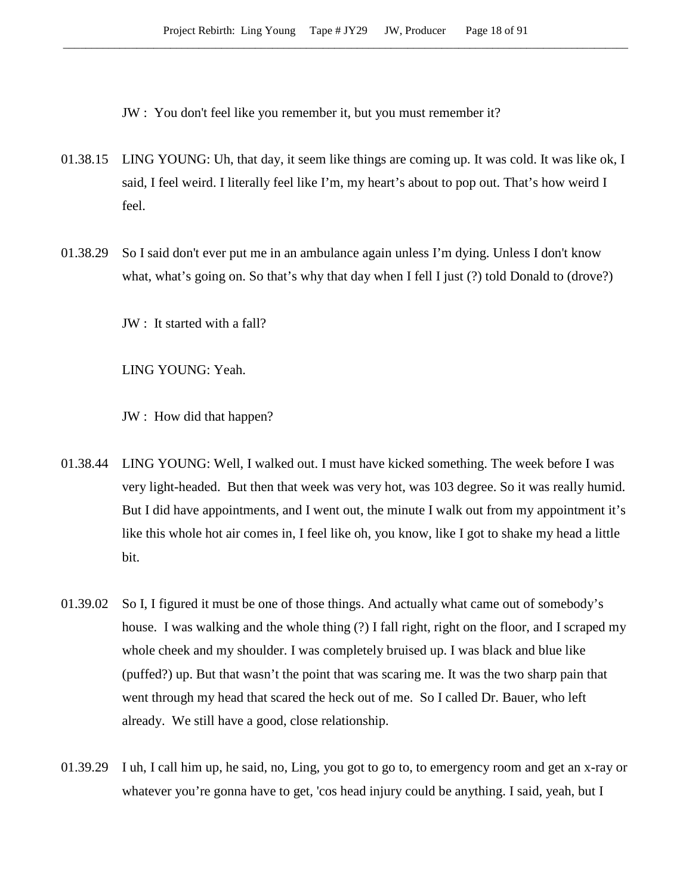JW : You don't feel like you remember it, but you must remember it?

01.38.15 LING YOUNG: Uh, that day, it seem like things are coming up. It was cold. It was like ok, I said, I feel weird. I literally feel like I'm, my heart's about to pop out. That's how weird I feel.

01.38.29 So I said don't ever put me in an ambulance again unless I'm dying. Unless I don't know what, what's going on. So that's why that day when I fell I just (?) told Donald to (drove?)

JW : It started with a fall?

LING YOUNG: Yeah.

JW : How did that happen?

01.38.44 LING YOUNG: Well, I walked out. I must have kicked something. The week before I was very light-headed. But then that week was very hot, was 103 degree. So it was really humid. But I did have appointments, and I went out, the minute I walk out from my appointment it's like this whole hot air comes in, I feel like oh, you know, like I got to shake my head a little bit.

01.39.02 So I, I figured it must be one of those things. And actually what came out of somebody's house. I was walking and the whole thing (?) I fall right, right on the floor, and I scraped my whole cheek and my shoulder. I was completely bruised up. I was black and blue like (puffed?) up. But that wasn't the point that was scaring me. It was the two sharp pain that went through my head that scared the heck out of me. So I called Dr. Bauer, who left already. We still have a good, close relationship.

01.39.29 I uh, I call him up, he said, no, Ling, you got to go to, to emergency room and get an x-ray or whatever you're gonna have to get, 'cos head injury could be anything. I said, yeah, but I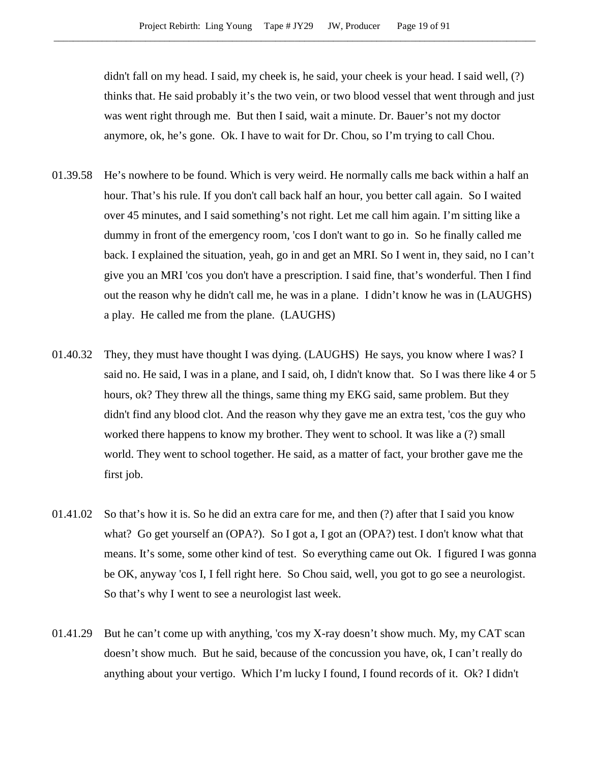didn't fall on my head. I said, my cheek is, he said, your cheek is your head. I said well, (?) thinks that. He said probably it’s the two vein, or two blood vessel that went through and just was went right through me. But then I said, wait a minute. Dr. Bauer’s not my doctor anymore, ok, he’s gone. Ok. I have to wait for Dr. Chou, so I’m trying to call Chou.

01.39.58 He’s nowhere to be found. Which is very weird. He normally calls me back within a half an hour. That’s his rule. If you don't call back half an hour, you better call again. So I waited over 45 minutes, and I said something’s not right. Let me call him again. I’m sitting like a dummy in front of the emergency room, 'cos I don't want to go in. So he finally called me back. I explained the situation, yeah, go in and get an MRI. So I went in, they said, no I can’t give you an MRI 'cos you don't have a prescription. I said fine, that’s wonderful. Then I find out the reason why he didn't call me, he was in a plane. I didn’t know he was in (LAUGHS) a play. He called me from the plane. (LAUGHS)

01.40.32 They, they must have thought I was dying. (LAUGHS) He says, you know where I was? I said no. He said, I was in a plane, and I said, oh, I didn't know that. So I was there like 4 or 5 hours, ok? They threw all the things, same thing my EKG said, same problem. But they didn't find any blood clot. And the reason why they gave me an extra test, 'cos the guy who worked there happens to know my brother. They went to school. It was like a (?) small world. They went to school together. He said, as a matter of fact, your brother gave me the first job.

01.41.02 So that’s how it is. So he did an extra care for me, and then (?) after that I said you know what? Go get yourself an (OPA?). So I got a, I got an (OPA?) test. I don't know what that means. It’s some, some other kind of test. So everything came out Ok. I figured I was gonna be OK, anyway 'cos I, I fell right here. So Chou said, well, you got to go see a neurologist. So that’s why I went to see a neurologist last week.

01.41.29 But he can’t come up with anything, 'cos my X-ray doesn’t show much. My, my CAT scan doesn’t show much. But he said, because of the concussion you have, ok, I can’t really do anything about your vertigo. Which I’m lucky I found, I found records of it. Ok? I didn't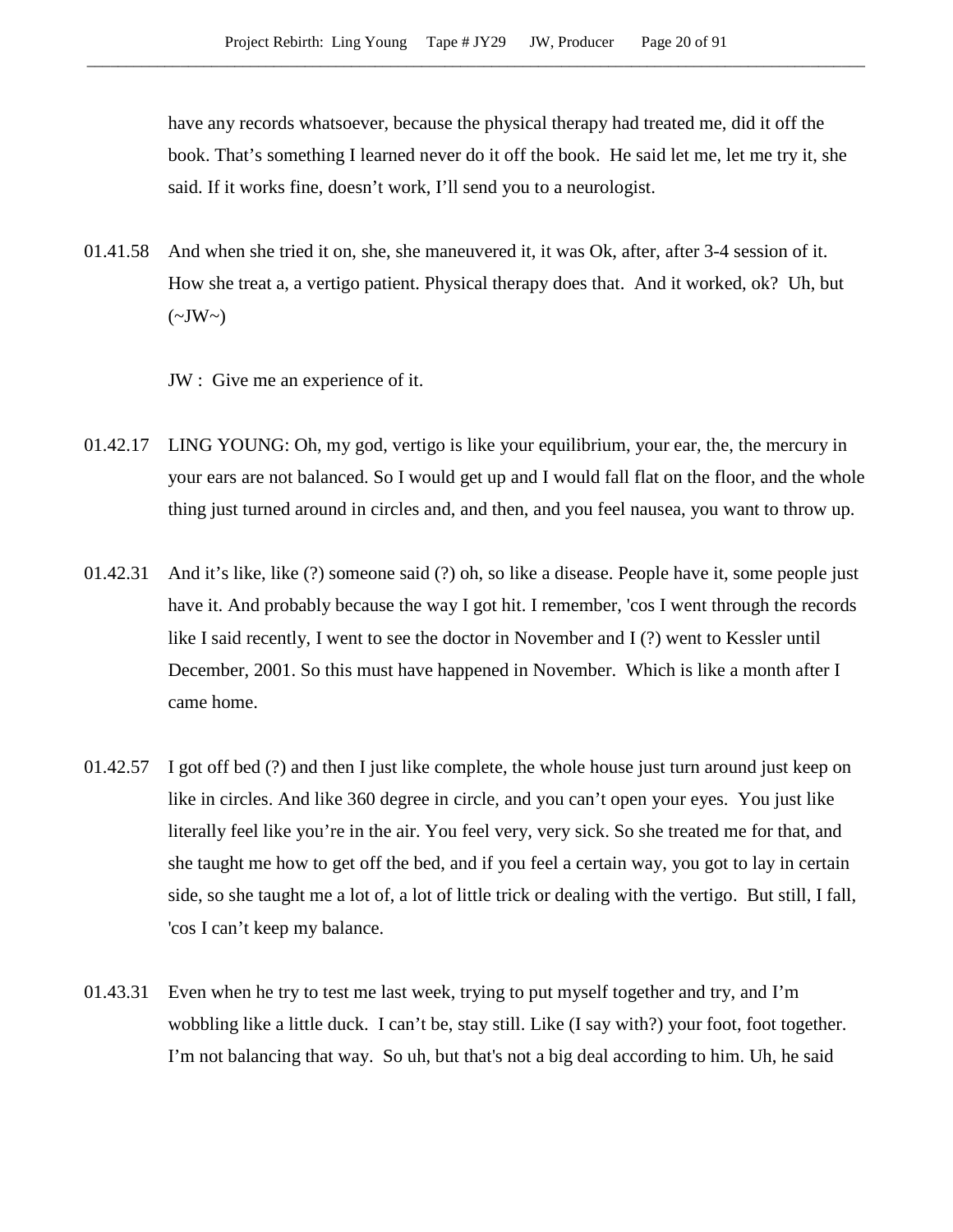have any records whatsoever, because the physical therapy had treated me, did it off the book. That's something I learned never do it off the book. He said let me, let me try it, she said. If it works fine, doesn't work, I'll send you to a neurologist.

01.41.58 And when she tried it on, she, she maneuvered it, it was Ok, after, after 3-4 session of it. How she treat a, a vertigo patient. Physical therapy does that. And it worked, ok? Uh, but (~JW~)

JW : Give me an experience of it.

01.42.17 LING YOUNG: Oh, my god, vertigo is like your equilibrium, your ear, the, the mercury in your ears are not balanced. So I would get up and I would fall flat on the floor, and the whole thing just turned around in circles and, and then, and you feel nausea, you want to throw up.

01.42.31 And it's like, like (?) someone said (?) oh, so like a disease. People have it, some people just have it. And probably because the way I got hit. I remember, 'cos I went through the records like I said recently, I went to see the doctor in November and I (?) went to Kessler until December, 2001. So this must have happened in November. Which is like a month after I came home.

01.42.57 I got off bed (?) and then I just like complete, the whole house just turn around just keep on like in circles. And like 360 degree in circle, and you can't open your eyes. You just like literally feel like you're in the air. You feel very, very sick. So she treated me for that, and she taught me how to get off the bed, and if you feel a certain way, you got to lay in certain side, so she taught me a lot of, a lot of little trick or dealing with the vertigo. But still, I fall, 'cos I can't keep my balance.

01.43.31 Even when he try to test me last week, trying to put myself together and try, and I'm wobbling like a little duck. I can't be, stay still. Like (I say with?) your foot, foot together. I'm not balancing that way. So uh, but that's not a big deal according to him. Uh, he said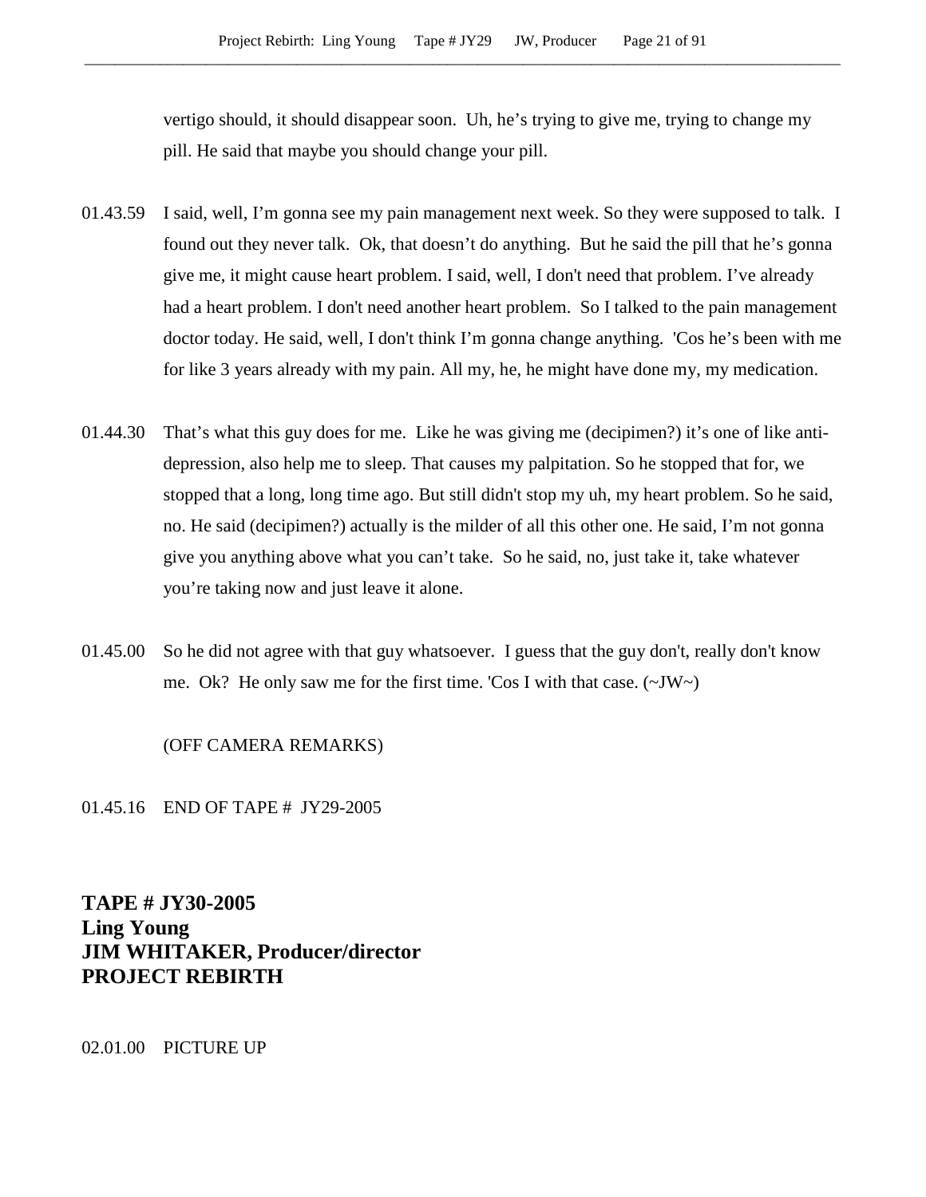vertigo should, it should disappear soon. Uh, he's trying to give me, trying to change my pill. He said that maybe you should change your pill.

01.43.59 I said, well, I'm gonna see my pain management next week. So they were supposed to talk. I found out they never talk. Ok, that doesn't do anything. But he said the pill that he's gonna give me, it might cause heart problem. I said, well, I don't need that problem. I've already had a heart problem. I don't need another heart problem. So I talked to the pain management doctor today. He said, well, I don't think I'm gonna change anything. 'Cos he's been with me for like 3 years already with my pain. All my, he, he might have done my, my medication.

01.44.30 That's what this guy does for me. Like he was giving me (decipimen?) it's one of like anti-depression, also help me to sleep. That causes my palpitation. So he stopped that for, we stopped that a long, long time ago. But still didn't stop my uh, my heart problem. So he said, no. He said (decipimen?) actually is the milder of all this other one. He said, I'm not gonna give you anything above what you can't take. So he said, no, just take it, take whatever you're taking now and just leave it alone.

01.45.00 So he did not agree with that guy whatsoever. I guess that the guy don't, really don't know me. Ok? He only saw me for the first time. 'Cos I with that case. (~JW~)

(OFF CAMERA REMARKS)

01.45.16 END OF TAPE # JY29-2005

**TAPE # JY30-2005**
**Ling Young**
**JIM WHITAKER, Producer/director**
**PROJECT REBIRTH**

02.01.00 PICTURE UP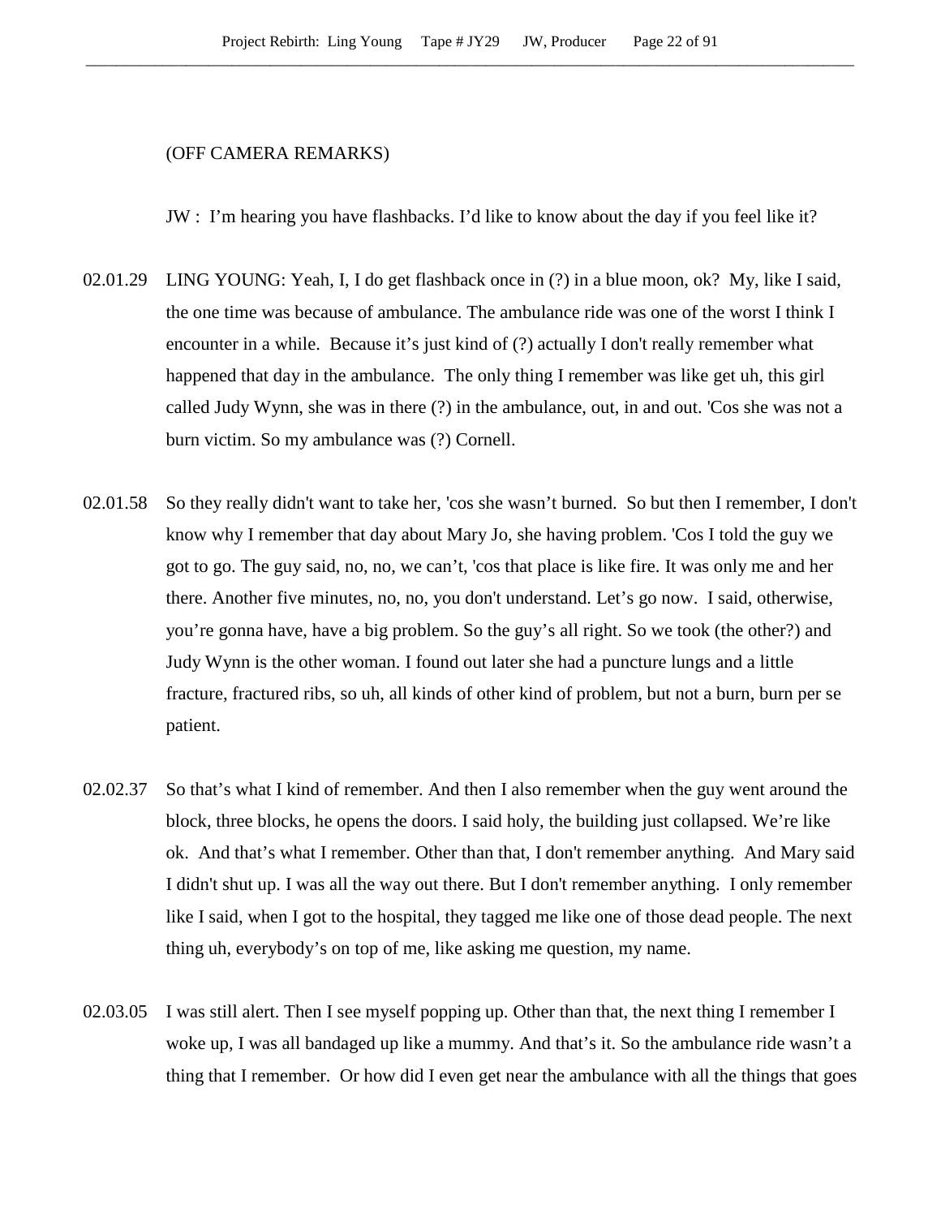(OFF CAMERA REMARKS)

JW : I'm hearing you have flashbacks. I'd like to know about the day if you feel like it?

02.01.29 LING YOUNG: Yeah, I, I do get flashback once in (?) in a blue moon, ok? My, like I said, the one time was because of ambulance. The ambulance ride was one of the worst I think I encounter in a while. Because it's just kind of (?) actually I don't really remember what happened that day in the ambulance. The only thing I remember was like get uh, this girl called Judy Wynn, she was in there (?) in the ambulance, out, in and out. 'Cos she was not a burn victim. So my ambulance was (?) Cornell.

02.01.58 So they really didn't want to take her, 'cos she wasn't burned. So but then I remember, I don't know why I remember that day about Mary Jo, she having problem. 'Cos I told the guy we got to go. The guy said, no, no, we can't, 'cos that place is like fire. It was only me and her there. Another five minutes, no, no, you don't understand. Let's go now. I said, otherwise, you're gonna have, have a big problem. So the guy's all right. So we took (the other?) and Judy Wynn is the other woman. I found out later she had a puncture lungs and a little fracture, fractured ribs, so uh, all kinds of other kind of problem, but not a burn, burn per se patient.

02.02.37 So that's what I kind of remember. And then I also remember when the guy went around the block, three blocks, he opens the doors. I said holy, the building just collapsed. We're like ok. And that's what I remember. Other than that, I don't remember anything. And Mary said I didn't shut up. I was all the way out there. But I don't remember anything. I only remember like I said, when I got to the hospital, they tagged me like one of those dead people. The next thing uh, everybody's on top of me, like asking me question, my name.

02.03.05 I was still alert. Then I see myself popping up. Other than that, the next thing I remember I woke up, I was all bandaged up like a mummy. And that's it. So the ambulance ride wasn't a thing that I remember. Or how did I even get near the ambulance with all the things that goes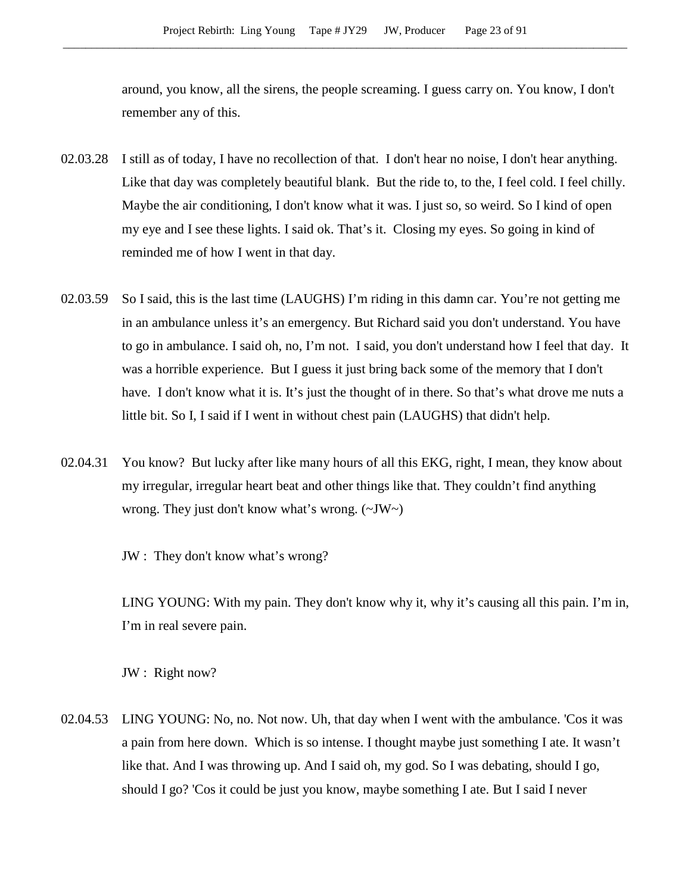around, you know, all the sirens, the people screaming. I guess carry on. You know, I don't remember any of this.

02.03.28 I still as of today, I have no recollection of that. I don't hear no noise, I don't hear anything. Like that day was completely beautiful blank. But the ride to, to the, I feel cold. I feel chilly. Maybe the air conditioning, I don't know what it was. I just so, so weird. So I kind of open my eye and I see these lights. I said ok. That's it. Closing my eyes. So going in kind of reminded me of how I went in that day.

02.03.59 So I said, this is the last time (LAUGHS) I'm riding in this damn car. You're not getting me in an ambulance unless it's an emergency. But Richard said you don't understand. You have to go in ambulance. I said oh, no, I'm not. I said, you don't understand how I feel that day. It was a horrible experience. But I guess it just bring back some of the memory that I don't have. I don't know what it is. It's just the thought of in there. So that's what drove me nuts a little bit. So I, I said if I went in without chest pain (LAUGHS) that didn't help.

02.04.31 You know? But lucky after like many hours of all this EKG, right, I mean, they know about my irregular, irregular heart beat and other things like that. They couldn't find anything wrong. They just don't know what's wrong. (~JW~)

JW : They don't know what's wrong?

LING YOUNG: With my pain. They don't know why it, why it's causing all this pain. I'm in, I'm in real severe pain.

JW : Right now?

02.04.53 LING YOUNG: No, no. Not now. Uh, that day when I went with the ambulance. 'Cos it was a pain from here down. Which is so intense. I thought maybe just something I ate. It wasn't like that. And I was throwing up. And I said oh, my god. So I was debating, should I go, should I go? 'Cos it could be just you know, maybe something I ate. But I said I never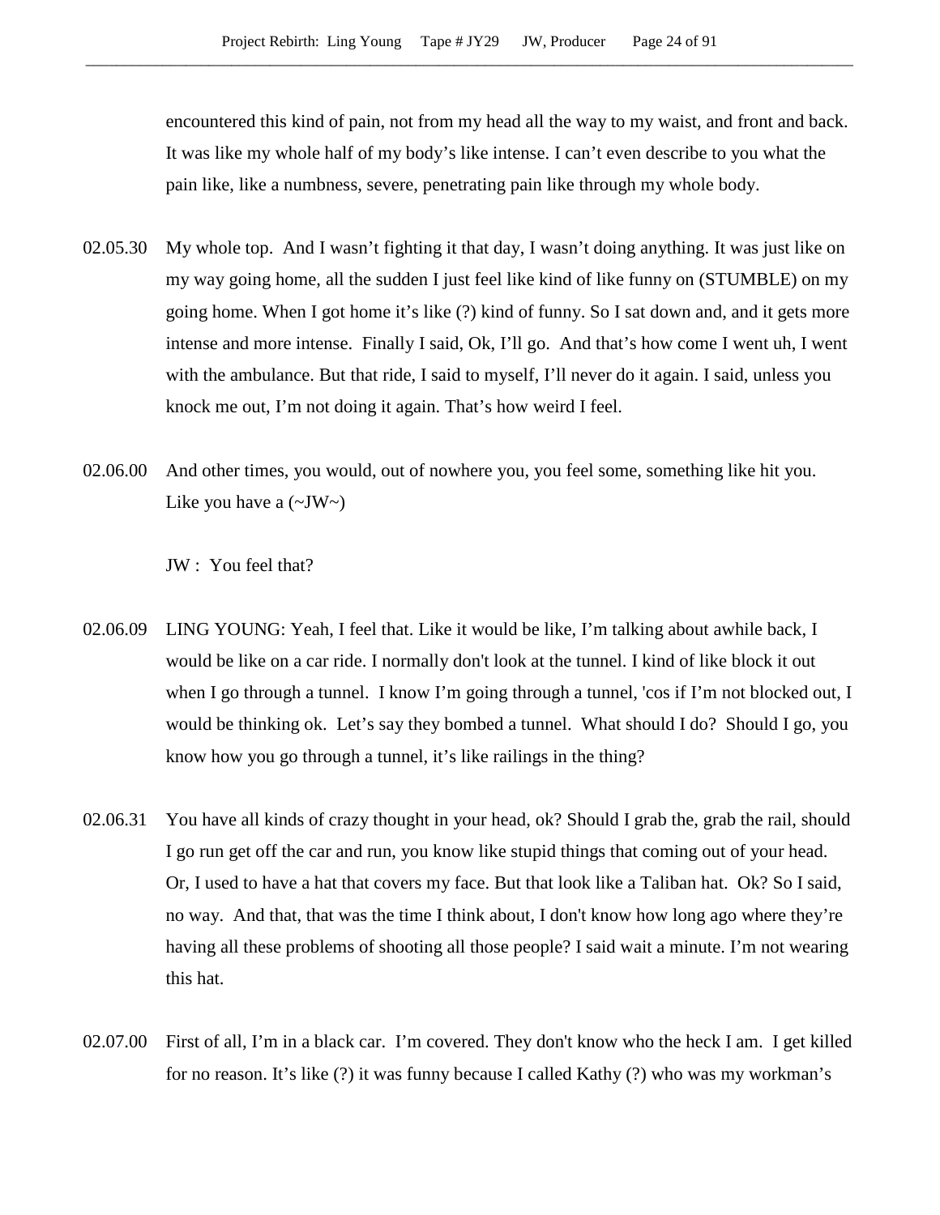encountered this kind of pain, not from my head all the way to my waist, and front and back. It was like my whole half of my body's like intense. I can't even describe to you what the pain like, like a numbness, severe, penetrating pain like through my whole body.

02.05.30 My whole top. And I wasn't fighting it that day, I wasn't doing anything. It was just like on my way going home, all the sudden I just feel like kind of like funny on (STUMBLE) on my going home. When I got home it's like (?) kind of funny. So I sat down and, and it gets more intense and more intense. Finally I said, Ok, I'll go. And that's how come I went uh, I went with the ambulance. But that ride, I said to myself, I'll never do it again. I said, unless you knock me out, I'm not doing it again. That's how weird I feel.

02.06.00 And other times, you would, out of nowhere you, you feel some, something like hit you. Like you have a (~JW~)

JW : You feel that?

02.06.09 LING YOUNG: Yeah, I feel that. Like it would be like, I'm talking about awhile back, I would be like on a car ride. I normally don't look at the tunnel. I kind of like block it out when I go through a tunnel. I know I'm going through a tunnel, 'cos if I'm not blocked out, I would be thinking ok. Let's say they bombed a tunnel. What should I do? Should I go, you know how you go through a tunnel, it's like railings in the thing?

02.06.31 You have all kinds of crazy thought in your head, ok? Should I grab the, grab the rail, should I go run get off the car and run, you know like stupid things that coming out of your head. Or, I used to have a hat that covers my face. But that look like a Taliban hat. Ok? So I said, no way. And that, that was the time I think about, I don't know how long ago where they're having all these problems of shooting all those people? I said wait a minute. I'm not wearing this hat.

02.07.00 First of all, I'm in a black car. I'm covered. They don't know who the heck I am. I get killed for no reason. It's like (?) it was funny because I called Kathy (?) who was my workman's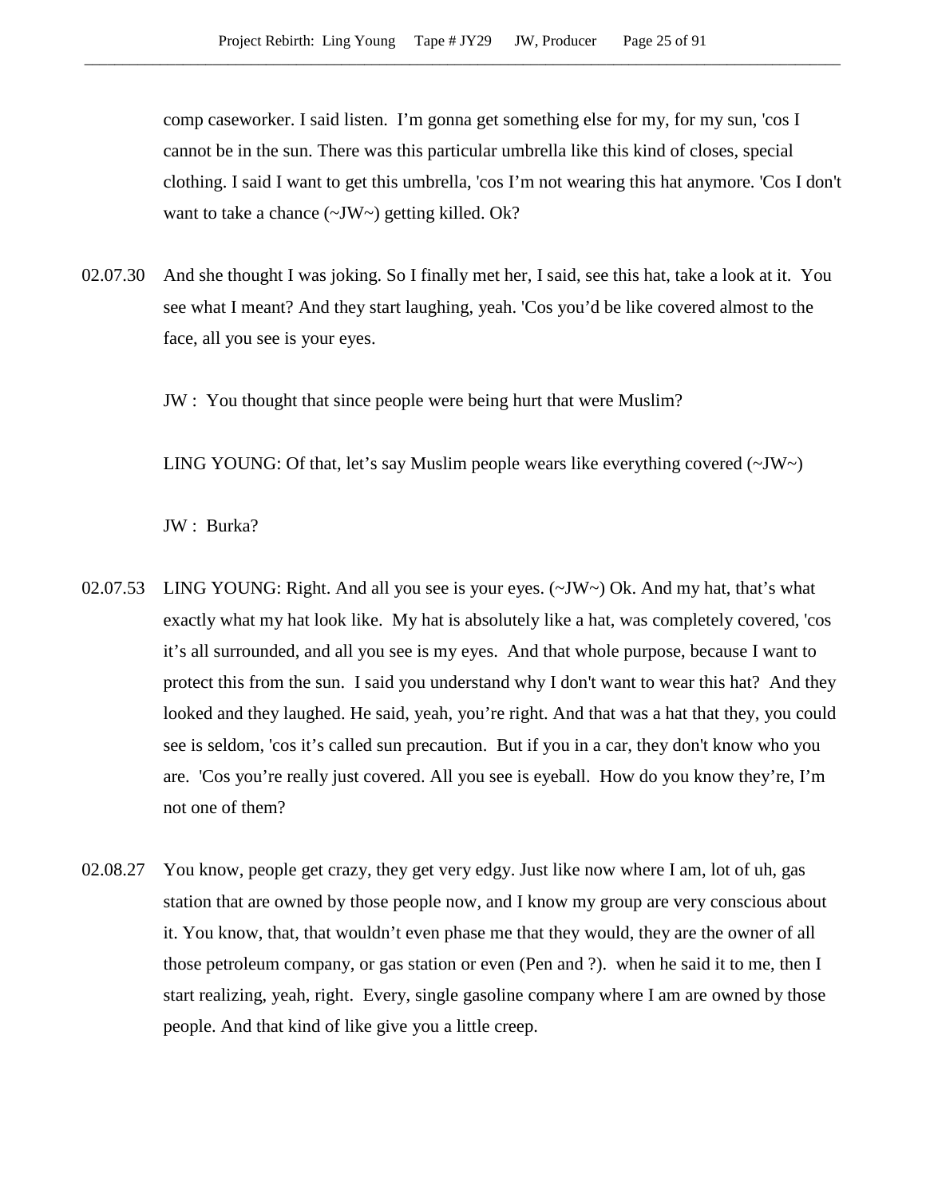comp caseworker. I said listen. I'm gonna get something else for my, for my sun, 'cos I cannot be in the sun. There was this particular umbrella like this kind of closes, special clothing. I said I want to get this umbrella, 'cos I'm not wearing this hat anymore. 'Cos I don't want to take a chance (~JW~) getting killed. Ok?

02.07.30 And she thought I was joking. So I finally met her, I said, see this hat, take a look at it. You see what I meant? And they start laughing, yeah. 'Cos you'd be like covered almost to the face, all you see is your eyes.

JW : You thought that since people were being hurt that were Muslim?

LING YOUNG: Of that, let's say Muslim people wears like everything covered (~JW~)

JW : Burka?

02.07.53 LING YOUNG: Right. And all you see is your eyes. (~JW~) Ok. And my hat, that's what exactly what my hat look like. My hat is absolutely like a hat, was completely covered, 'cos it's all surrounded, and all you see is my eyes. And that whole purpose, because I want to protect this from the sun. I said you understand why I don't want to wear this hat? And they looked and they laughed. He said, yeah, you're right. And that was a hat that they, you could see is seldom, 'cos it's called sun precaution. But if you in a car, they don't know who you are. 'Cos you're really just covered. All you see is eyeball. How do you know they're, I'm not one of them?

02.08.27 You know, people get crazy, they get very edgy. Just like now where I am, lot of uh, gas station that are owned by those people now, and I know my group are very conscious about it. You know, that, that wouldn't even phase me that they would, they are the owner of all those petroleum company, or gas station or even (Pen and ?). when he said it to me, then I start realizing, yeah, right. Every, single gasoline company where I am are owned by those people. And that kind of like give you a little creep.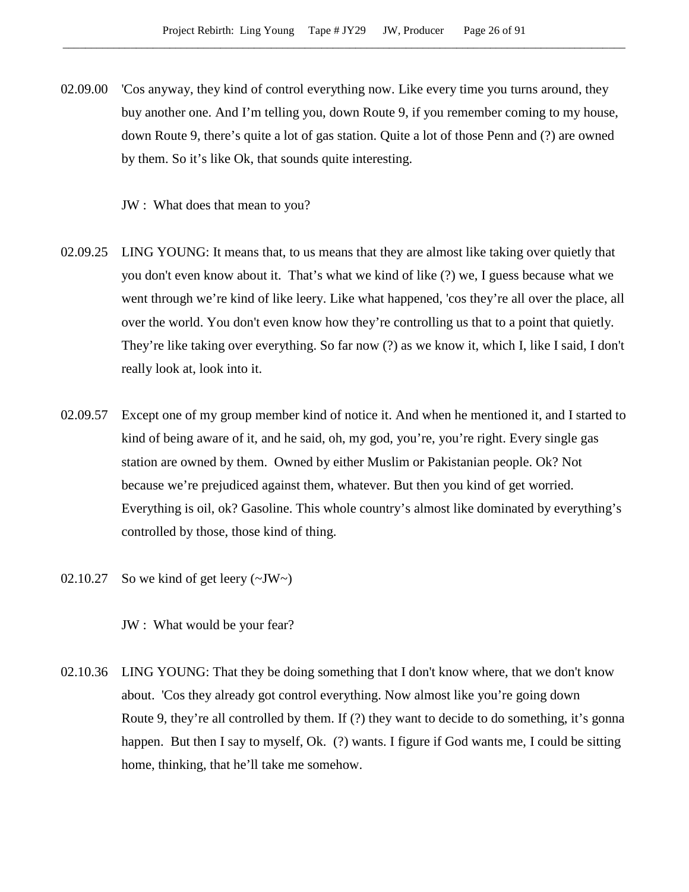02.09.00 'Cos anyway, they kind of control everything now. Like every time you turns around, they buy another one. And I'm telling you, down Route 9, if you remember coming to my house, down Route 9, there's quite a lot of gas station. Quite a lot of those Penn and (?) are owned by them. So it's like Ok, that sounds quite interesting.

JW : What does that mean to you?

02.09.25 LING YOUNG: It means that, to us means that they are almost like taking over quietly that you don't even know about it. That's what we kind of like (?) we, I guess because what we went through we're kind of like leery. Like what happened, 'cos they're all over the place, all over the world. You don't even know how they're controlling us that to a point that quietly. They're like taking over everything. So far now (?) as we know it, which I, like I said, I don't really look at, look into it.

02.09.57 Except one of my group member kind of notice it. And when he mentioned it, and I started to kind of being aware of it, and he said, oh, my god, you're, you're right. Every single gas station are owned by them. Owned by either Muslim or Pakistanian people. Ok? Not because we're prejudiced against them, whatever. But then you kind of get worried. Everything is oil, ok? Gasoline. This whole country's almost like dominated by everything's controlled by those, those kind of thing.

02.10.27 So we kind of get leery (~JW~)

JW : What would be your fear?

02.10.36 LING YOUNG: That they be doing something that I don't know where, that we don't know about. 'Cos they already got control everything. Now almost like you're going down Route 9, they're all controlled by them. If (?) they want to decide to do something, it's gonna happen. But then I say to myself, Ok. (?) wants. I figure if God wants me, I could be sitting home, thinking, that he'll take me somehow.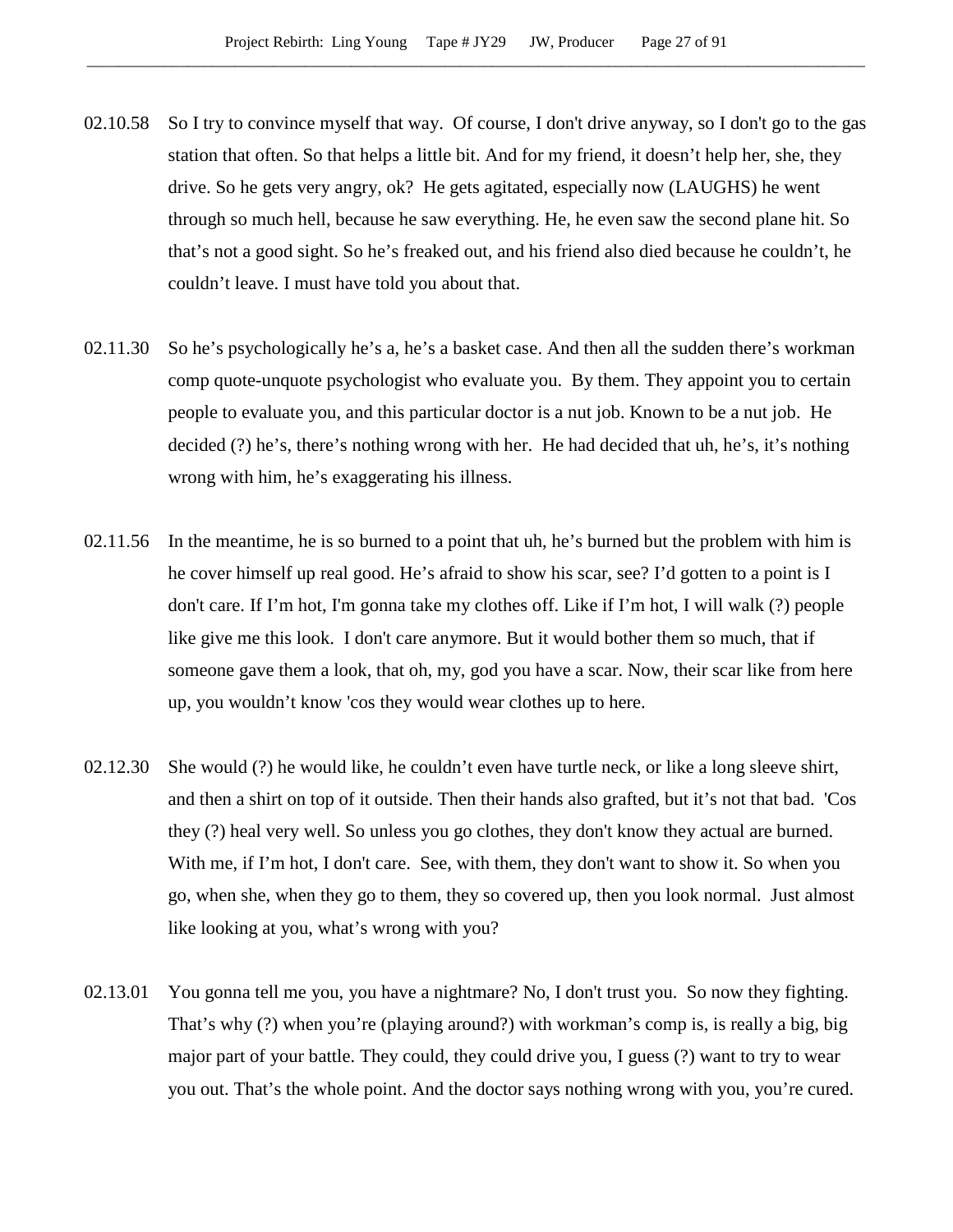02.10.58 So I try to convince myself that way. Of course, I don't drive anyway, so I don't go to the gas station that often. So that helps a little bit. And for my friend, it doesn't help her, she, they drive. So he gets very angry, ok? He gets agitated, especially now (LAUGHS) he went through so much hell, because he saw everything. He, he even saw the second plane hit. So that's not a good sight. So he's freaked out, and his friend also died because he couldn't, he couldn't leave. I must have told you about that.

02.11.30 So he's psychologically he's a, he's a basket case. And then all the sudden there's workman comp quote-unquote psychologist who evaluate you. By them. They appoint you to certain people to evaluate you, and this particular doctor is a nut job. Known to be a nut job. He decided (?) he's, there's nothing wrong with her. He had decided that uh, he's, it's nothing wrong with him, he's exaggerating his illness.

02.11.56 In the meantime, he is so burned to a point that uh, he's burned but the problem with him is he cover himself up real good. He's afraid to show his scar, see? I'd gotten to a point is I don't care. If I'm hot, I'm gonna take my clothes off. Like if I'm hot, I will walk (?) people like give me this look. I don't care anymore. But it would bother them so much, that if someone gave them a look, that oh, my, god you have a scar. Now, their scar like from here up, you wouldn't know 'cos they would wear clothes up to here.

02.12.30 She would (?) he would like, he couldn't even have turtle neck, or like a long sleeve shirt, and then a shirt on top of it outside. Then their hands also grafted, but it's not that bad. 'Cos they (?) heal very well. So unless you go clothes, they don't know they actual are burned. With me, if I'm hot, I don't care. See, with them, they don't want to show it. So when you go, when she, when they go to them, they so covered up, then you look normal. Just almost like looking at you, what's wrong with you?

02.13.01 You gonna tell me you, you have a nightmare? No, I don't trust you. So now they fighting. That's why (?) when you're (playing around?) with workman's comp is, is really a big, big major part of your battle. They could, they could drive you, I guess (?) want to try to wear you out. That's the whole point. And the doctor says nothing wrong with you, you're cured.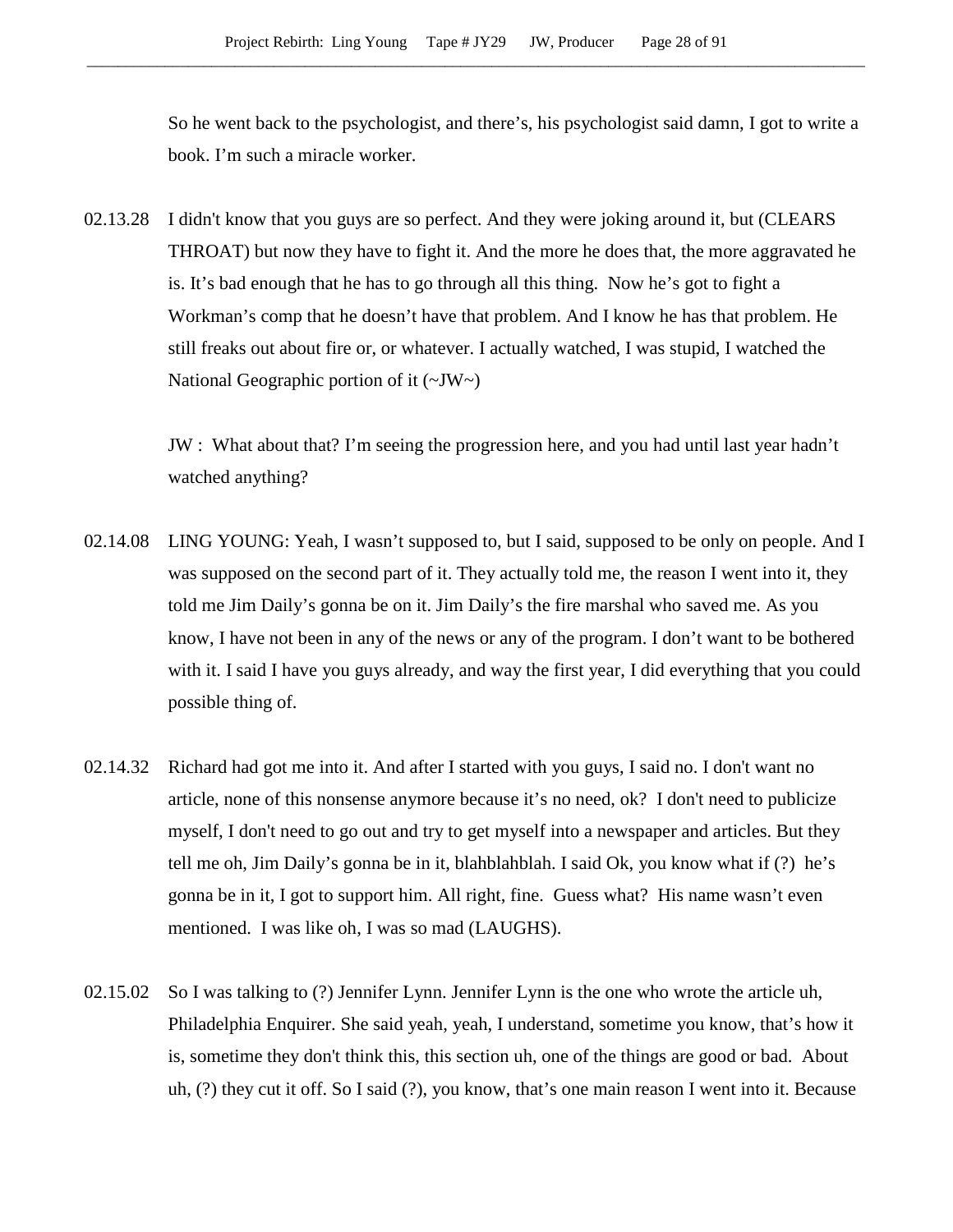So he went back to the psychologist, and there's, his psychologist said damn, I got to write a book. I'm such a miracle worker.

02.13.28 I didn't know that you guys are so perfect. And they were joking around it, but (CLEARS THROAT) but now they have to fight it. And the more he does that, the more aggravated he is. It's bad enough that he has to go through all this thing. Now he's got to fight a Workman's comp that he doesn't have that problem. And I know he has that problem. He still freaks out about fire or, or whatever. I actually watched, I was stupid, I watched the National Geographic portion of it (~JW~)

JW : What about that? I'm seeing the progression here, and you had until last year hadn't watched anything?

02.14.08 LING YOUNG: Yeah, I wasn't supposed to, but I said, supposed to be only on people. And I was supposed on the second part of it. They actually told me, the reason I went into it, they told me Jim Daily's gonna be on it. Jim Daily's the fire marshal who saved me. As you know, I have not been in any of the news or any of the program. I don't want to be bothered with it. I said I have you guys already, and way the first year, I did everything that you could possible thing of.

02.14.32 Richard had got me into it. And after I started with you guys, I said no. I don't want no article, none of this nonsense anymore because it's no need, ok? I don't need to publicize myself, I don't need to go out and try to get myself into a newspaper and articles. But they tell me oh, Jim Daily's gonna be in it, blahblahblah. I said Ok, you know what if (?) he's gonna be in it, I got to support him. All right, fine. Guess what? His name wasn't even mentioned. I was like oh, I was so mad (LAUGHS).

02.15.02 So I was talking to (?) Jennifer Lynn. Jennifer Lynn is the one who wrote the article uh, Philadelphia Enquirer. She said yeah, yeah, I understand, sometime you know, that's how it is, sometime they don't think this, this section uh, one of the things are good or bad. About uh, (?) they cut it off. So I said (?), you know, that's one main reason I went into it. Because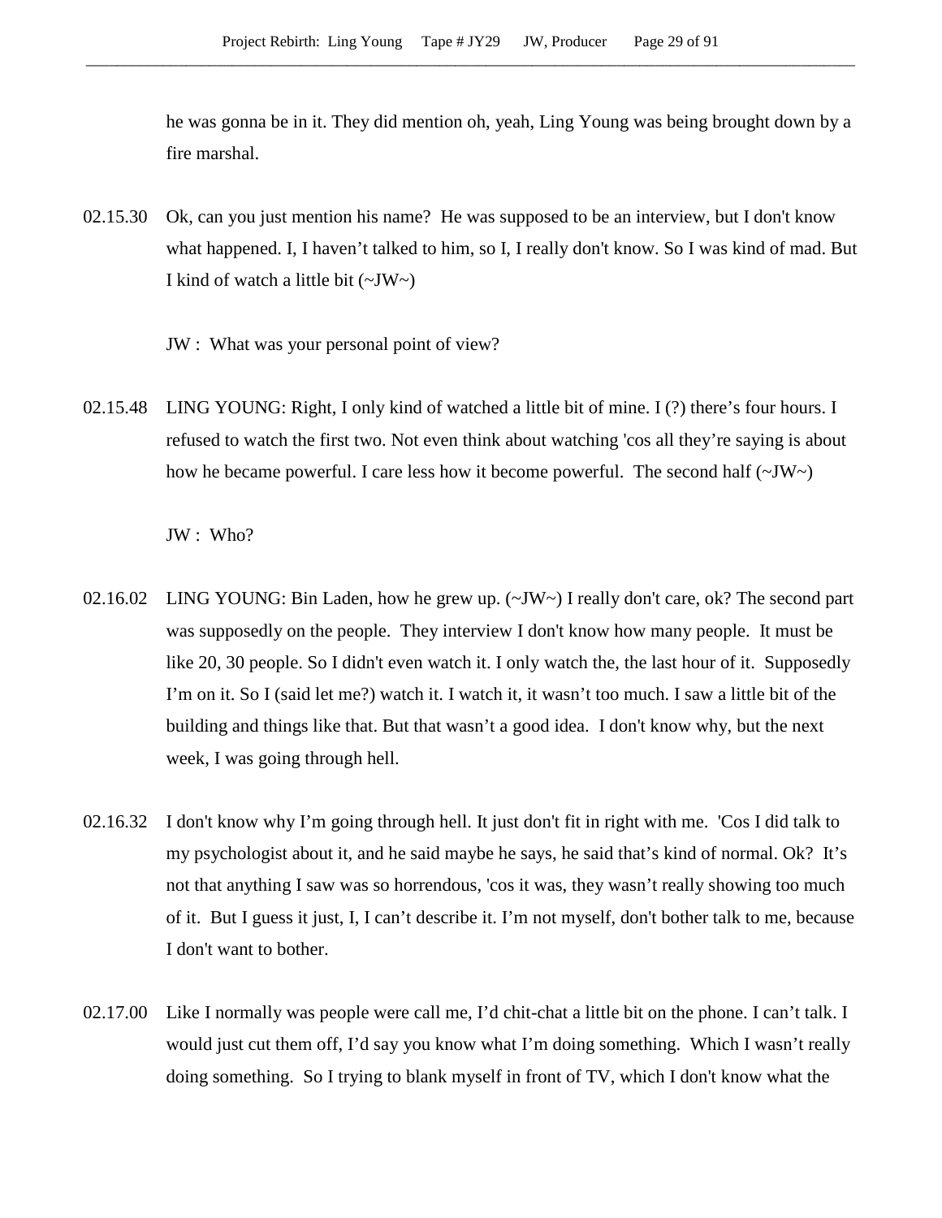he was gonna be in it. They did mention oh, yeah, Ling Young was being brought down by a fire marshal.

02.15.30 Ok, can you just mention his name? He was supposed to be an interview, but I don't know what happened. I, I haven't talked to him, so I, I really don't know. So I was kind of mad. But I kind of watch a little bit (~JW~)

JW : What was your personal point of view?

02.15.48 LING YOUNG: Right, I only kind of watched a little bit of mine. I (?) there's four hours. I refused to watch the first two. Not even think about watching 'cos all they're saying is about how he became powerful. I care less how it become powerful. The second half (~JW~)

JW : Who?

02.16.02 LING YOUNG: Bin Laden, how he grew up. (~JW~) I really don't care, ok? The second part was supposedly on the people. They interview I don't know how many people. It must be like 20, 30 people. So I didn't even watch it. I only watch the, the last hour of it. Supposedly I'm on it. So I (said let me?) watch it. I watch it, it wasn't too much. I saw a little bit of the building and things like that. But that wasn't a good idea. I don't know why, but the next week, I was going through hell.

02.16.32 I don't know why I'm going through hell. It just don't fit in right with me. 'Cos I did talk to my psychologist about it, and he said maybe he says, he said that's kind of normal. Ok? It's not that anything I saw was so horrendous, 'cos it was, they wasn't really showing too much of it. But I guess it just, I, I can't describe it. I'm not myself, don't bother talk to me, because I don't want to bother.

02.17.00 Like I normally was people were call me, I'd chit-chat a little bit on the phone. I can't talk. I would just cut them off, I'd say you know what I'm doing something. Which I wasn't really doing something. So I trying to blank myself in front of TV, which I don't know what the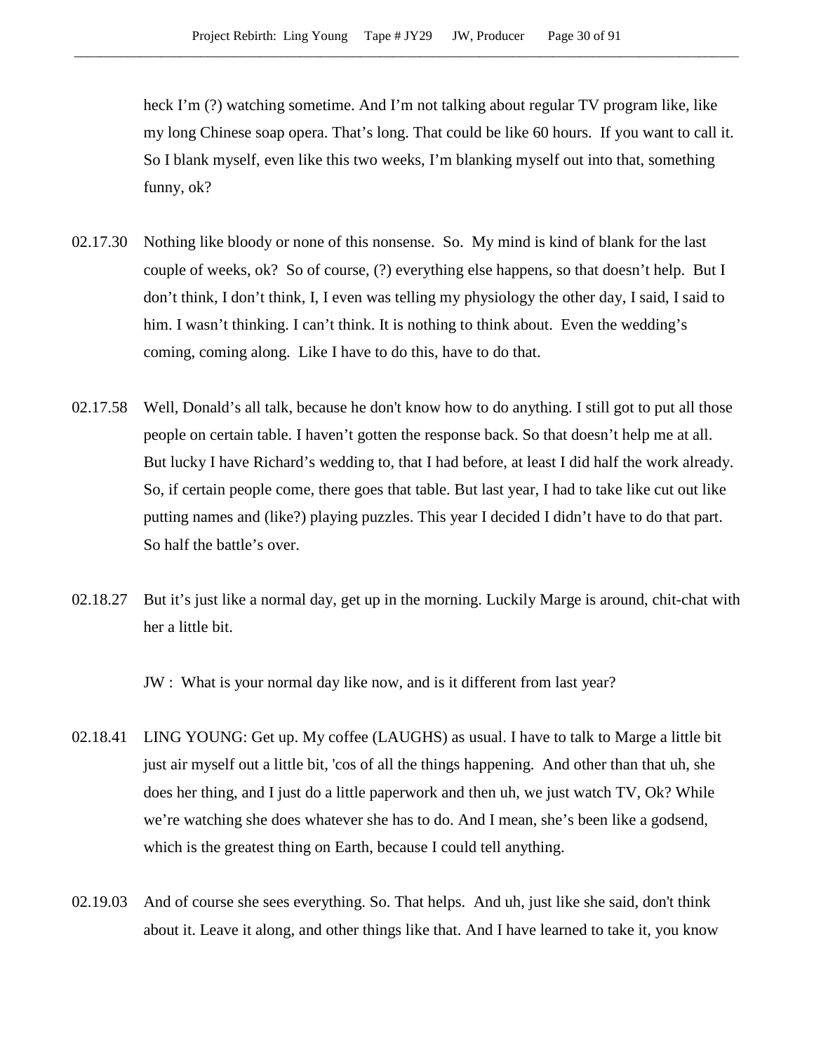heck I'm (?) watching sometime. And I'm not talking about regular TV program like, like my long Chinese soap opera. That's long. That could be like 60 hours. If you want to call it. So I blank myself, even like this two weeks, I'm blanking myself out into that, something funny, ok?

02.17.30 Nothing like bloody or none of this nonsense. So. My mind is kind of blank for the last couple of weeks, ok? So of course, (?) everything else happens, so that doesn't help. But I don't think, I don't think, I, I even was telling my physiology the other day, I said, I said to him. I wasn't thinking. I can't think. It is nothing to think about. Even the wedding's coming, coming along. Like I have to do this, have to do that.

02.17.58 Well, Donald's all talk, because he don't know how to do anything. I still got to put all those people on certain table. I haven't gotten the response back. So that doesn't help me at all. But lucky I have Richard's wedding to, that I had before, at least I did half the work already. So, if certain people come, there goes that table. But last year, I had to take like cut out like putting names and (like?) playing puzzles. This year I decided I didn't have to do that part. So half the battle's over.

02.18.27 But it's just like a normal day, get up in the morning. Luckily Marge is around, chit-chat with her a little bit.

JW : What is your normal day like now, and is it different from last year?

02.18.41 LING YOUNG: Get up. My coffee (LAUGHS) as usual. I have to talk to Marge a little bit just air myself out a little bit, 'cos of all the things happening. And other than that uh, she does her thing, and I just do a little paperwork and then uh, we just watch TV, Ok? While we're watching she does whatever she has to do. And I mean, she's been like a godsend, which is the greatest thing on Earth, because I could tell anything.

02.19.03 And of course she sees everything. So. That helps. And uh, just like she said, don't think about it. Leave it along, and other things like that. And I have learned to take it, you know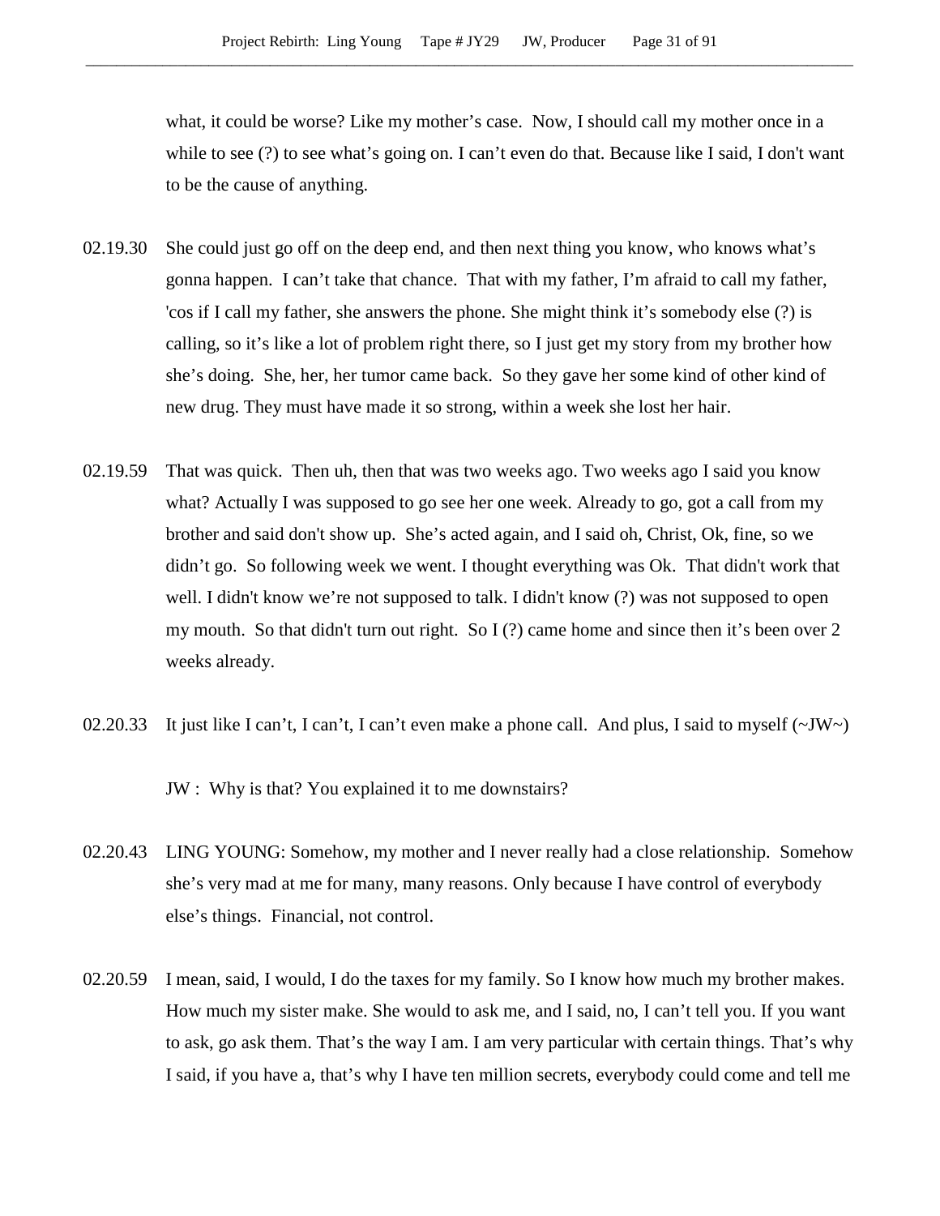what, it could be worse? Like my mother's case. Now, I should call my mother once in a while to see (?) to see what's going on. I can't even do that. Because like I said, I don't want to be the cause of anything.

02.19.30 She could just go off on the deep end, and then next thing you know, who knows what's gonna happen. I can't take that chance. That with my father, I'm afraid to call my father, 'cos if I call my father, she answers the phone. She might think it's somebody else (?) is calling, so it's like a lot of problem right there, so I just get my story from my brother how she's doing. She, her, her tumor came back. So they gave her some kind of other kind of new drug. They must have made it so strong, within a week she lost her hair.

02.19.59 That was quick. Then uh, then that was two weeks ago. Two weeks ago I said you know what? Actually I was supposed to go see her one week. Already to go, got a call from my brother and said don't show up. She's acted again, and I said oh, Christ, Ok, fine, so we didn't go. So following week we went. I thought everything was Ok. That didn't work that well. I didn't know we're not supposed to talk. I didn't know (?) was not supposed to open my mouth. So that didn't turn out right. So I (?) came home and since then it's been over 2 weeks already.

02.20.33 It just like I can't, I can't, I can't even make a phone call. And plus, I said to myself (~JW~)

JW : Why is that? You explained it to me downstairs?

02.20.43 LING YOUNG: Somehow, my mother and I never really had a close relationship. Somehow she's very mad at me for many, many reasons. Only because I have control of everybody else's things. Financial, not control.

02.20.59 I mean, said, I would, I do the taxes for my family. So I know how much my brother makes. How much my sister make. She would to ask me, and I said, no, I can't tell you. If you want to ask, go ask them. That's the way I am. I am very particular with certain things. That's why I said, if you have a, that's why I have ten million secrets, everybody could come and tell me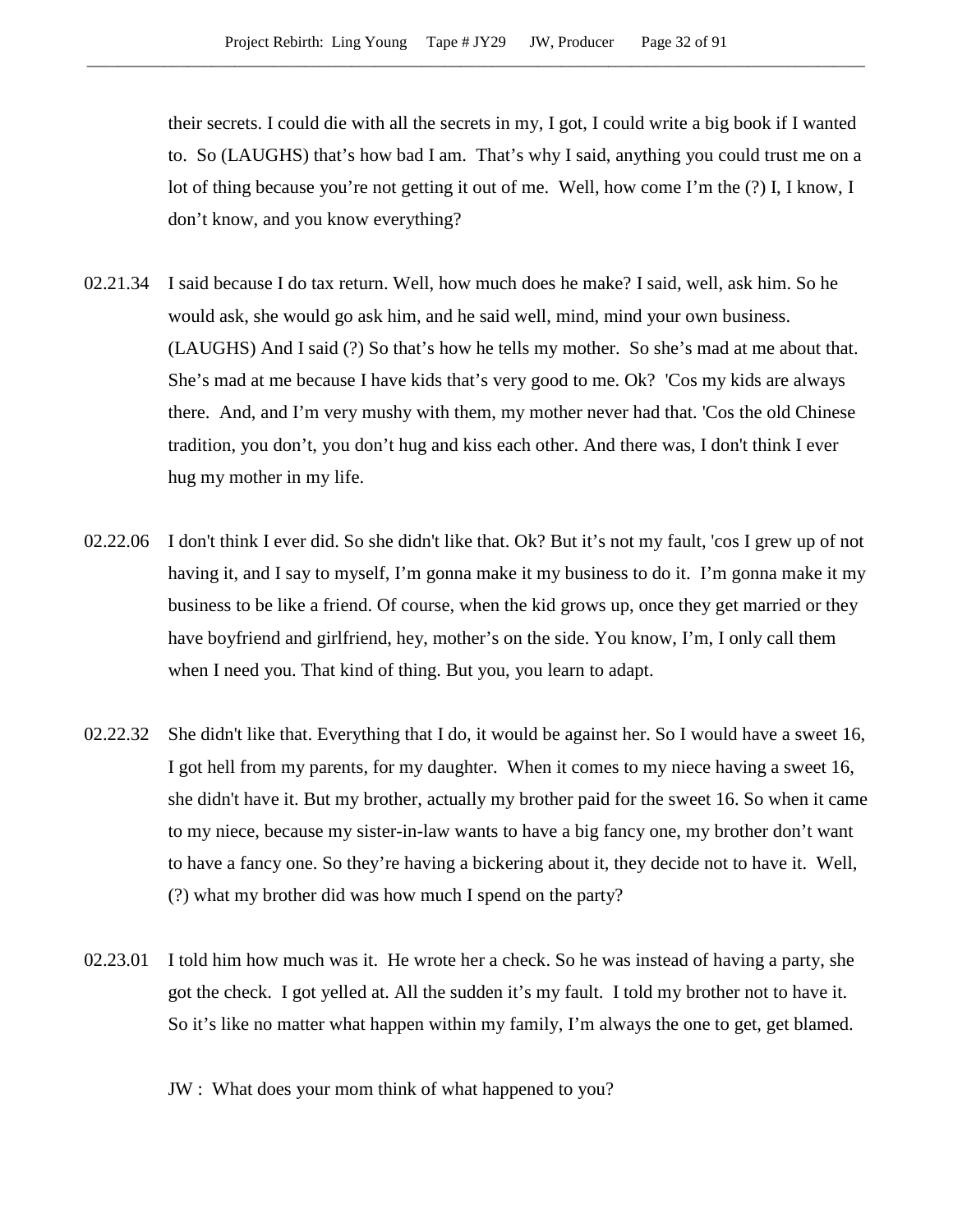their secrets. I could die with all the secrets in my, I got, I could write a big book if I wanted to. So (LAUGHS) that's how bad I am. That's why I said, anything you could trust me on a lot of thing because you're not getting it out of me. Well, how come I'm the (?) I, I know, I don't know, and you know everything?

02.21.34 I said because I do tax return. Well, how much does he make? I said, well, ask him. So he would ask, she would go ask him, and he said well, mind, mind your own business. (LAUGHS) And I said (?) So that's how he tells my mother. So she's mad at me about that. She's mad at me because I have kids that's very good to me. Ok? 'Cos my kids are always there. And, and I'm very mushy with them, my mother never had that. 'Cos the old Chinese tradition, you don't, you don't hug and kiss each other. And there was, I don't think I ever hug my mother in my life.

02.22.06 I don't think I ever did. So she didn't like that. Ok? But it's not my fault, 'cos I grew up of not having it, and I say to myself, I'm gonna make it my business to do it. I'm gonna make it my business to be like a friend. Of course, when the kid grows up, once they get married or they have boyfriend and girlfriend, hey, mother's on the side. You know, I'm, I only call them when I need you. That kind of thing. But you, you learn to adapt.

02.22.32 She didn't like that. Everything that I do, it would be against her. So I would have a sweet 16, I got hell from my parents, for my daughter. When it comes to my niece having a sweet 16, she didn't have it. But my brother, actually my brother paid for the sweet 16. So when it came to my niece, because my sister-in-law wants to have a big fancy one, my brother don't want to have a fancy one. So they're having a bickering about it, they decide not to have it. Well, (?) what my brother did was how much I spend on the party?

02.23.01 I told him how much was it. He wrote her a check. So he was instead of having a party, she got the check. I got yelled at. All the sudden it's my fault. I told my brother not to have it. So it's like no matter what happen within my family, I'm always the one to get, get blamed.

JW : What does your mom think of what happened to you?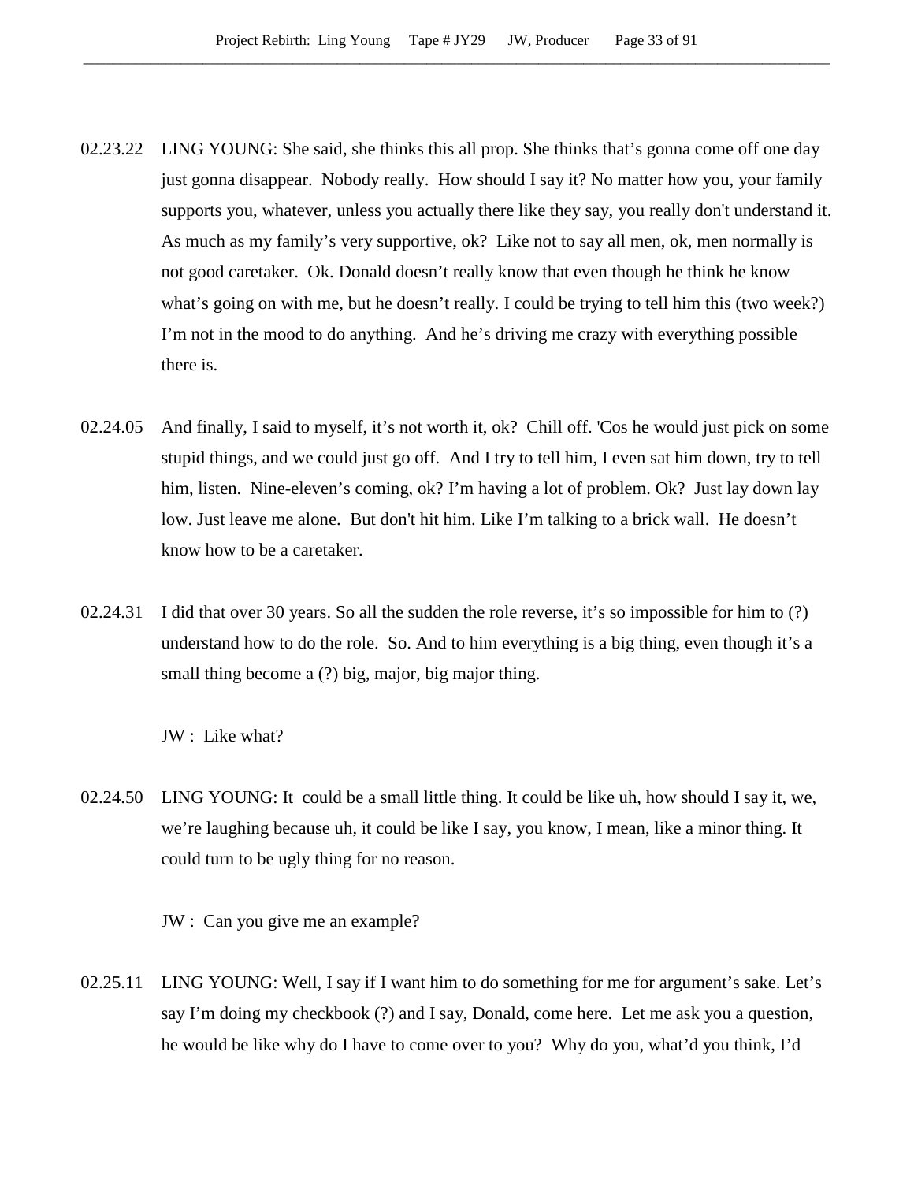02.23.22 LING YOUNG: She said, she thinks this all prop. She thinks that's gonna come off one day just gonna disappear. Nobody really. How should I say it? No matter how you, your family supports you, whatever, unless you actually there like they say, you really don't understand it. As much as my family's very supportive, ok? Like not to say all men, ok, men normally is not good caretaker. Ok. Donald doesn't really know that even though he think he know what's going on with me, but he doesn't really. I could be trying to tell him this (two week?) I'm not in the mood to do anything. And he's driving me crazy with everything possible there is.

02.24.05 And finally, I said to myself, it's not worth it, ok? Chill off. 'Cos he would just pick on some stupid things, and we could just go off. And I try to tell him, I even sat him down, try to tell him, listen. Nine-eleven's coming, ok? I'm having a lot of problem. Ok? Just lay down lay low. Just leave me alone. But don't hit him. Like I'm talking to a brick wall. He doesn't know how to be a caretaker.

02.24.31 I did that over 30 years. So all the sudden the role reverse, it's so impossible for him to (?) understand how to do the role. So. And to him everything is a big thing, even though it's a small thing become a (?) big, major, big major thing.

JW : Like what?

02.24.50 LING YOUNG: It could be a small little thing. It could be like uh, how should I say it, we, we're laughing because uh, it could be like I say, you know, I mean, like a minor thing. It could turn to be ugly thing for no reason.

JW : Can you give me an example?

02.25.11 LING YOUNG: Well, I say if I want him to do something for me for argument's sake. Let's say I'm doing my checkbook (?) and I say, Donald, come here. Let me ask you a question, he would be like why do I have to come over to you? Why do you, what'd you think, I'd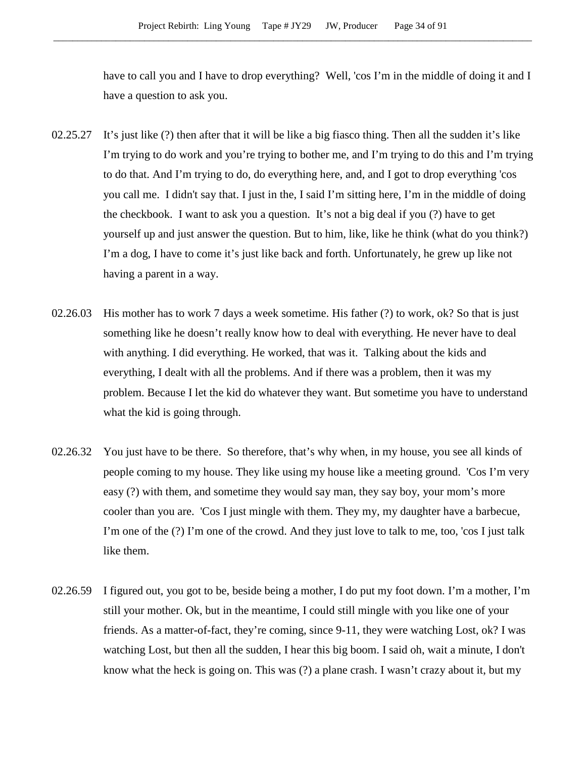have to call you and I have to drop everything? Well, 'cos I'm in the middle of doing it and I have a question to ask you.

02.25.27 It's just like (?) then after that it will be like a big fiasco thing. Then all the sudden it's like I'm trying to do work and you're trying to bother me, and I'm trying to do this and I'm trying to do that. And I'm trying to do, do everything here, and, and I got to drop everything 'cos you call me. I didn't say that. I just in the, I said I'm sitting here, I'm in the middle of doing the checkbook. I want to ask you a question. It's not a big deal if you (?) have to get yourself up and just answer the question. But to him, like, like he think (what do you think?) I'm a dog, I have to come it's just like back and forth. Unfortunately, he grew up like not having a parent in a way.

02.26.03 His mother has to work 7 days a week sometime. His father (?) to work, ok? So that is just something like he doesn't really know how to deal with everything. He never have to deal with anything. I did everything. He worked, that was it. Talking about the kids and everything, I dealt with all the problems. And if there was a problem, then it was my problem. Because I let the kid do whatever they want. But sometime you have to understand what the kid is going through.

02.26.32 You just have to be there. So therefore, that's why when, in my house, you see all kinds of people coming to my house. They like using my house like a meeting ground. 'Cos I'm very easy (?) with them, and sometime they would say man, they say boy, your mom's more cooler than you are. 'Cos I just mingle with them. They my, my daughter have a barbecue, I'm one of the (?) I'm one of the crowd. And they just love to talk to me, too, 'cos I just talk like them.

02.26.59 I figured out, you got to be, beside being a mother, I do put my foot down. I'm a mother, I'm still your mother. Ok, but in the meantime, I could still mingle with you like one of your friends. As a matter-of-fact, they're coming, since 9-11, they were watching Lost, ok? I was watching Lost, but then all the sudden, I hear this big boom. I said oh, wait a minute, I don't know what the heck is going on. This was (?) a plane crash. I wasn't crazy about it, but my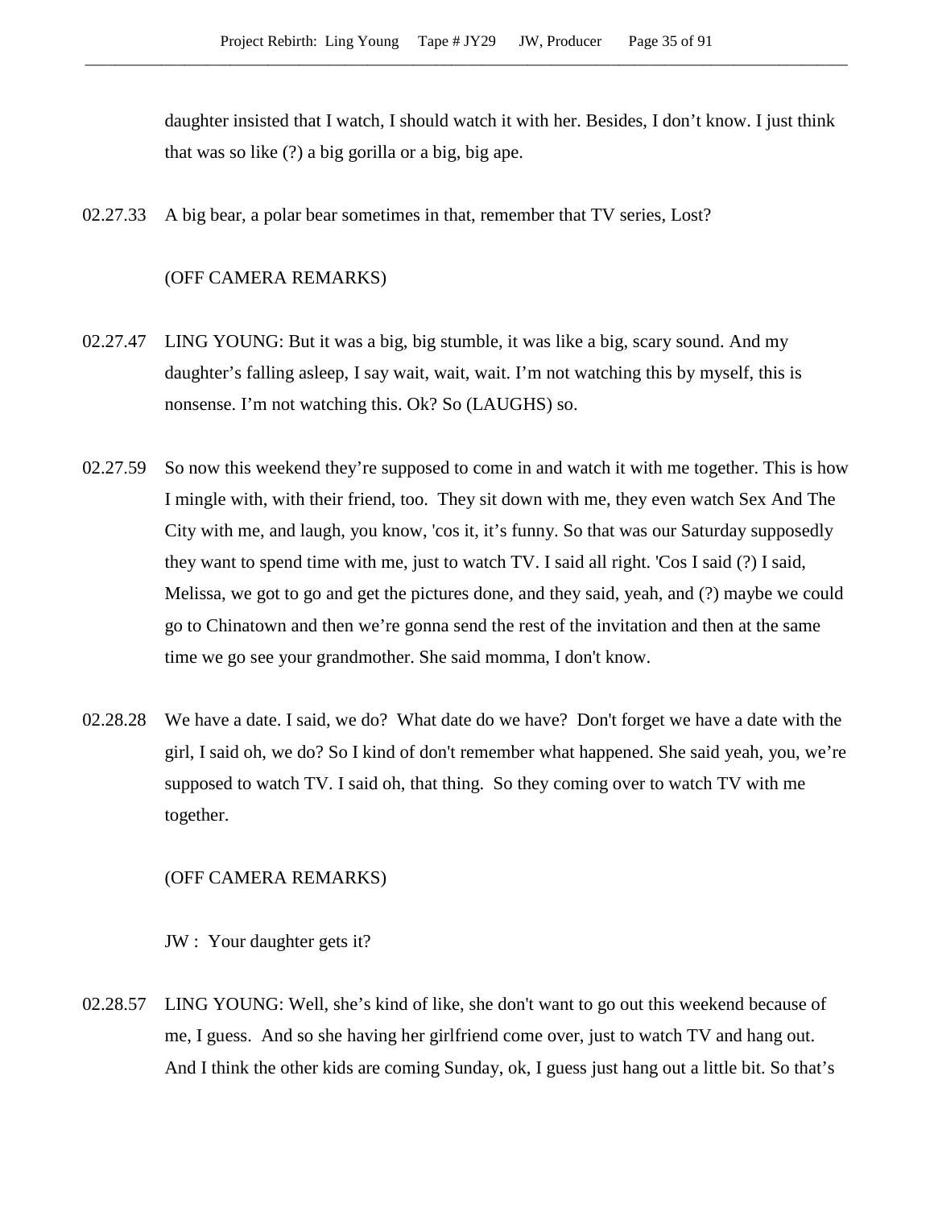daughter insisted that I watch, I should watch it with her. Besides, I don't know. I just think that was so like (?) a big gorilla or a big, big ape.

02.27.33 A big bear, a polar bear sometimes in that, remember that TV series, Lost?

(OFF CAMERA REMARKS)

02.27.47 LING YOUNG: But it was a big, big stumble, it was like a big, scary sound. And my daughter's falling asleep, I say wait, wait, wait. I'm not watching this by myself, this is nonsense. I'm not watching this. Ok? So (LAUGHS) so.

02.27.59 So now this weekend they're supposed to come in and watch it with me together. This is how I mingle with, with their friend, too. They sit down with me, they even watch Sex And The City with me, and laugh, you know, 'cos it, it's funny. So that was our Saturday supposedly they want to spend time with me, just to watch TV. I said all right. 'Cos I said (?) I said, Melissa, we got to go and get the pictures done, and they said, yeah, and (?) maybe we could go to Chinatown and then we're gonna send the rest of the invitation and then at the same time we go see your grandmother. She said momma, I don't know.

02.28.28 We have a date. I said, we do? What date do we have? Don't forget we have a date with the girl, I said oh, we do? So I kind of don't remember what happened. She said yeah, you, we're supposed to watch TV. I said oh, that thing. So they coming over to watch TV with me together.

(OFF CAMERA REMARKS)

JW : Your daughter gets it?

02.28.57 LING YOUNG: Well, she's kind of like, she don't want to go out this weekend because of me, I guess. And so she having her girlfriend come over, just to watch TV and hang out. And I think the other kids are coming Sunday, ok, I guess just hang out a little bit. So that's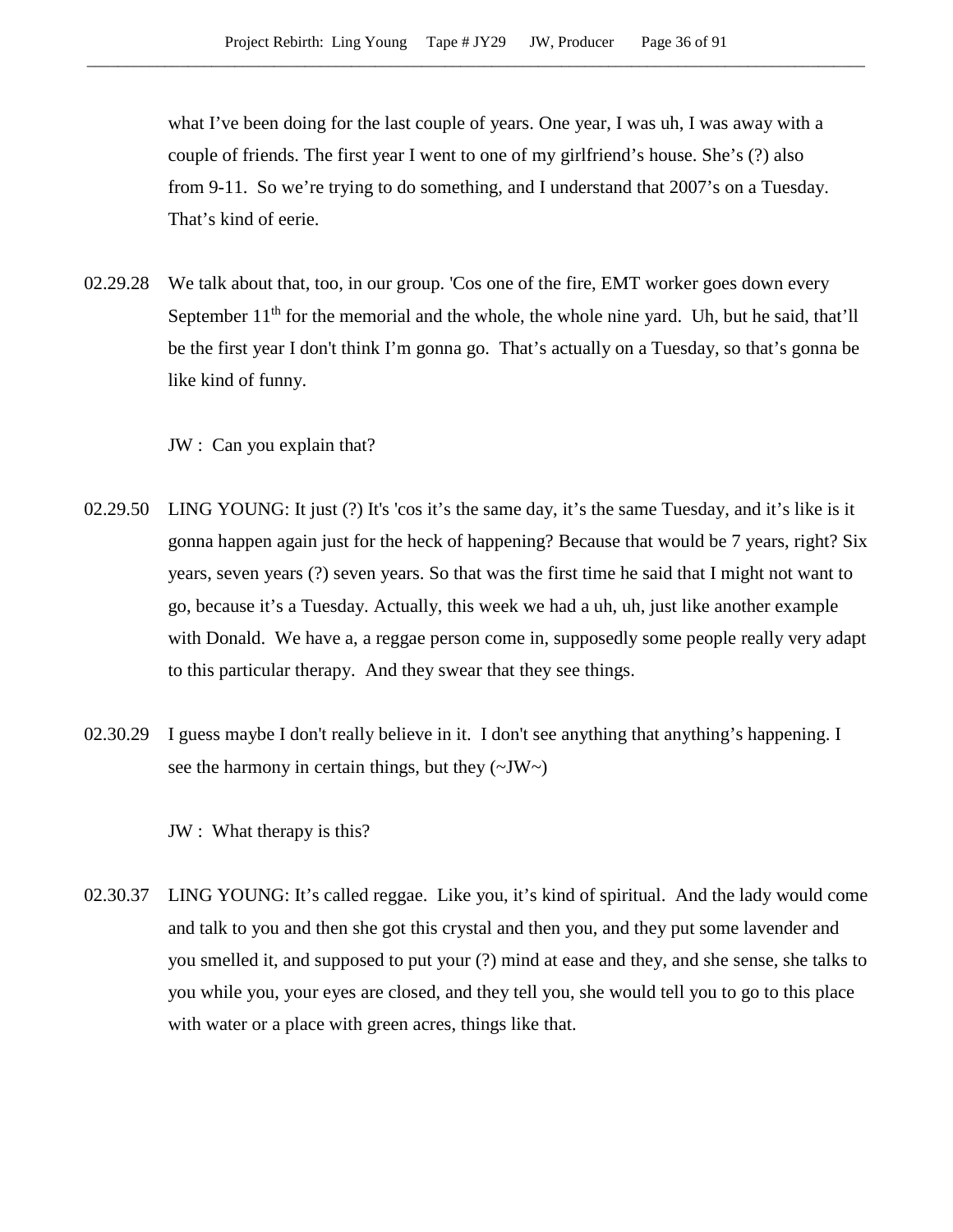what I've been doing for the last couple of years. One year, I was uh, I was away with a couple of friends. The first year I went to one of my girlfriend's house. She's (?) also from 9-11. So we're trying to do something, and I understand that 2007's on a Tuesday. That's kind of eerie.

02.29.28 We talk about that, too, in our group. 'Cos one of the fire, EMT worker goes down every September 11th for the memorial and the whole, the whole nine yard. Uh, but he said, that'll be the first year I don't think I'm gonna go. That's actually on a Tuesday, so that's gonna be like kind of funny.

JW : Can you explain that?

02.29.50 LING YOUNG: It just (?) It's 'cos it's the same day, it's the same Tuesday, and it's like is it gonna happen again just for the heck of happening? Because that would be 7 years, right? Six years, seven years (?) seven years. So that was the first time he said that I might not want to go, because it's a Tuesday. Actually, this week we had a uh, uh, just like another example with Donald. We have a, a reggae person come in, supposedly some people really very adapt to this particular therapy. And they swear that they see things.

02.30.29 I guess maybe I don't really believe in it. I don't see anything that anything's happening. I see the harmony in certain things, but they (~JW~)

JW : What therapy is this?

02.30.37 LING YOUNG: It's called reggae. Like you, it's kind of spiritual. And the lady would come and talk to you and then she got this crystal and then you, and they put some lavender and you smelled it, and supposed to put your (?) mind at ease and they, and she sense, she talks to you while you, your eyes are closed, and they tell you, she would tell you to go to this place with water or a place with green acres, things like that.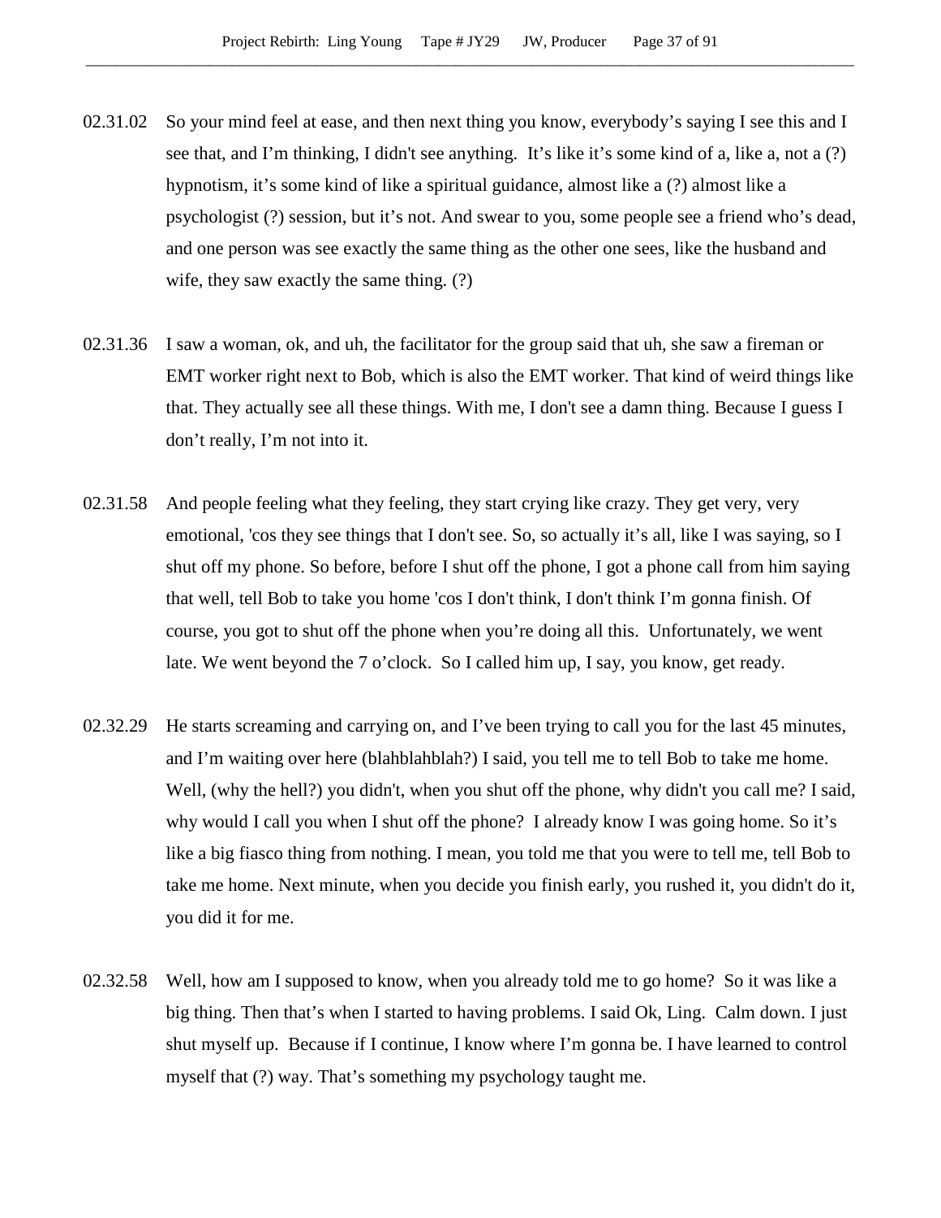02.31.02 So your mind feel at ease, and then next thing you know, everybody's saying I see this and I see that, and I'm thinking, I didn't see anything. It's like it's some kind of a, like a, not a (?) hypnotism, it's some kind of like a spiritual guidance, almost like a (?) almost like a psychologist (?) session, but it's not. And swear to you, some people see a friend who's dead, and one person was see exactly the same thing as the other one sees, like the husband and wife, they saw exactly the same thing. (?)

02.31.36 I saw a woman, ok, and uh, the facilitator for the group said that uh, she saw a fireman or EMT worker right next to Bob, which is also the EMT worker. That kind of weird things like that. They actually see all these things. With me, I don't see a damn thing. Because I guess I don't really, I'm not into it.

02.31.58 And people feeling what they feeling, they start crying like crazy. They get very, very emotional, 'cos they see things that I don't see. So, so actually it's all, like I was saying, so I shut off my phone. So before, before I shut off the phone, I got a phone call from him saying that well, tell Bob to take you home 'cos I don't think, I don't think I'm gonna finish. Of course, you got to shut off the phone when you're doing all this. Unfortunately, we went late. We went beyond the 7 o'clock. So I called him up, I say, you know, get ready.

02.32.29 He starts screaming and carrying on, and I've been trying to call you for the last 45 minutes, and I'm waiting over here (blahblahblah?) I said, you tell me to tell Bob to take me home. Well, (why the hell?) you didn't, when you shut off the phone, why didn't you call me? I said, why would I call you when I shut off the phone? I already know I was going home. So it's like a big fiasco thing from nothing. I mean, you told me that you were to tell me, tell Bob to take me home. Next minute, when you decide you finish early, you rushed it, you didn't do it, you did it for me.

02.32.58 Well, how am I supposed to know, when you already told me to go home? So it was like a big thing. Then that's when I started to having problems. I said Ok, Ling. Calm down. I just shut myself up. Because if I continue, I know where I'm gonna be. I have learned to control myself that (?) way. That's something my psychology taught me.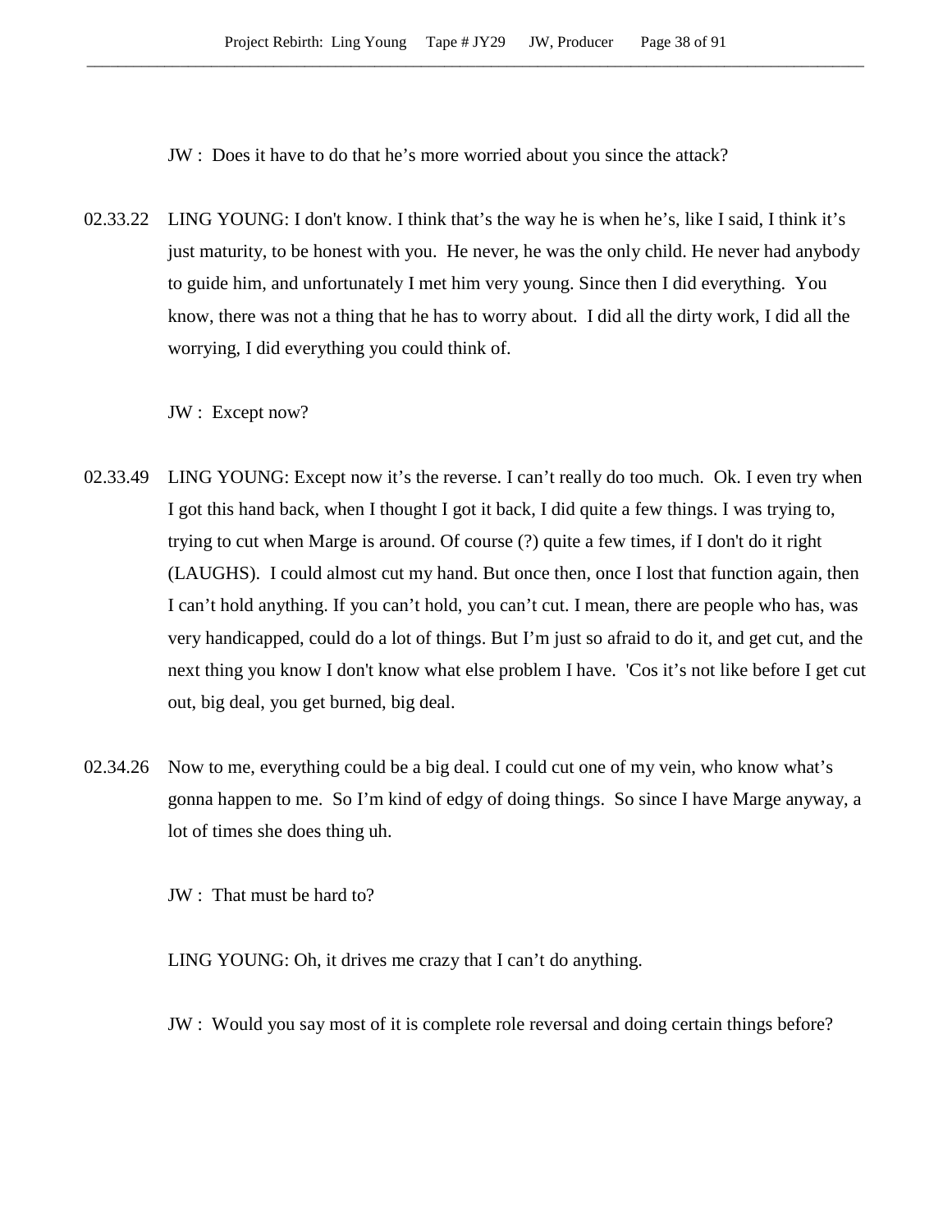JW : Does it have to do that he's more worried about you since the attack?

02.33.22 LING YOUNG: I don't know. I think that's the way he is when he's, like I said, I think it's just maturity, to be honest with you. He never, he was the only child. He never had anybody to guide him, and unfortunately I met him very young. Since then I did everything. You know, there was not a thing that he has to worry about. I did all the dirty work, I did all the worrying, I did everything you could think of.

JW : Except now?

02.33.49 LING YOUNG: Except now it's the reverse. I can't really do too much. Ok. I even try when I got this hand back, when I thought I got it back, I did quite a few things. I was trying to, trying to cut when Marge is around. Of course (?) quite a few times, if I don't do it right (LAUGHS). I could almost cut my hand. But once then, once I lost that function again, then I can't hold anything. If you can't hold, you can't cut. I mean, there are people who has, was very handicapped, could do a lot of things. But I'm just so afraid to do it, and get cut, and the next thing you know I don't know what else problem I have. 'Cos it's not like before I get cut out, big deal, you get burned, big deal.

02.34.26 Now to me, everything could be a big deal. I could cut one of my vein, who know what's gonna happen to me. So I'm kind of edgy of doing things. So since I have Marge anyway, a lot of times she does thing uh.

JW : That must be hard to?

LING YOUNG: Oh, it drives me crazy that I can't do anything.

JW : Would you say most of it is complete role reversal and doing certain things before?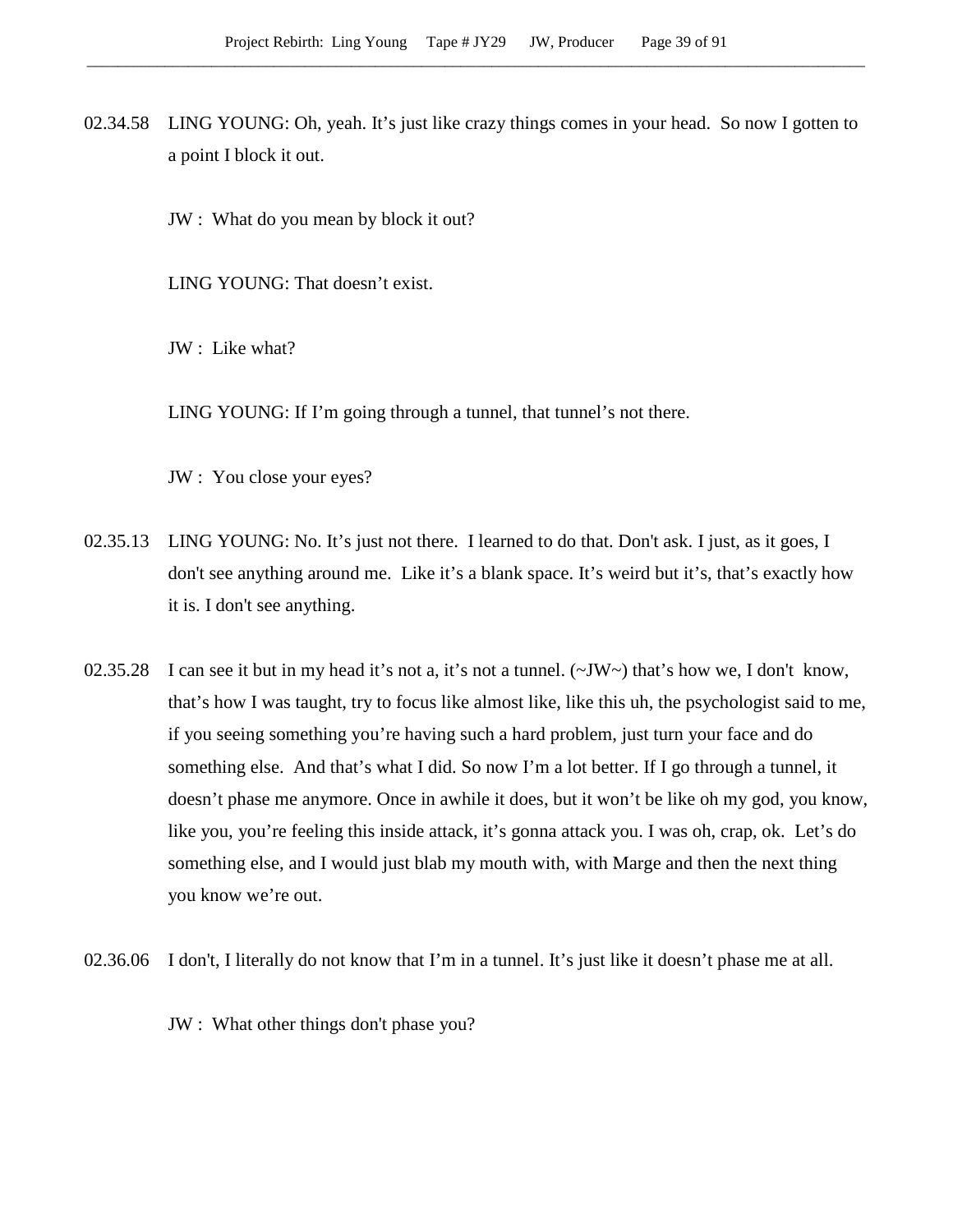02.34.58 LING YOUNG: Oh, yeah. It's just like crazy things comes in your head. So now I gotten to a point I block it out.

JW : What do you mean by block it out?

LING YOUNG: That doesn't exist.

JW : Like what?

LING YOUNG: If I'm going through a tunnel, that tunnel's not there.

JW : You close your eyes?

02.35.13 LING YOUNG: No. It's just not there. I learned to do that. Don't ask. I just, as it goes, I don't see anything around me. Like it's a blank space. It's weird but it's, that's exactly how it is. I don't see anything.

02.35.28 I can see it but in my head it's not a, it's not a tunnel. (~JW~) that's how we, I don't know, that's how I was taught, try to focus like almost like, like this uh, the psychologist said to me, if you seeing something you're having such a hard problem, just turn your face and do something else. And that's what I did. So now I'm a lot better. If I go through a tunnel, it doesn't phase me anymore. Once in awhile it does, but it won't be like oh my god, you know, like you, you're feeling this inside attack, it's gonna attack you. I was oh, crap, ok. Let's do something else, and I would just blab my mouth with, with Marge and then the next thing you know we're out.

02.36.06 I don't, I literally do not know that I'm in a tunnel. It's just like it doesn't phase me at all.

JW : What other things don't phase you?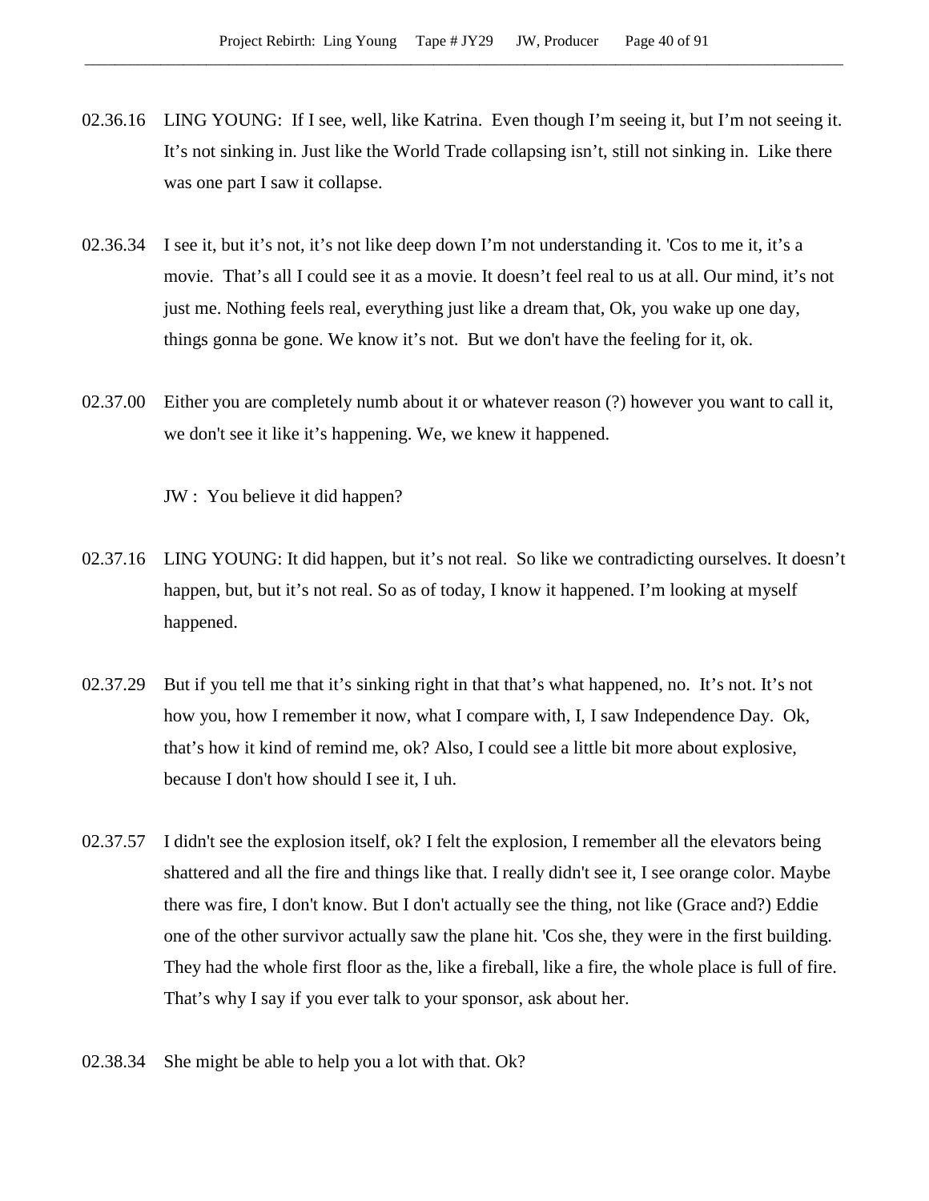02.36.16 LING YOUNG: If I see, well, like Katrina. Even though I'm seeing it, but I'm not seeing it. It's not sinking in. Just like the World Trade collapsing isn't, still not sinking in. Like there was one part I saw it collapse.

02.36.34 I see it, but it's not, it's not like deep down I'm not understanding it. 'Cos to me it, it's a movie. That's all I could see it as a movie. It doesn't feel real to us at all. Our mind, it's not just me. Nothing feels real, everything just like a dream that, Ok, you wake up one day, things gonna be gone. We know it's not. But we don't have the feeling for it, ok.

02.37.00 Either you are completely numb about it or whatever reason (?) however you want to call it, we don't see it like it's happening. We, we knew it happened.

JW : You believe it did happen?

02.37.16 LING YOUNG: It did happen, but it's not real. So like we contradicting ourselves. It doesn't happen, but, but it's not real. So as of today, I know it happened. I'm looking at myself happened.

02.37.29 But if you tell me that it's sinking right in that that's what happened, no. It's not. It's not how you, how I remember it now, what I compare with, I, I saw Independence Day. Ok, that's how it kind of remind me, ok? Also, I could see a little bit more about explosive, because I don't how should I see it, I uh.

02.37.57 I didn't see the explosion itself, ok? I felt the explosion, I remember all the elevators being shattered and all the fire and things like that. I really didn't see it, I see orange color. Maybe there was fire, I don't know. But I don't actually see the thing, not like (Grace and?) Eddie one of the other survivor actually saw the plane hit. 'Cos she, they were in the first building. They had the whole first floor as the, like a fireball, like a fire, the whole place is full of fire. That's why I say if you ever talk to your sponsor, ask about her.

02.38.34 She might be able to help you a lot with that. Ok?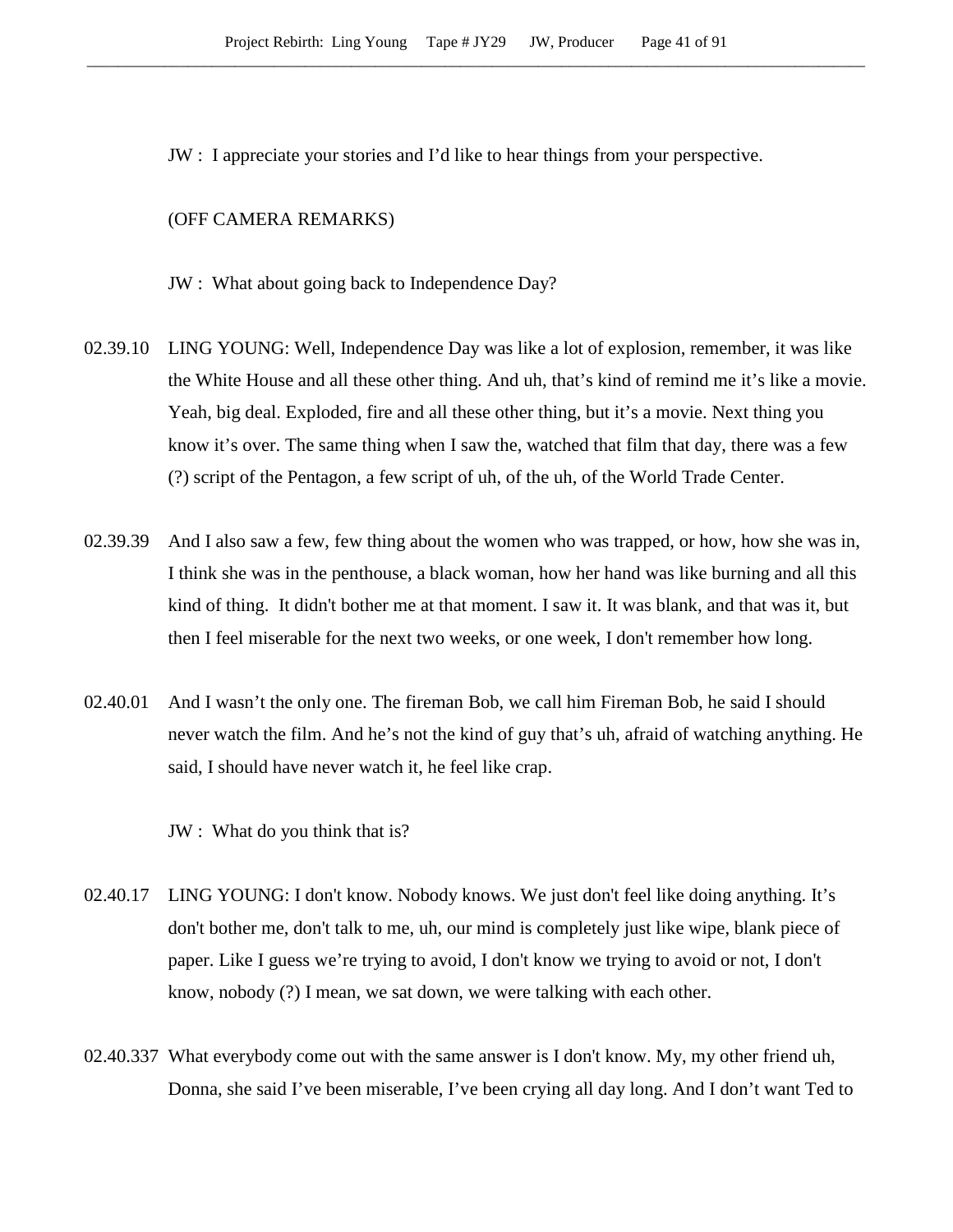JW : I appreciate your stories and I'd like to hear things from your perspective.

(OFF CAMERA REMARKS)

JW : What about going back to Independence Day?

02.39.10 LING YOUNG: Well, Independence Day was like a lot of explosion, remember, it was like the White House and all these other thing. And uh, that's kind of remind me it's like a movie. Yeah, big deal. Exploded, fire and all these other thing, but it's a movie. Next thing you know it's over. The same thing when I saw the, watched that film that day, there was a few (?) script of the Pentagon, a few script of uh, of the uh, of the World Trade Center.

02.39.39 And I also saw a few, few thing about the women who was trapped, or how, how she was in, I think she was in the penthouse, a black woman, how her hand was like burning and all this kind of thing. It didn't bother me at that moment. I saw it. It was blank, and that was it, but then I feel miserable for the next two weeks, or one week, I don't remember how long.

02.40.01 And I wasn't the only one. The fireman Bob, we call him Fireman Bob, he said I should never watch the film. And he's not the kind of guy that's uh, afraid of watching anything. He said, I should have never watch it, he feel like crap.

JW : What do you think that is?

02.40.17 LING YOUNG: I don't know. Nobody knows. We just don't feel like doing anything. It's don't bother me, don't talk to me, uh, our mind is completely just like wipe, blank piece of paper. Like I guess we're trying to avoid, I don't know we trying to avoid or not, I don't know, nobody (?) I mean, we sat down, we were talking with each other.

02.40.337 What everybody come out with the same answer is I don't know. My, my other friend uh, Donna, she said I've been miserable, I've been crying all day long. And I don't want Ted to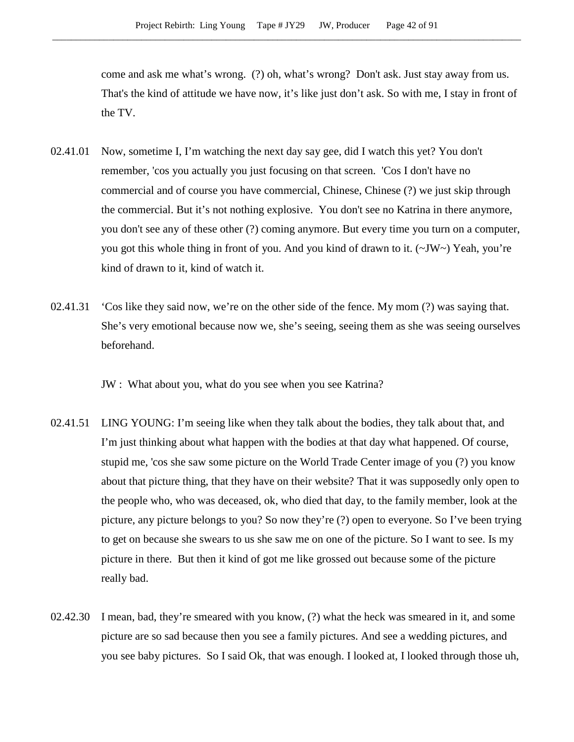come and ask me what's wrong. (?) oh, what's wrong? Don't ask. Just stay away from us. That's the kind of attitude we have now, it's like just don't ask. So with me, I stay in front of the TV.

02.41.01 Now, sometime I, I'm watching the next day say gee, did I watch this yet? You don't remember, 'cos you actually you just focusing on that screen. 'Cos I don't have no commercial and of course you have commercial, Chinese, Chinese (?) we just skip through the commercial. But it's not nothing explosive. You don't see no Katrina in there anymore, you don't see any of these other (?) coming anymore. But every time you turn on a computer, you got this whole thing in front of you. And you kind of drawn to it. (~JW~) Yeah, you're kind of drawn to it, kind of watch it.

02.41.31 'Cos like they said now, we're on the other side of the fence. My mom (?) was saying that. She's very emotional because now we, she's seeing, seeing them as she was seeing ourselves beforehand.

JW : What about you, what do you see when you see Katrina?

02.41.51 LING YOUNG: I'm seeing like when they talk about the bodies, they talk about that, and I'm just thinking about what happen with the bodies at that day what happened. Of course, stupid me, 'cos she saw some picture on the World Trade Center image of you (?) you know about that picture thing, that they have on their website? That it was supposedly only open to the people who, who was deceased, ok, who died that day, to the family member, look at the picture, any picture belongs to you? So now they're (?) open to everyone. So I've been trying to get on because she swears to us she saw me on one of the picture. So I want to see. Is my picture in there. But then it kind of got me like grossed out because some of the picture really bad.

02.42.30 I mean, bad, they're smeared with you know, (?) what the heck was smeared in it, and some picture are so sad because then you see a family pictures. And see a wedding pictures, and you see baby pictures. So I said Ok, that was enough. I looked at, I looked through those uh,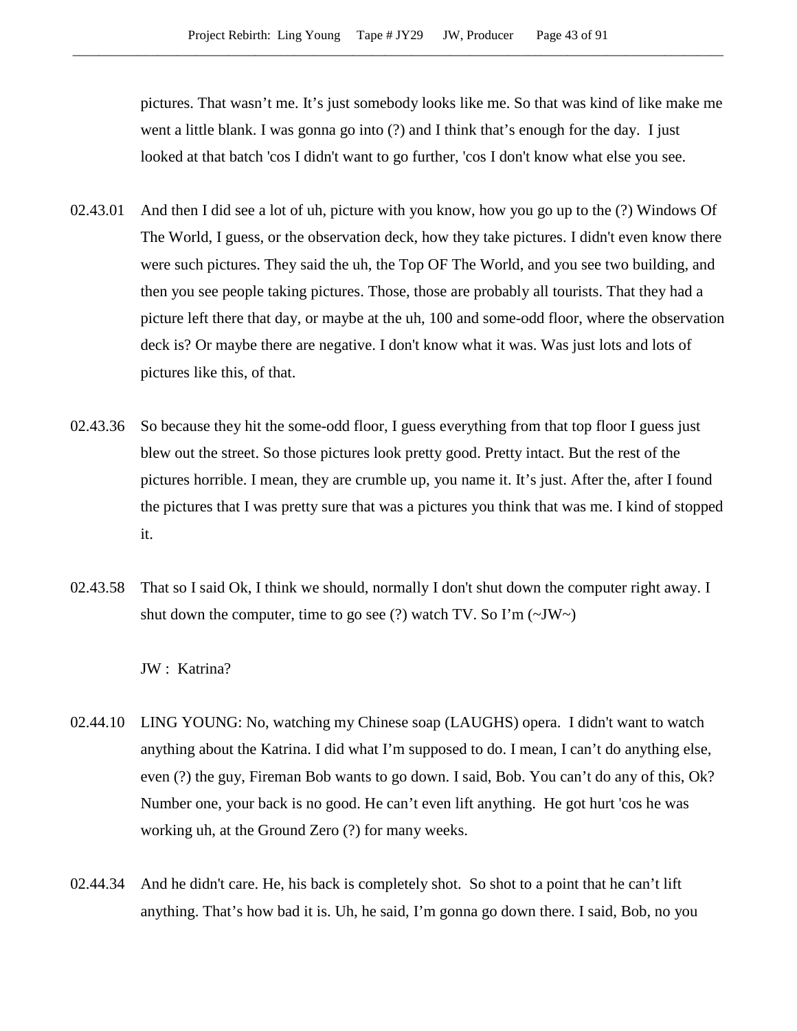pictures. That wasn't me. It's just somebody looks like me. So that was kind of like make me went a little blank. I was gonna go into (?) and I think that's enough for the day. I just looked at that batch 'cos I didn't want to go further, 'cos I don't know what else you see.

02.43.01 And then I did see a lot of uh, picture with you know, how you go up to the (?) Windows Of The World, I guess, or the observation deck, how they take pictures. I didn't even know there were such pictures. They said the uh, the Top OF The World, and you see two building, and then you see people taking pictures. Those, those are probably all tourists. That they had a picture left there that day, or maybe at the uh, 100 and some-odd floor, where the observation deck is? Or maybe there are negative. I don't know what it was. Was just lots and lots of pictures like this, of that.

02.43.36 So because they hit the some-odd floor, I guess everything from that top floor I guess just blew out the street. So those pictures look pretty good. Pretty intact. But the rest of the pictures horrible. I mean, they are crumble up, you name it. It's just. After the, after I found the pictures that I was pretty sure that was a pictures you think that was me. I kind of stopped it.

02.43.58 That so I said Ok, I think we should, normally I don't shut down the computer right away. I shut down the computer, time to go see (?) watch TV. So I'm (~JW~)

JW : Katrina?

02.44.10 LING YOUNG: No, watching my Chinese soap (LAUGHS) opera. I didn't want to watch anything about the Katrina. I did what I'm supposed to do. I mean, I can't do anything else, even (?) the guy, Fireman Bob wants to go down. I said, Bob. You can't do any of this, Ok? Number one, your back is no good. He can't even lift anything. He got hurt 'cos he was working uh, at the Ground Zero (?) for many weeks.

02.44.34 And he didn't care. He, his back is completely shot. So shot to a point that he can't lift anything. That's how bad it is. Uh, he said, I'm gonna go down there. I said, Bob, no you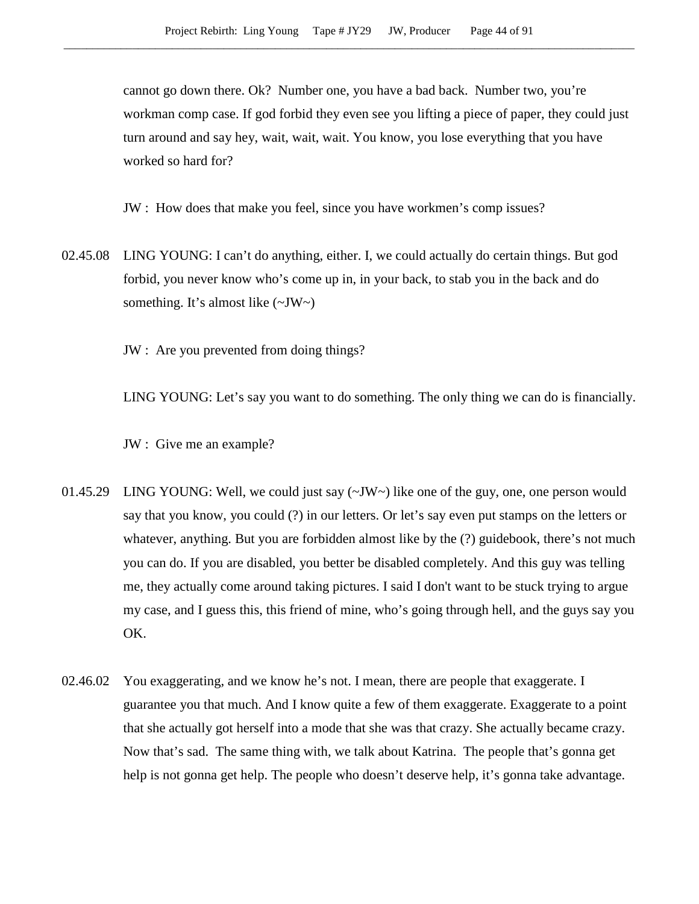cannot go down there. Ok? Number one, you have a bad back. Number two, you're workman comp case. If god forbid they even see you lifting a piece of paper, they could just turn around and say hey, wait, wait, wait. You know, you lose everything that you have worked so hard for?

JW : How does that make you feel, since you have workmen's comp issues?

02.45.08 LING YOUNG: I can't do anything, either. I, we could actually do certain things. But god forbid, you never know who's come up in, in your back, to stab you in the back and do something. It's almost like (~JW~)

JW : Are you prevented from doing things?

LING YOUNG: Let's say you want to do something. The only thing we can do is financially.

JW : Give me an example?

01.45.29 LING YOUNG: Well, we could just say (~JW~) like one of the guy, one, one person would say that you know, you could (?) in our letters. Or let's say even put stamps on the letters or whatever, anything. But you are forbidden almost like by the (?) guidebook, there's not much you can do. If you are disabled, you better be disabled completely. And this guy was telling me, they actually come around taking pictures. I said I don't want to be stuck trying to argue my case, and I guess this, this friend of mine, who's going through hell, and the guys say you OK.

02.46.02 You exaggerating, and we know he's not. I mean, there are people that exaggerate. I guarantee you that much. And I know quite a few of them exaggerate. Exaggerate to a point that she actually got herself into a mode that she was that crazy. She actually became crazy. Now that's sad. The same thing with, we talk about Katrina. The people that's gonna get help is not gonna get help. The people who doesn't deserve help, it's gonna take advantage.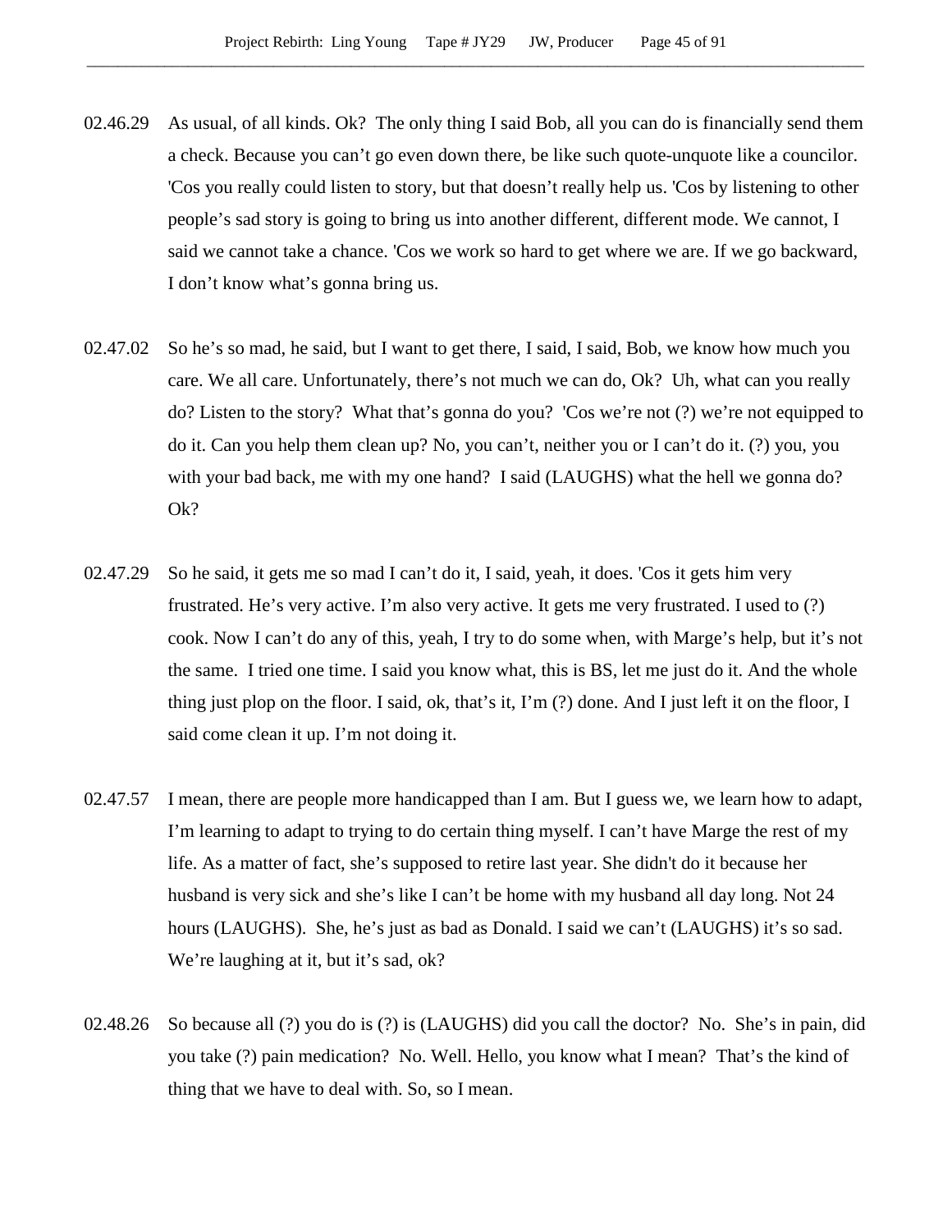02.46.29 As usual, of all kinds. Ok? The only thing I said Bob, all you can do is financially send them a check. Because you can't go even down there, be like such quote-unquote like a councilor. 'Cos you really could listen to story, but that doesn't really help us. 'Cos by listening to other people's sad story is going to bring us into another different, different mode. We cannot, I said we cannot take a chance. 'Cos we work so hard to get where we are. If we go backward, I don't know what's gonna bring us.

02.47.02 So he's so mad, he said, but I want to get there, I said, I said, Bob, we know how much you care. We all care. Unfortunately, there's not much we can do, Ok? Uh, what can you really do? Listen to the story? What that's gonna do you? 'Cos we're not (?) we're not equipped to do it. Can you help them clean up? No, you can't, neither you or I can't do it. (?) you, you with your bad back, me with my one hand? I said (LAUGHS) what the hell we gonna do? Ok?

02.47.29 So he said, it gets me so mad I can't do it, I said, yeah, it does. 'Cos it gets him very frustrated. He's very active. I'm also very active. It gets me very frustrated. I used to (?) cook. Now I can't do any of this, yeah, I try to do some when, with Marge's help, but it's not the same. I tried one time. I said you know what, this is BS, let me just do it. And the whole thing just plop on the floor. I said, ok, that's it, I'm (?) done. And I just left it on the floor, I said come clean it up. I'm not doing it.

02.47.57 I mean, there are people more handicapped than I am. But I guess we, we learn how to adapt, I'm learning to adapt to trying to do certain thing myself. I can't have Marge the rest of my life. As a matter of fact, she's supposed to retire last year. She didn't do it because her husband is very sick and she's like I can't be home with my husband all day long. Not 24 hours (LAUGHS). She, he's just as bad as Donald. I said we can't (LAUGHS) it's so sad. We're laughing at it, but it's sad, ok?

02.48.26 So because all (?) you do is (?) is (LAUGHS) did you call the doctor? No. She's in pain, did you take (?) pain medication? No. Well. Hello, you know what I mean? That's the kind of thing that we have to deal with. So, so I mean.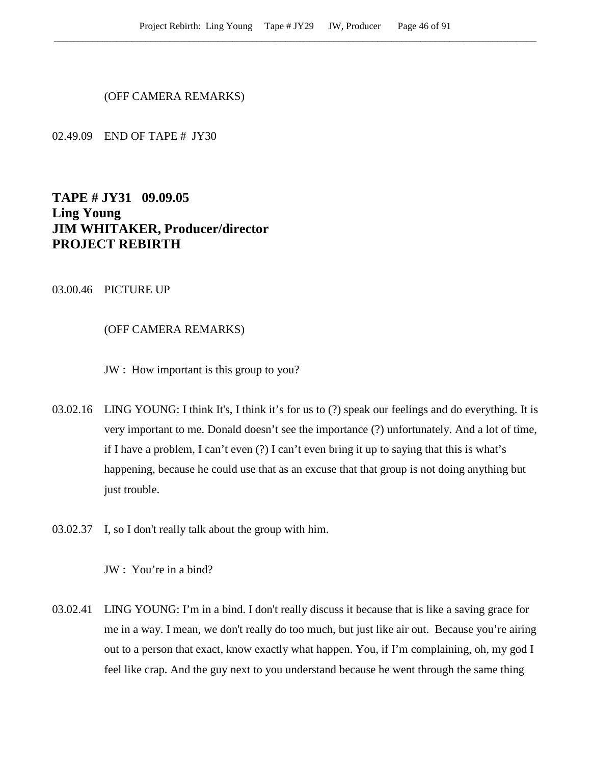(OFF CAMERA REMARKS)

02.49.09 END OF TAPE # JY30

## TAPE # JY31 09.09.05
## Ling Young
## JIM WHITAKER, Producer/director
## PROJECT REBIRTH

03.00.46 PICTURE UP

(OFF CAMERA REMARKS)

JW : How important is this group to you?

03.02.16 LING YOUNG: I think It's, I think it's for us to (?) speak our feelings and do everything. It is very important to me. Donald doesn't see the importance (?) unfortunately. And a lot of time, if I have a problem, I can't even (?) I can't even bring it up to saying that this is what's happening, because he could use that as an excuse that that group is not doing anything but just trouble.

03.02.37 I, so I don't really talk about the group with him.

JW : You're in a bind?

03.02.41 LING YOUNG: I'm in a bind. I don't really discuss it because that is like a saving grace for me in a way. I mean, we don't really do too much, but just like air out. Because you're airing out to a person that exact, know exactly what happen. You, if I'm complaining, oh, my god I feel like crap. And the guy next to you understand because he went through the same thing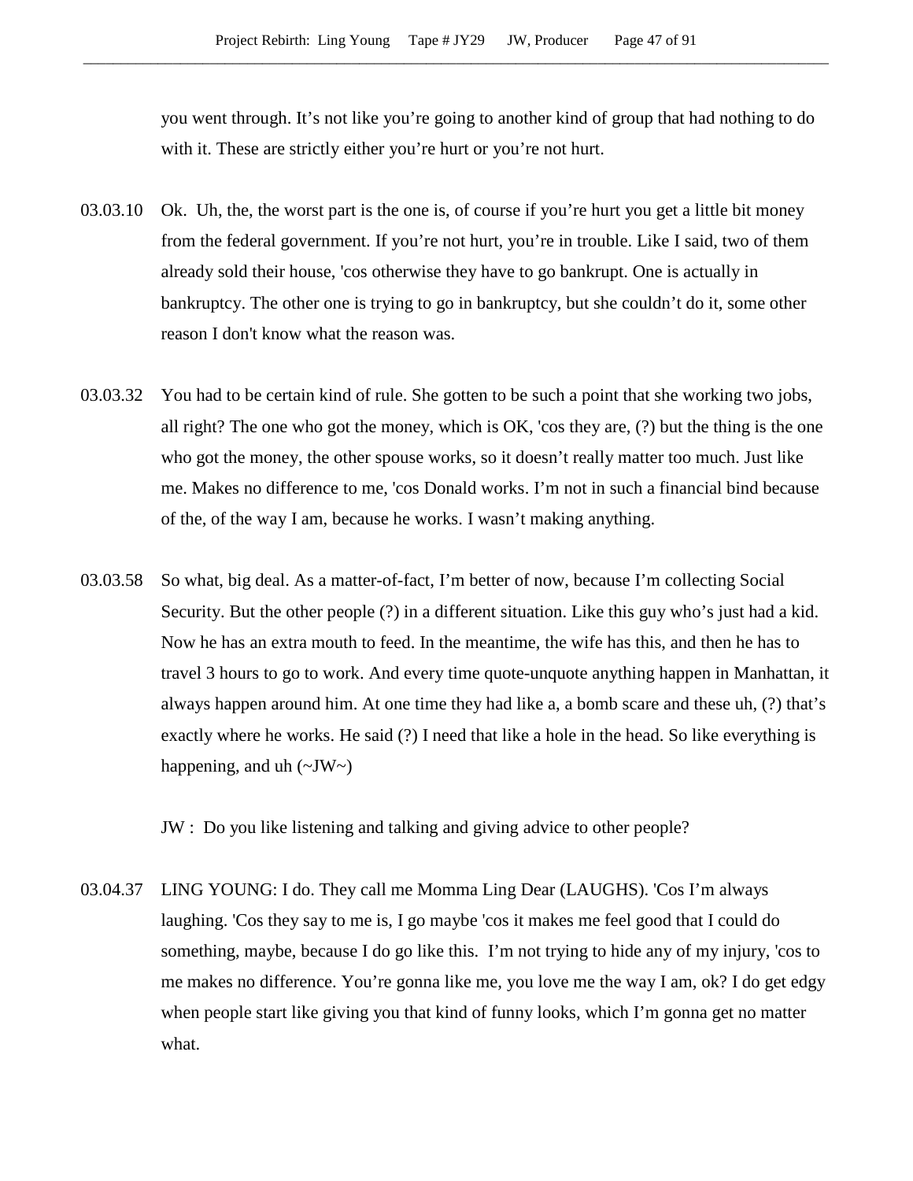you went through. It's not like you're going to another kind of group that had nothing to do with it. These are strictly either you're hurt or you're not hurt.

03.03.10 Ok. Uh, the, the worst part is the one is, of course if you're hurt you get a little bit money from the federal government. If you're not hurt, you're in trouble. Like I said, two of them already sold their house, 'cos otherwise they have to go bankrupt. One is actually in bankruptcy. The other one is trying to go in bankruptcy, but she couldn't do it, some other reason I don't know what the reason was.

03.03.32 You had to be certain kind of rule. She gotten to be such a point that she working two jobs, all right? The one who got the money, which is OK, 'cos they are, (?) but the thing is the one who got the money, the other spouse works, so it doesn't really matter too much. Just like me. Makes no difference to me, 'cos Donald works. I'm not in such a financial bind because of the, of the way I am, because he works. I wasn't making anything.

03.03.58 So what, big deal. As a matter-of-fact, I'm better of now, because I'm collecting Social Security. But the other people (?) in a different situation. Like this guy who's just had a kid. Now he has an extra mouth to feed. In the meantime, the wife has this, and then he has to travel 3 hours to go to work. And every time quote-unquote anything happen in Manhattan, it always happen around him. At one time they had like a, a bomb scare and these uh, (?) that's exactly where he works. He said (?) I need that like a hole in the head. So like everything is happening, and uh (~JW~)

JW : Do you like listening and talking and giving advice to other people?

03.04.37 LING YOUNG: I do. They call me Momma Ling Dear (LAUGHS). 'Cos I'm always laughing. 'Cos they say to me is, I go maybe 'cos it makes me feel good that I could do something, maybe, because I do go like this. I'm not trying to hide any of my injury, 'cos to me makes no difference. You're gonna like me, you love me the way I am, ok? I do get edgy when people start like giving you that kind of funny looks, which I'm gonna get no matter what.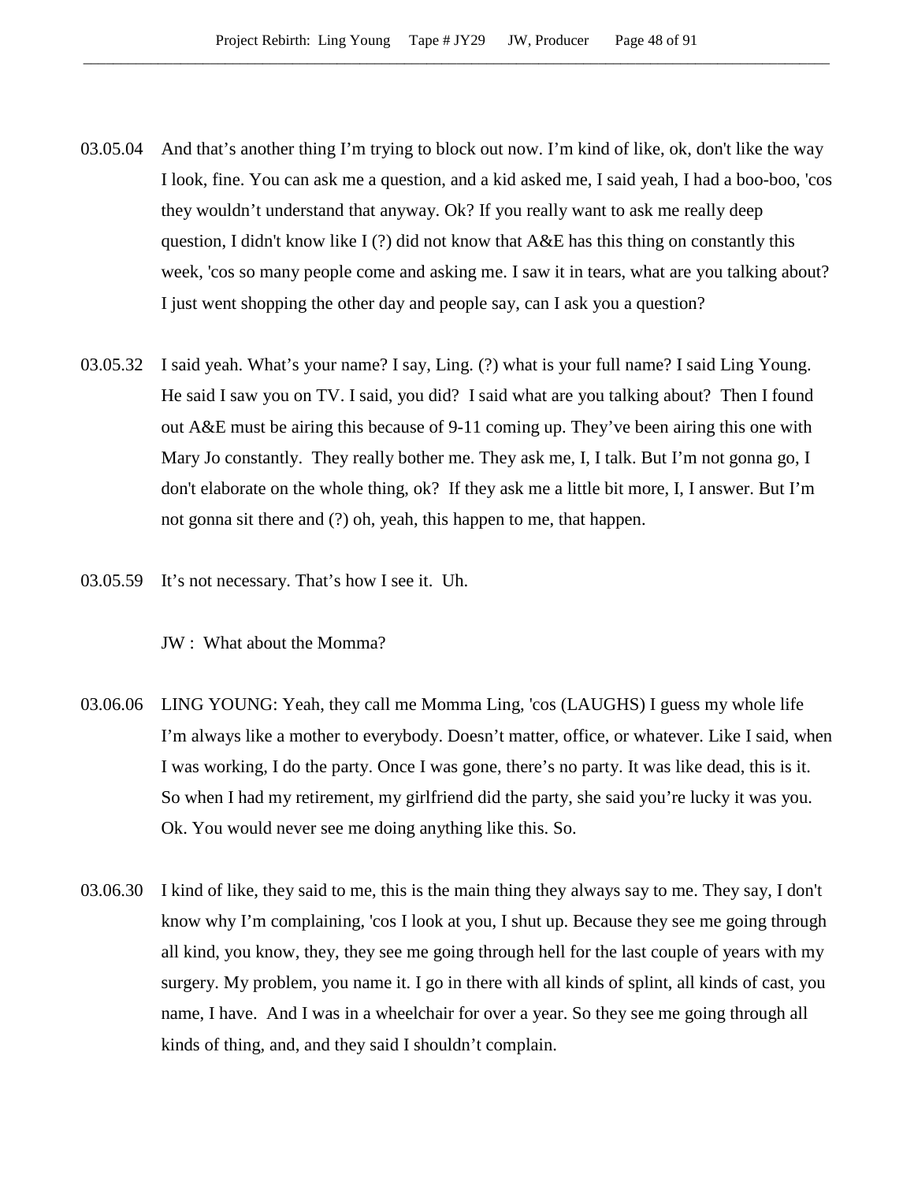03.05.04 And that's another thing I'm trying to block out now. I'm kind of like, ok, don't like the way I look, fine. You can ask me a question, and a kid asked me, I said yeah, I had a boo-boo, 'cos they wouldn't understand that anyway. Ok? If you really want to ask me really deep question, I didn't know like I (?) did not know that A&E has this thing on constantly this week, 'cos so many people come and asking me. I saw it in tears, what are you talking about? I just went shopping the other day and people say, can I ask you a question?

03.05.32 I said yeah. What's your name? I say, Ling. (?) what is your full name? I said Ling Young. He said I saw you on TV. I said, you did? I said what are you talking about? Then I found out A&E must be airing this because of 9-11 coming up. They've been airing this one with Mary Jo constantly. They really bother me. They ask me, I, I talk. But I'm not gonna go, I don't elaborate on the whole thing, ok? If they ask me a little bit more, I, I answer. But I'm not gonna sit there and (?) oh, yeah, this happen to me, that happen.

03.05.59 It's not necessary. That's how I see it. Uh.

JW : What about the Momma?

03.06.06 LING YOUNG: Yeah, they call me Momma Ling, 'cos (LAUGHS) I guess my whole life I'm always like a mother to everybody. Doesn't matter, office, or whatever. Like I said, when I was working, I do the party. Once I was gone, there's no party. It was like dead, this is it. So when I had my retirement, my girlfriend did the party, she said you're lucky it was you. Ok. You would never see me doing anything like this. So.

03.06.30 I kind of like, they said to me, this is the main thing they always say to me. They say, I don't know why I'm complaining, 'cos I look at you, I shut up. Because they see me going through all kind, you know, they, they see me going through hell for the last couple of years with my surgery. My problem, you name it. I go in there with all kinds of splint, all kinds of cast, you name, I have. And I was in a wheelchair for over a year. So they see me going through all kinds of thing, and, and they said I shouldn't complain.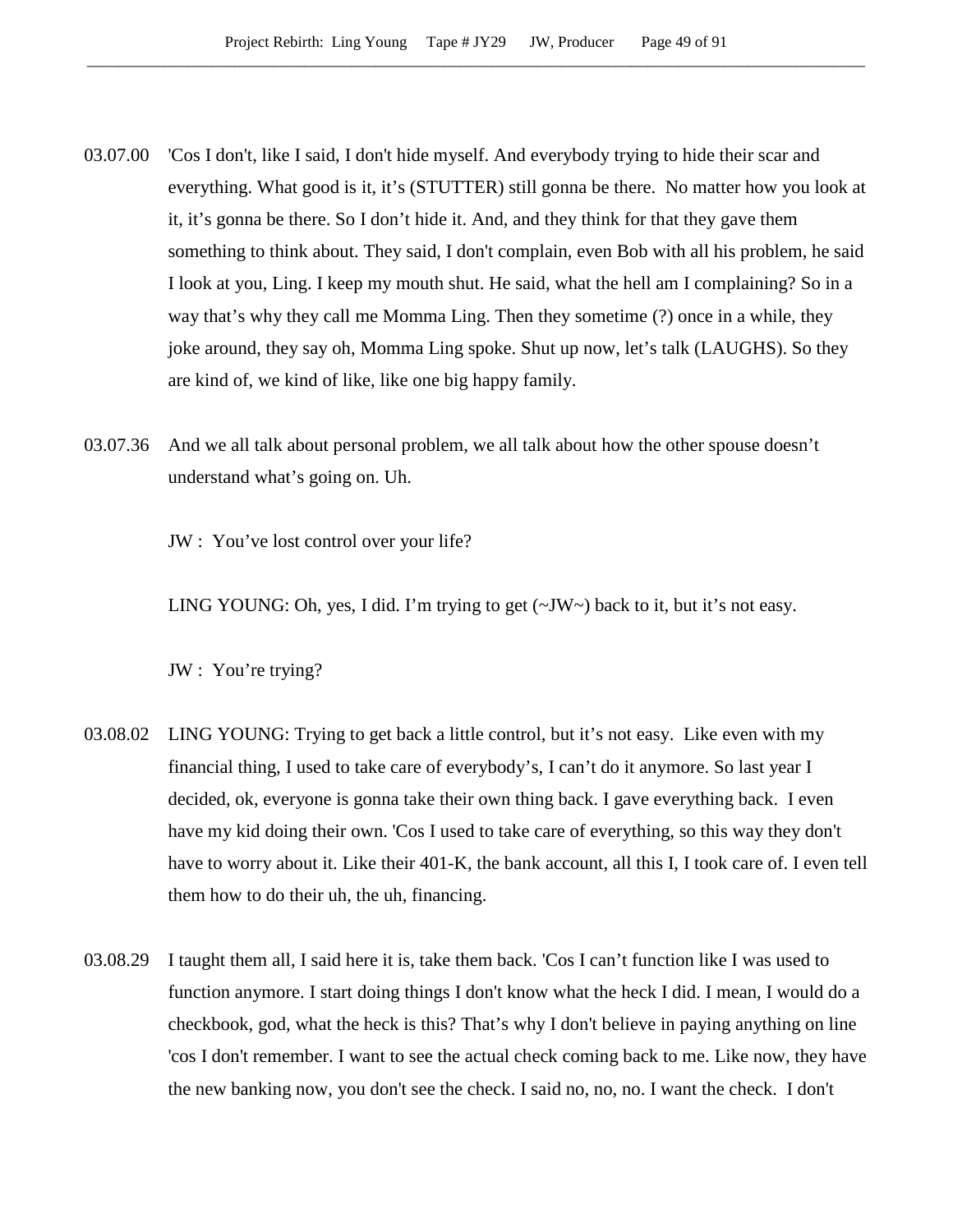03.07.00 'Cos I don't, like I said, I don't hide myself. And everybody trying to hide their scar and everything. What good is it, it's (STUTTER) still gonna be there. No matter how you look at it, it's gonna be there. So I don't hide it. And, and they think for that they gave them something to think about. They said, I don't complain, even Bob with all his problem, he said I look at you, Ling. I keep my mouth shut. He said, what the hell am I complaining? So in a way that's why they call me Momma Ling. Then they sometime (?) once in a while, they joke around, they say oh, Momma Ling spoke. Shut up now, let's talk (LAUGHS). So they are kind of, we kind of like, like one big happy family.

03.07.36 And we all talk about personal problem, we all talk about how the other spouse doesn't understand what's going on. Uh.

JW : You've lost control over your life?

LING YOUNG: Oh, yes, I did. I'm trying to get (~JW~) back to it, but it's not easy.

JW : You're trying?

03.08.02 LING YOUNG: Trying to get back a little control, but it's not easy. Like even with my financial thing, I used to take care of everybody's, I can't do it anymore. So last year I decided, ok, everyone is gonna take their own thing back. I gave everything back. I even have my kid doing their own. 'Cos I used to take care of everything, so this way they don't have to worry about it. Like their 401-K, the bank account, all this I, I took care of. I even tell them how to do their uh, the uh, financing.

03.08.29 I taught them all, I said here it is, take them back. 'Cos I can't function like I was used to function anymore. I start doing things I don't know what the heck I did. I mean, I would do a checkbook, god, what the heck is this? That's why I don't believe in paying anything on line 'cos I don't remember. I want to see the actual check coming back to me. Like now, they have the new banking now, you don't see the check. I said no, no, no. I want the check. I don't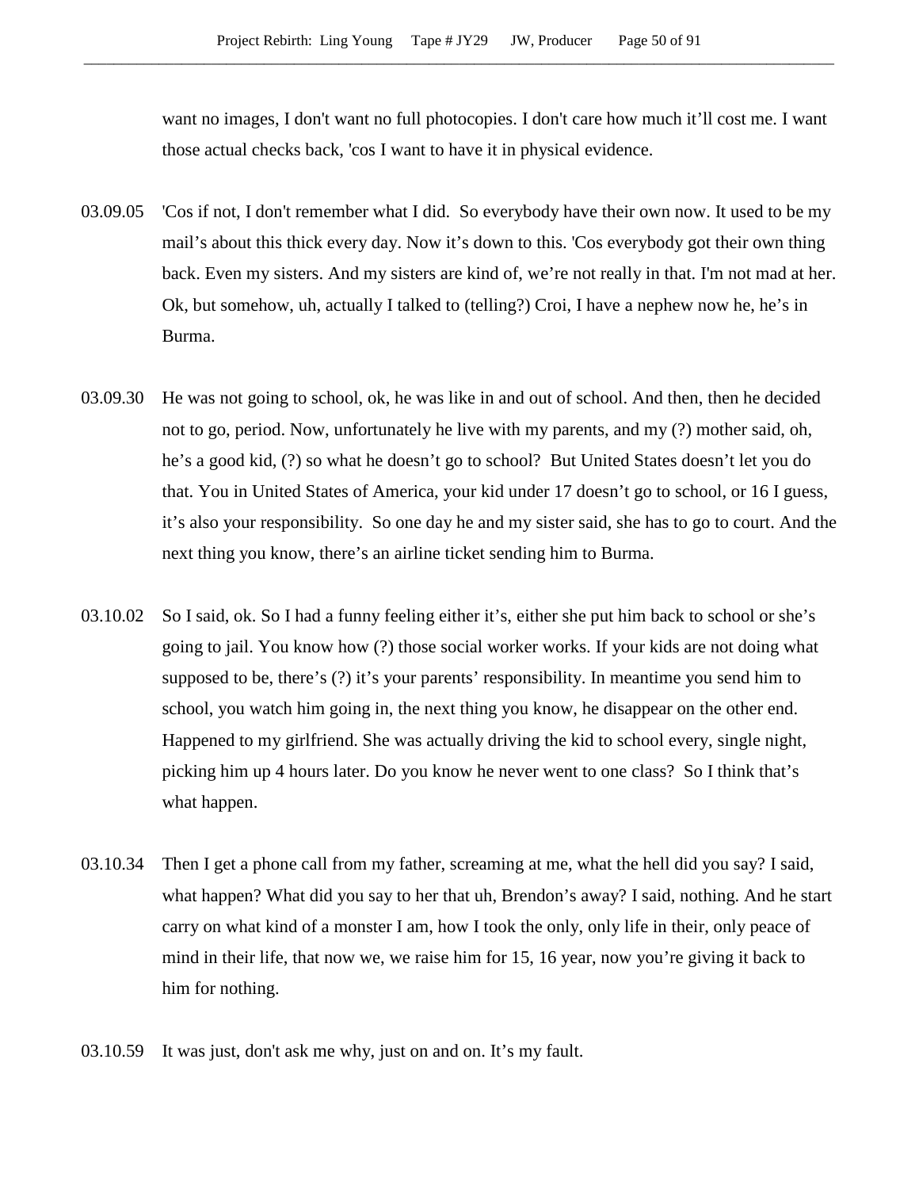want no images, I don't want no full photocopies. I don't care how much it'll cost me. I want those actual checks back, 'cos I want to have it in physical evidence.

03.09.05 'Cos if not, I don't remember what I did. So everybody have their own now. It used to be my mail's about this thick every day. Now it's down to this. 'Cos everybody got their own thing back. Even my sisters. And my sisters are kind of, we're not really in that. I'm not mad at her. Ok, but somehow, uh, actually I talked to (telling?) Croi, I have a nephew now he, he's in Burma.

03.09.30 He was not going to school, ok, he was like in and out of school. And then, then he decided not to go, period. Now, unfortunately he live with my parents, and my (?) mother said, oh, he's a good kid, (?) so what he doesn't go to school? But United States doesn't let you do that. You in United States of America, your kid under 17 doesn't go to school, or 16 I guess, it's also your responsibility. So one day he and my sister said, she has to go to court. And the next thing you know, there's an airline ticket sending him to Burma.

03.10.02 So I said, ok. So I had a funny feeling either it's, either she put him back to school or she's going to jail. You know how (?) those social worker works. If your kids are not doing what supposed to be, there's (?) it's your parents' responsibility. In meantime you send him to school, you watch him going in, the next thing you know, he disappear on the other end. Happened to my girlfriend. She was actually driving the kid to school every, single night, picking him up 4 hours later. Do you know he never went to one class? So I think that's what happen.

03.10.34 Then I get a phone call from my father, screaming at me, what the hell did you say? I said, what happen? What did you say to her that uh, Brendon's away? I said, nothing. And he start carry on what kind of a monster I am, how I took the only, only life in their, only peace of mind in their life, that now we, we raise him for 15, 16 year, now you're giving it back to him for nothing.

03.10.59 It was just, don't ask me why, just on and on. It's my fault.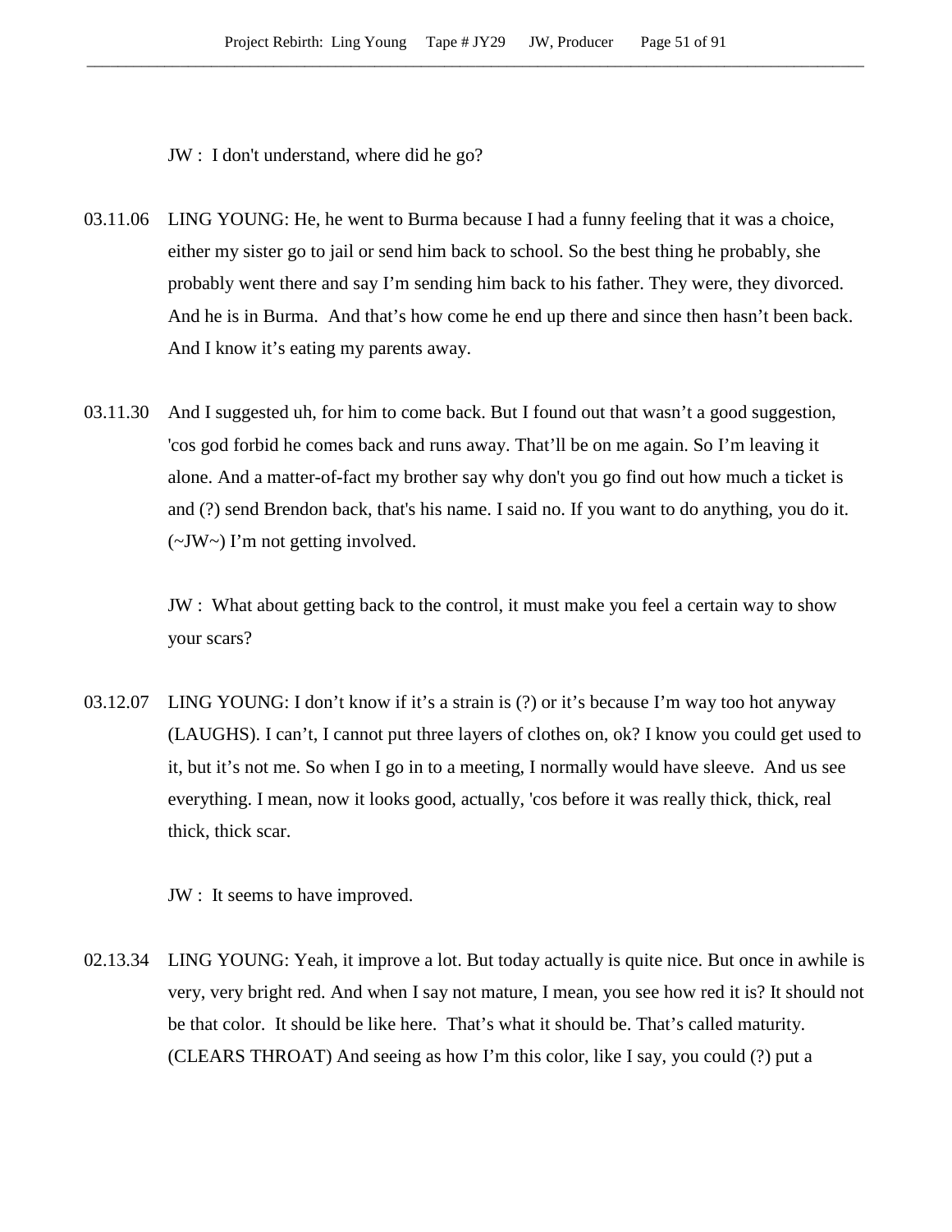JW : I don't understand, where did he go?

03.11.06 LING YOUNG: He, he went to Burma because I had a funny feeling that it was a choice, either my sister go to jail or send him back to school. So the best thing he probably, she probably went there and say I'm sending him back to his father. They were, they divorced. And he is in Burma. And that's how come he end up there and since then hasn't been back. And I know it's eating my parents away.

03.11.30 And I suggested uh, for him to come back. But I found out that wasn't a good suggestion, 'cos god forbid he comes back and runs away. That'll be on me again. So I'm leaving it alone. And a matter-of-fact my brother say why don't you go find out how much a ticket is and (?) send Brendon back, that's his name. I said no. If you want to do anything, you do it. (~JW~) I'm not getting involved.

JW : What about getting back to the control, it must make you feel a certain way to show your scars?

03.12.07 LING YOUNG: I don't know if it's a strain is (?) or it's because I'm way too hot anyway (LAUGHS). I can't, I cannot put three layers of clothes on, ok? I know you could get used to it, but it's not me. So when I go in to a meeting, I normally would have sleeve. And us see everything. I mean, now it looks good, actually, 'cos before it was really thick, thick, real thick, thick scar.

JW : It seems to have improved.

02.13.34 LING YOUNG: Yeah, it improve a lot. But today actually is quite nice. But once in awhile is very, very bright red. And when I say not mature, I mean, you see how red it is? It should not be that color. It should be like here. That's what it should be. That's called maturity. (CLEARS THROAT) And seeing as how I'm this color, like I say, you could (?) put a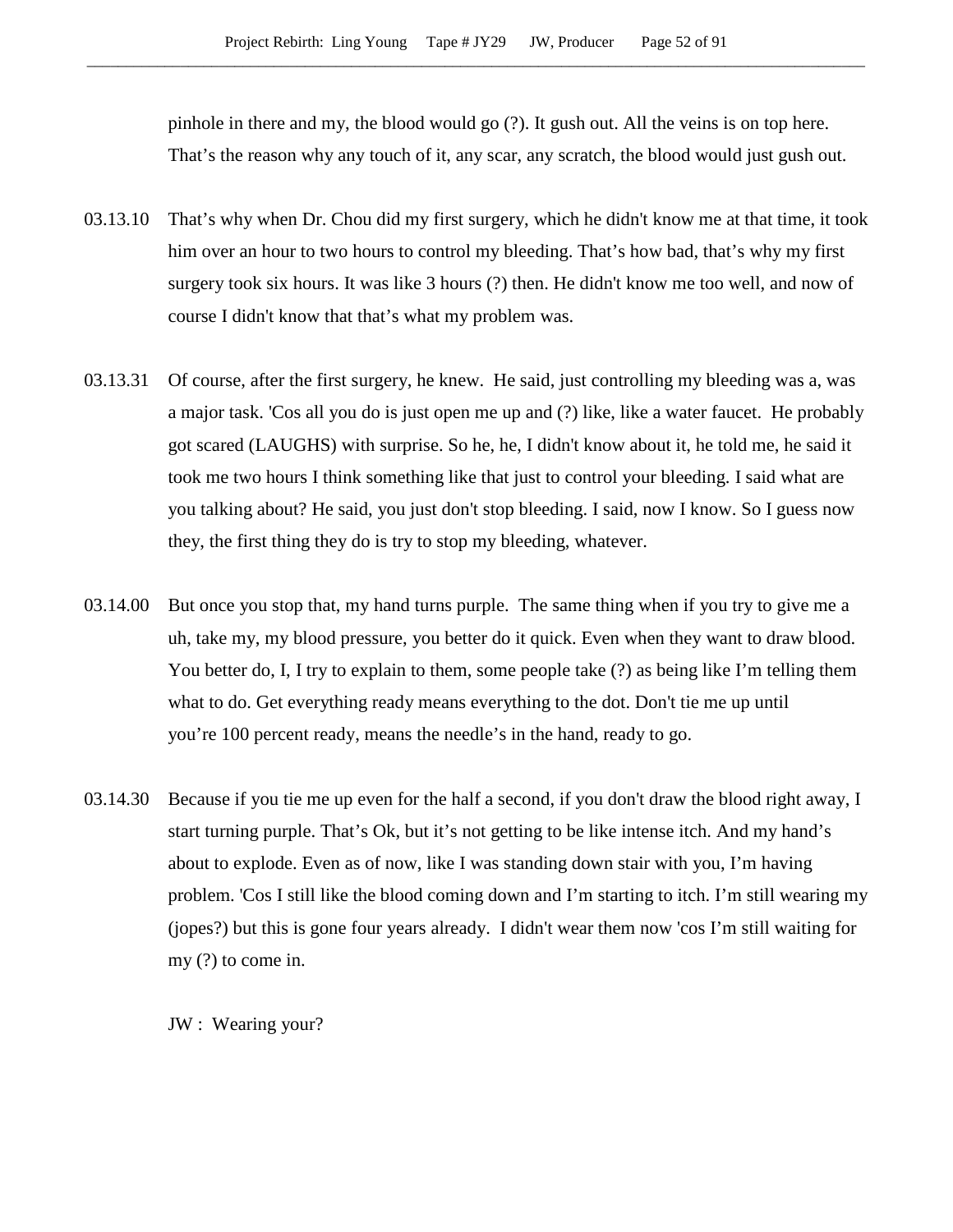pinhole in there and my, the blood would go (?). It gush out. All the veins is on top here. That's the reason why any touch of it, any scar, any scratch, the blood would just gush out.

03.13.10 That's why when Dr. Chou did my first surgery, which he didn't know me at that time, it took him over an hour to two hours to control my bleeding. That's how bad, that's why my first surgery took six hours. It was like 3 hours (?) then. He didn't know me too well, and now of course I didn't know that that's what my problem was.

03.13.31 Of course, after the first surgery, he knew. He said, just controlling my bleeding was a, was a major task. 'Cos all you do is just open me up and (?) like, like a water faucet. He probably got scared (LAUGHS) with surprise. So he, he, I didn't know about it, he told me, he said it took me two hours I think something like that just to control your bleeding. I said what are you talking about? He said, you just don't stop bleeding. I said, now I know. So I guess now they, the first thing they do is try to stop my bleeding, whatever.

03.14.00 But once you stop that, my hand turns purple. The same thing when if you try to give me a uh, take my, my blood pressure, you better do it quick. Even when they want to draw blood. You better do, I, I try to explain to them, some people take (?) as being like I'm telling them what to do. Get everything ready means everything to the dot. Don't tie me up until you're 100 percent ready, means the needle's in the hand, ready to go.

03.14.30 Because if you tie me up even for the half a second, if you don't draw the blood right away, I start turning purple. That's Ok, but it's not getting to be like intense itch. And my hand's about to explode. Even as of now, like I was standing down stair with you, I'm having problem. 'Cos I still like the blood coming down and I'm starting to itch. I'm still wearing my (jopes?) but this is gone four years already. I didn't wear them now 'cos I'm still waiting for my (?) to come in.

JW : Wearing your?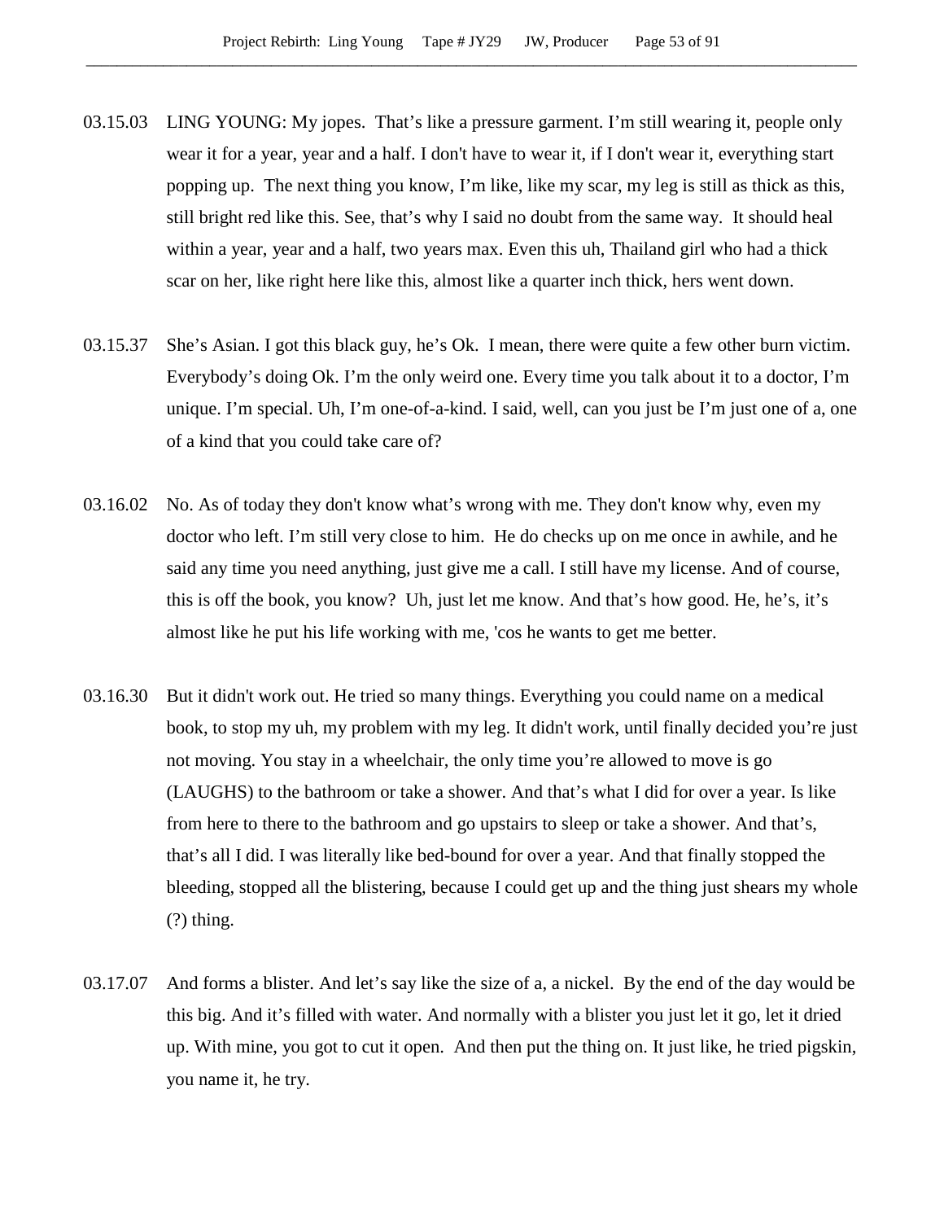03.15.03 LING YOUNG: My jopes. That's like a pressure garment. I'm still wearing it, people only wear it for a year, year and a half. I don't have to wear it, if I don't wear it, everything start popping up. The next thing you know, I'm like, like my scar, my leg is still as thick as this, still bright red like this. See, that's why I said no doubt from the same way. It should heal within a year, year and a half, two years max. Even this uh, Thailand girl who had a thick scar on her, like right here like this, almost like a quarter inch thick, hers went down.

03.15.37 She's Asian. I got this black guy, he's Ok. I mean, there were quite a few other burn victim. Everybody's doing Ok. I'm the only weird one. Every time you talk about it to a doctor, I'm unique. I'm special. Uh, I'm one-of-a-kind. I said, well, can you just be I'm just one of a, one of a kind that you could take care of?

03.16.02 No. As of today they don't know what's wrong with me. They don't know why, even my doctor who left. I'm still very close to him. He do checks up on me once in awhile, and he said any time you need anything, just give me a call. I still have my license. And of course, this is off the book, you know? Uh, just let me know. And that's how good. He, he's, it's almost like he put his life working with me, 'cos he wants to get me better.

03.16.30 But it didn't work out. He tried so many things. Everything you could name on a medical book, to stop my uh, my problem with my leg. It didn't work, until finally decided you're just not moving. You stay in a wheelchair, the only time you're allowed to move is go (LAUGHS) to the bathroom or take a shower. And that's what I did for over a year. Is like from here to there to the bathroom and go upstairs to sleep or take a shower. And that's, that's all I did. I was literally like bed-bound for over a year. And that finally stopped the bleeding, stopped all the blistering, because I could get up and the thing just shears my whole (?) thing.

03.17.07 And forms a blister. And let's say like the size of a, a nickel. By the end of the day would be this big. And it's filled with water. And normally with a blister you just let it go, let it dried up. With mine, you got to cut it open. And then put the thing on. It just like, he tried pigskin, you name it, he try.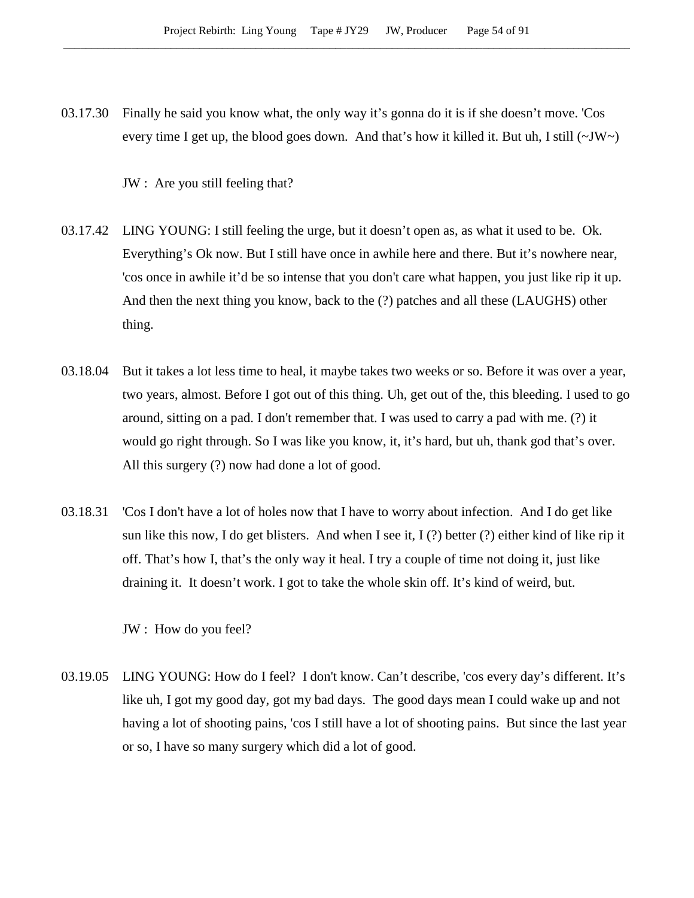03.17.30 Finally he said you know what, the only way it's gonna do it is if she doesn't move. 'Cos every time I get up, the blood goes down. And that's how it killed it. But uh, I still (~JW~)

JW : Are you still feeling that?

03.17.42 LING YOUNG: I still feeling the urge, but it doesn't open as, as what it used to be. Ok. Everything's Ok now. But I still have once in awhile here and there. But it's nowhere near, 'cos once in awhile it'd be so intense that you don't care what happen, you just like rip it up. And then the next thing you know, back to the (?) patches and all these (LAUGHS) other thing.

03.18.04 But it takes a lot less time to heal, it maybe takes two weeks or so. Before it was over a year, two years, almost. Before I got out of this thing. Uh, get out of the, this bleeding. I used to go around, sitting on a pad. I don't remember that. I was used to carry a pad with me. (?) it would go right through. So I was like you know, it, it's hard, but uh, thank god that's over. All this surgery (?) now had done a lot of good.

03.18.31 'Cos I don't have a lot of holes now that I have to worry about infection. And I do get like sun like this now, I do get blisters. And when I see it, I (?) better (?) either kind of like rip it off. That's how I, that's the only way it heal. I try a couple of time not doing it, just like draining it. It doesn't work. I got to take the whole skin off. It's kind of weird, but.

JW : How do you feel?

03.19.05 LING YOUNG: How do I feel? I don't know. Can't describe, 'cos every day's different. It's like uh, I got my good day, got my bad days. The good days mean I could wake up and not having a lot of shooting pains, 'cos I still have a lot of shooting pains. But since the last year or so, I have so many surgery which did a lot of good.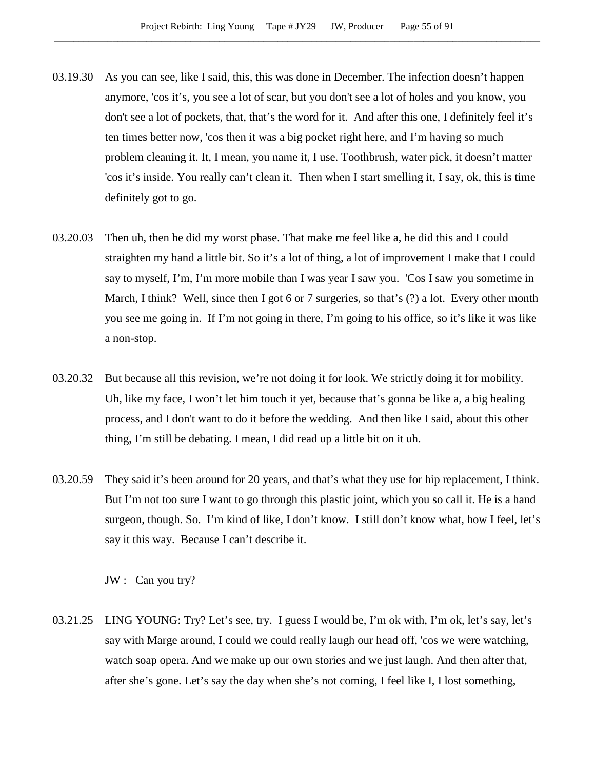03.19.30 As you can see, like I said, this, this was done in December. The infection doesn't happen anymore, 'cos it's, you see a lot of scar, but you don't see a lot of holes and you know, you don't see a lot of pockets, that, that's the word for it. And after this one, I definitely feel it's ten times better now, 'cos then it was a big pocket right here, and I'm having so much problem cleaning it. It, I mean, you name it, I use. Toothbrush, water pick, it doesn't matter 'cos it's inside. You really can't clean it. Then when I start smelling it, I say, ok, this is time definitely got to go.

03.20.03 Then uh, then he did my worst phase. That make me feel like a, he did this and I could straighten my hand a little bit. So it's a lot of thing, a lot of improvement I make that I could say to myself, I'm, I'm more mobile than I was year I saw you. 'Cos I saw you sometime in March, I think? Well, since then I got 6 or 7 surgeries, so that's (?) a lot. Every other month you see me going in. If I'm not going in there, I'm going to his office, so it's like it was like a non-stop.

03.20.32 But because all this revision, we're not doing it for look. We strictly doing it for mobility. Uh, like my face, I won't let him touch it yet, because that's gonna be like a, a big healing process, and I don't want to do it before the wedding. And then like I said, about this other thing, I'm still be debating. I mean, I did read up a little bit on it uh.

03.20.59 They said it's been around for 20 years, and that's what they use for hip replacement, I think. But I'm not too sure I want to go through this plastic joint, which you so call it. He is a hand surgeon, though. So. I'm kind of like, I don't know. I still don't know what, how I feel, let's say it this way. Because I can't describe it.

JW : Can you try?

03.21.25 LING YOUNG: Try? Let's see, try. I guess I would be, I'm ok with, I'm ok, let's say, let's say with Marge around, I could we could really laugh our head off, 'cos we were watching, watch soap opera. And we make up our own stories and we just laugh. And then after that, after she's gone. Let's say the day when she's not coming, I feel like I, I lost something,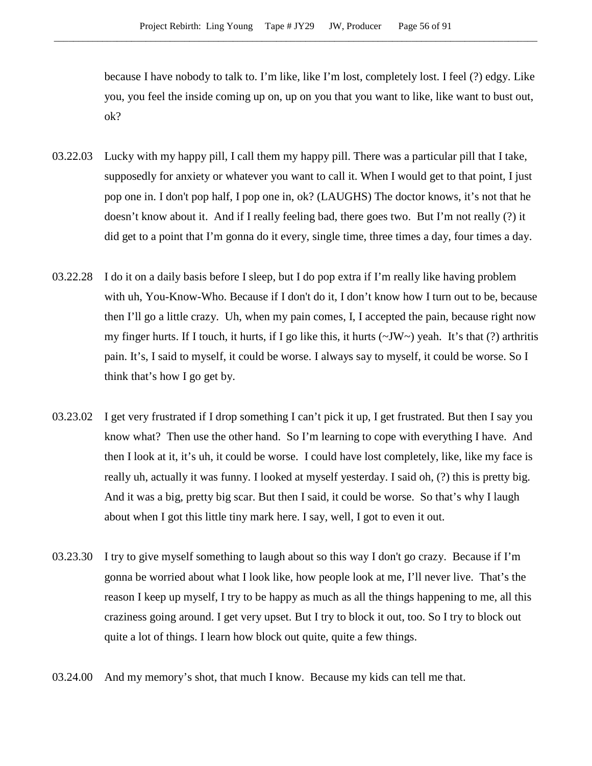because I have nobody to talk to. I'm like, like I'm lost, completely lost. I feel (?) edgy. Like you, you feel the inside coming up on, up on you that you want to like, like want to bust out, ok?

03.22.03 Lucky with my happy pill, I call them my happy pill. There was a particular pill that I take, supposedly for anxiety or whatever you want to call it. When I would get to that point, I just pop one in. I don't pop half, I pop one in, ok? (LAUGHS) The doctor knows, it's not that he doesn't know about it. And if I really feeling bad, there goes two. But I'm not really (?) it did get to a point that I'm gonna do it every, single time, three times a day, four times a day.

03.22.28 I do it on a daily basis before I sleep, but I do pop extra if I'm really like having problem with uh, You-Know-Who. Because if I don't do it, I don't know how I turn out to be, because then I'll go a little crazy. Uh, when my pain comes, I, I accepted the pain, because right now my finger hurts. If I touch, it hurts, if I go like this, it hurts (~JW~) yeah. It's that (?) arthritis pain. It's, I said to myself, it could be worse. I always say to myself, it could be worse. So I think that's how I go get by.

03.23.02 I get very frustrated if I drop something I can't pick it up, I get frustrated. But then I say you know what? Then use the other hand. So I'm learning to cope with everything I have. And then I look at it, it's uh, it could be worse. I could have lost completely, like, like my face is really uh, actually it was funny. I looked at myself yesterday. I said oh, (?) this is pretty big. And it was a big, pretty big scar. But then I said, it could be worse. So that's why I laugh about when I got this little tiny mark here. I say, well, I got to even it out.

03.23.30 I try to give myself something to laugh about so this way I don't go crazy. Because if I'm gonna be worried about what I look like, how people look at me, I'll never live. That's the reason I keep up myself, I try to be happy as much as all the things happening to me, all this craziness going around. I get very upset. But I try to block it out, too. So I try to block out quite a lot of things. I learn how block out quite, quite a few things.

03.24.00 And my memory's shot, that much I know. Because my kids can tell me that.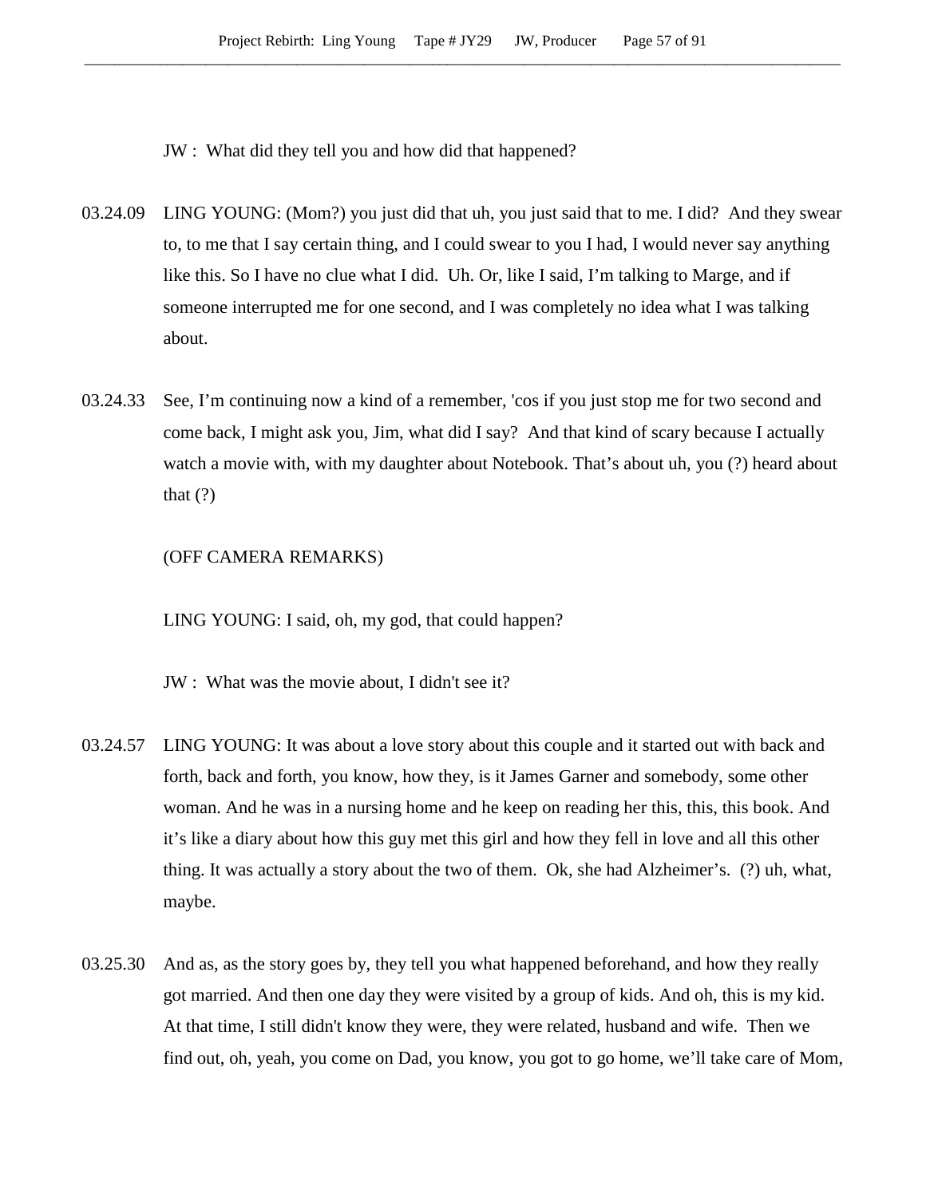JW : What did they tell you and how did that happened?

03.24.09 LING YOUNG: (Mom?) you just did that uh, you just said that to me. I did? And they swear to, to me that I say certain thing, and I could swear to you I had, I would never say anything like this. So I have no clue what I did. Uh. Or, like I said, I'm talking to Marge, and if someone interrupted me for one second, and I was completely no idea what I was talking about.

03.24.33 See, I'm continuing now a kind of a remember, 'cos if you just stop me for two second and come back, I might ask you, Jim, what did I say? And that kind of scary because I actually watch a movie with, with my daughter about Notebook. That's about uh, you (?) heard about that (?)

(OFF CAMERA REMARKS)

LING YOUNG: I said, oh, my god, that could happen?

JW : What was the movie about, I didn't see it?

03.24.57 LING YOUNG: It was about a love story about this couple and it started out with back and forth, back and forth, you know, how they, is it James Garner and somebody, some other woman. And he was in a nursing home and he keep on reading her this, this, this book. And it's like a diary about how this guy met this girl and how they fell in love and all this other thing. It was actually a story about the two of them. Ok, she had Alzheimer's. (?) uh, what, maybe.

03.25.30 And as, as the story goes by, they tell you what happened beforehand, and how they really got married. And then one day they were visited by a group of kids. And oh, this is my kid. At that time, I still didn't know they were, they were related, husband and wife. Then we find out, oh, yeah, you come on Dad, you know, you got to go home, we'll take care of Mom,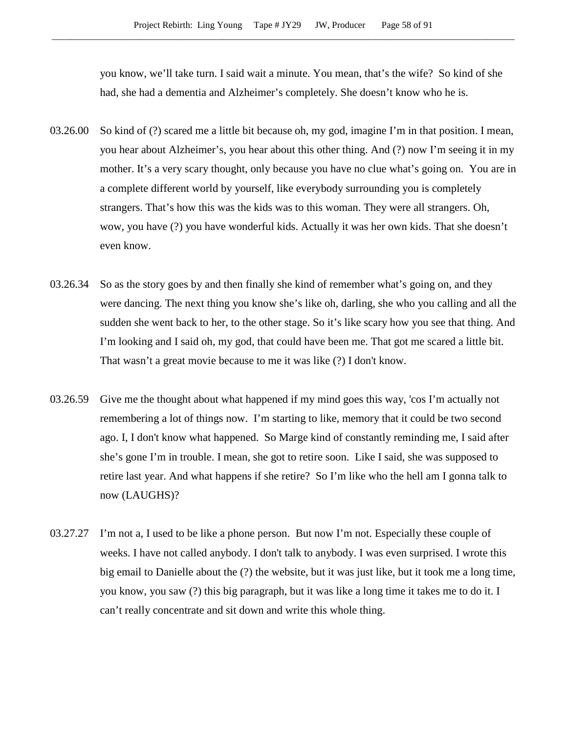you know, we'll take turn. I said wait a minute. You mean, that's the wife? So kind of she had, she had a dementia and Alzheimer's completely. She doesn't know who he is.

03.26.00 So kind of (?) scared me a little bit because oh, my god, imagine I'm in that position. I mean, you hear about Alzheimer's, you hear about this other thing. And (?) now I'm seeing it in my mother. It's a very scary thought, only because you have no clue what's going on. You are in a complete different world by yourself, like everybody surrounding you is completely strangers. That's how this was the kids was to this woman. They were all strangers. Oh, wow, you have (?) you have wonderful kids. Actually it was her own kids. That she doesn't even know.

03.26.34 So as the story goes by and then finally she kind of remember what's going on, and they were dancing. The next thing you know she's like oh, darling, she who you calling and all the sudden she went back to her, to the other stage. So it's like scary how you see that thing. And I'm looking and I said oh, my god, that could have been me. That got me scared a little bit. That wasn't a great movie because to me it was like (?) I don't know.

03.26.59 Give me the thought about what happened if my mind goes this way, 'cos I'm actually not remembering a lot of things now. I'm starting to like, memory that it could be two second ago. I, I don't know what happened. So Marge kind of constantly reminding me, I said after she's gone I'm in trouble. I mean, she got to retire soon. Like I said, she was supposed to retire last year. And what happens if she retire? So I'm like who the hell am I gonna talk to now (LAUGHS)?

03.27.27 I'm not a, I used to be like a phone person. But now I'm not. Especially these couple of weeks. I have not called anybody. I don't talk to anybody. I was even surprised. I wrote this big email to Danielle about the (?) the website, but it was just like, but it took me a long time, you know, you saw (?) this big paragraph, but it was like a long time it takes me to do it. I can't really concentrate and sit down and write this whole thing.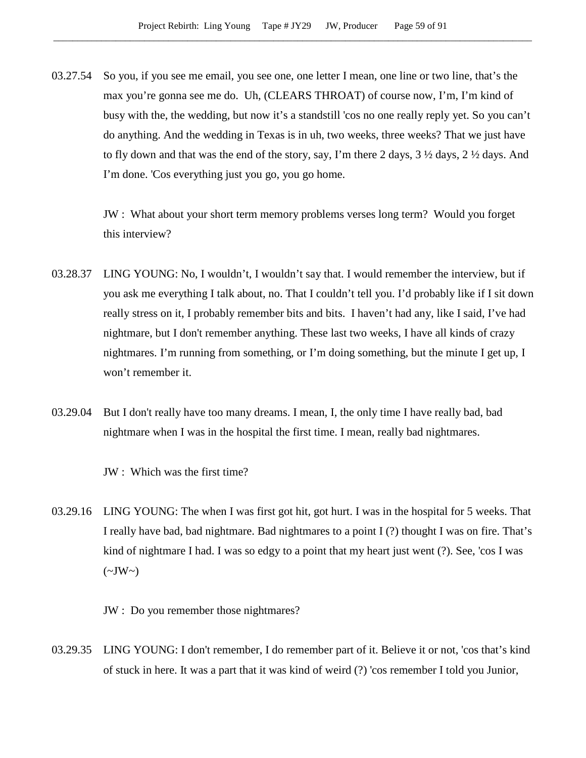03.27.54 So you, if you see me email, you see one, one letter I mean, one line or two line, that's the max you're gonna see me do. Uh, (CLEARS THROAT) of course now, I'm, I'm kind of busy with the, the wedding, but now it's a standstill 'cos no one really reply yet. So you can't do anything. And the wedding in Texas is in uh, two weeks, three weeks? That we just have to fly down and that was the end of the story, say, I'm there 2 days, 3 ½ days, 2 ½ days. And I'm done. 'Cos everything just you go, you go home.

JW : What about your short term memory problems verses long term? Would you forget this interview?

03.28.37 LING YOUNG: No, I wouldn't, I wouldn't say that. I would remember the interview, but if you ask me everything I talk about, no. That I couldn't tell you. I'd probably like if I sit down really stress on it, I probably remember bits and bits. I haven't had any, like I said, I've had nightmare, but I don't remember anything. These last two weeks, I have all kinds of crazy nightmares. I'm running from something, or I'm doing something, but the minute I get up, I won't remember it.

03.29.04 But I don't really have too many dreams. I mean, I, the only time I have really bad, bad nightmare when I was in the hospital the first time. I mean, really bad nightmares.

JW : Which was the first time?

03.29.16 LING YOUNG: The when I was first got hit, got hurt. I was in the hospital for 5 weeks. That I really have bad, bad nightmare. Bad nightmares to a point I (?) thought I was on fire. That's kind of nightmare I had. I was so edgy to a point that my heart just went (?). See, 'cos I was (~JW~)

JW : Do you remember those nightmares?

03.29.35 LING YOUNG: I don't remember, I do remember part of it. Believe it or not, 'cos that's kind of stuck in here. It was a part that it was kind of weird (?) 'cos remember I told you Junior,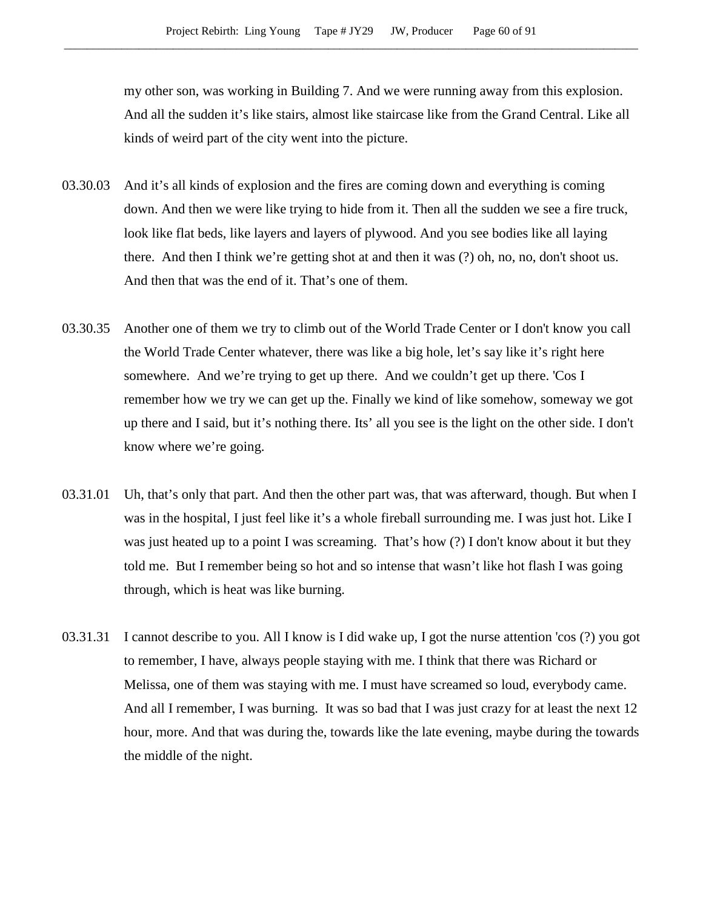my other son, was working in Building 7. And we were running away from this explosion. And all the sudden it's like stairs, almost like staircase like from the Grand Central. Like all kinds of weird part of the city went into the picture.

03.30.03 And it's all kinds of explosion and the fires are coming down and everything is coming down. And then we were like trying to hide from it. Then all the sudden we see a fire truck, look like flat beds, like layers and layers of plywood. And you see bodies like all laying there. And then I think we're getting shot at and then it was (?) oh, no, no, don't shoot us. And then that was the end of it. That's one of them.

03.30.35 Another one of them we try to climb out of the World Trade Center or I don't know you call the World Trade Center whatever, there was like a big hole, let's say like it's right here somewhere. And we're trying to get up there. And we couldn't get up there. 'Cos I remember how we try we can get up the. Finally we kind of like somehow, someway we got up there and I said, but it's nothing there. Its' all you see is the light on the other side. I don't know where we're going.

03.31.01 Uh, that's only that part. And then the other part was, that was afterward, though. But when I was in the hospital, I just feel like it's a whole fireball surrounding me. I was just hot. Like I was just heated up to a point I was screaming. That's how (?) I don't know about it but they told me. But I remember being so hot and so intense that wasn't like hot flash I was going through, which is heat was like burning.

03.31.31 I cannot describe to you. All I know is I did wake up, I got the nurse attention 'cos (?) you got to remember, I have, always people staying with me. I think that there was Richard or Melissa, one of them was staying with me. I must have screamed so loud, everybody came. And all I remember, I was burning. It was so bad that I was just crazy for at least the next 12 hour, more. And that was during the, towards like the late evening, maybe during the towards the middle of the night.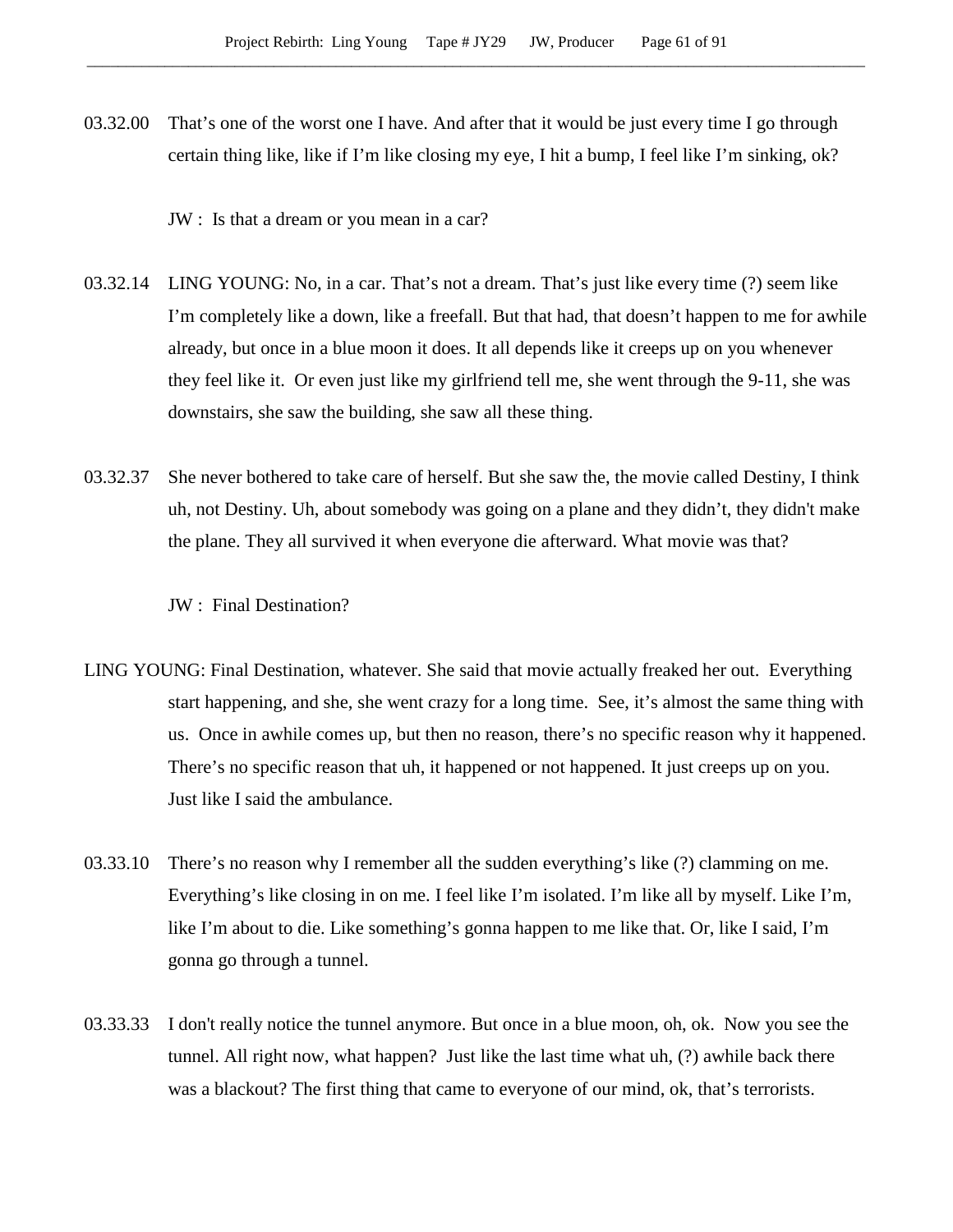03.32.00 That's one of the worst one I have. And after that it would be just every time I go through certain thing like, like if I'm like closing my eye, I hit a bump, I feel like I'm sinking, ok?

JW : Is that a dream or you mean in a car?

03.32.14 LING YOUNG: No, in a car. That's not a dream. That's just like every time (?) seem like I'm completely like a down, like a freefall. But that had, that doesn't happen to me for awhile already, but once in a blue moon it does. It all depends like it creeps up on you whenever they feel like it. Or even just like my girlfriend tell me, she went through the 9-11, she was downstairs, she saw the building, she saw all these thing.

03.32.37 She never bothered to take care of herself. But she saw the, the movie called Destiny, I think uh, not Destiny. Uh, about somebody was going on a plane and they didn't, they didn't make the plane. They all survived it when everyone die afterward. What movie was that?

JW : Final Destination?

LING YOUNG: Final Destination, whatever. She said that movie actually freaked her out. Everything start happening, and she, she went crazy for a long time. See, it's almost the same thing with us. Once in awhile comes up, but then no reason, there's no specific reason why it happened. There's no specific reason that uh, it happened or not happened. It just creeps up on you. Just like I said the ambulance.

03.33.10 There's no reason why I remember all the sudden everything's like (?) clamming on me. Everything's like closing in on me. I feel like I'm isolated. I'm like all by myself. Like I'm, like I'm about to die. Like something's gonna happen to me like that. Or, like I said, I'm gonna go through a tunnel.

03.33.33 I don't really notice the tunnel anymore. But once in a blue moon, oh, ok. Now you see the tunnel. All right now, what happen? Just like the last time what uh, (?) awhile back there was a blackout? The first thing that came to everyone of our mind, ok, that's terrorists.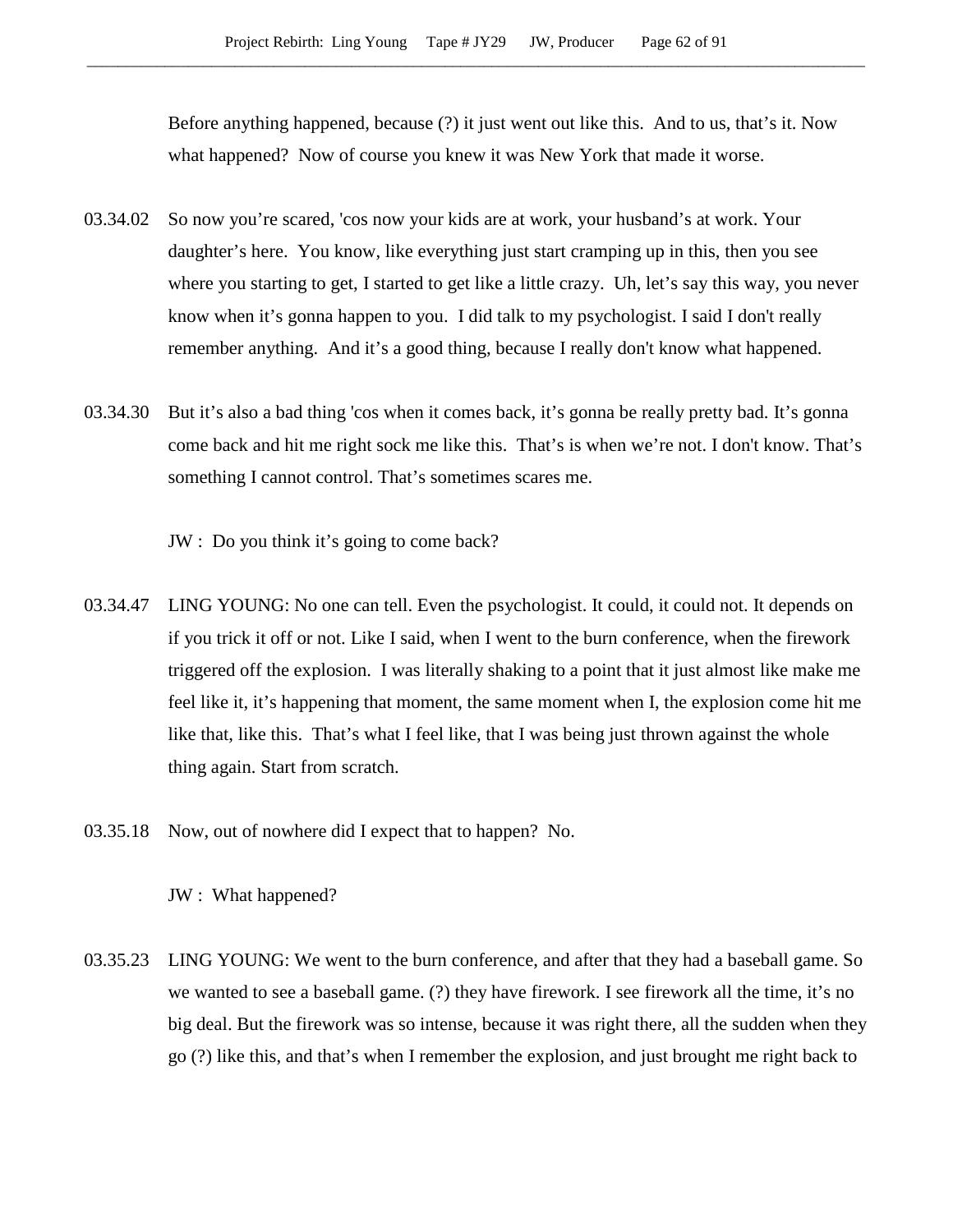Before anything happened, because (?) it just went out like this. And to us, that's it. Now what happened? Now of course you knew it was New York that made it worse.

03.34.02 So now you're scared, 'cos now your kids are at work, your husband's at work. Your daughter's here. You know, like everything just start cramping up in this, then you see where you starting to get, I started to get like a little crazy. Uh, let's say this way, you never know when it's gonna happen to you. I did talk to my psychologist. I said I don't really remember anything. And it's a good thing, because I really don't know what happened.

03.34.30 But it's also a bad thing 'cos when it comes back, it's gonna be really pretty bad. It's gonna come back and hit me right sock me like this. That's is when we're not. I don't know. That's something I cannot control. That's sometimes scares me.

JW : Do you think it's going to come back?

03.34.47 LING YOUNG: No one can tell. Even the psychologist. It could, it could not. It depends on if you trick it off or not. Like I said, when I went to the burn conference, when the firework triggered off the explosion. I was literally shaking to a point that it just almost like make me feel like it, it's happening that moment, the same moment when I, the explosion come hit me like that, like this. That's what I feel like, that I was being just thrown against the whole thing again. Start from scratch.

03.35.18 Now, out of nowhere did I expect that to happen? No.

JW : What happened?

03.35.23 LING YOUNG: We went to the burn conference, and after that they had a baseball game. So we wanted to see a baseball game. (?) they have firework. I see firework all the time, it's no big deal. But the firework was so intense, because it was right there, all the sudden when they go (?) like this, and that's when I remember the explosion, and just brought me right back to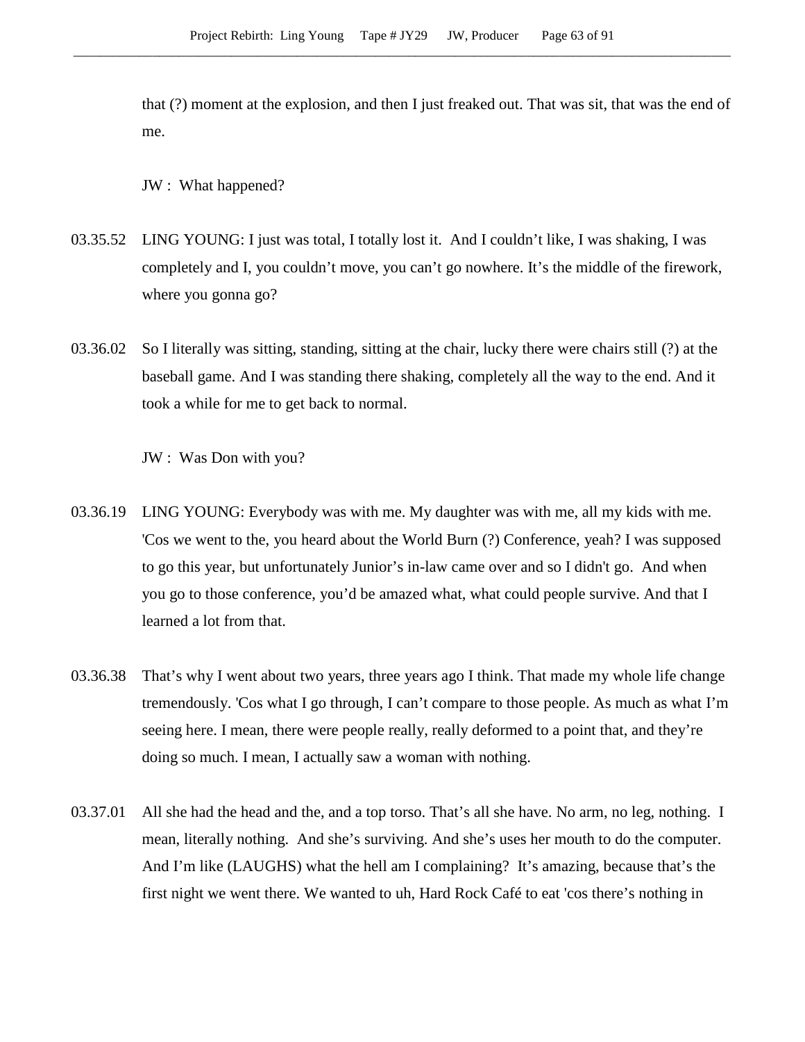that (?) moment at the explosion, and then I just freaked out. That was sit, that was the end of me.

JW : What happened?

03.35.52 LING YOUNG: I just was total, I totally lost it. And I couldn't like, I was shaking, I was completely and I, you couldn't move, you can't go nowhere. It's the middle of the firework, where you gonna go?

03.36.02 So I literally was sitting, standing, sitting at the chair, lucky there were chairs still (?) at the baseball game. And I was standing there shaking, completely all the way to the end. And it took a while for me to get back to normal.

JW : Was Don with you?

03.36.19 LING YOUNG: Everybody was with me. My daughter was with me, all my kids with me. 'Cos we went to the, you heard about the World Burn (?) Conference, yeah? I was supposed to go this year, but unfortunately Junior's in-law came over and so I didn't go. And when you go to those conference, you'd be amazed what, what could people survive. And that I learned a lot from that.

03.36.38 That's why I went about two years, three years ago I think. That made my whole life change tremendously. 'Cos what I go through, I can't compare to those people. As much as what I'm seeing here. I mean, there were people really, really deformed to a point that, and they're doing so much. I mean, I actually saw a woman with nothing.

03.37.01 All she had the head and the, and a top torso. That's all she have. No arm, no leg, nothing. I mean, literally nothing. And she's surviving. And she's uses her mouth to do the computer. And I'm like (LAUGHS) what the hell am I complaining? It's amazing, because that's the first night we went there. We wanted to uh, Hard Rock Café to eat 'cos there's nothing in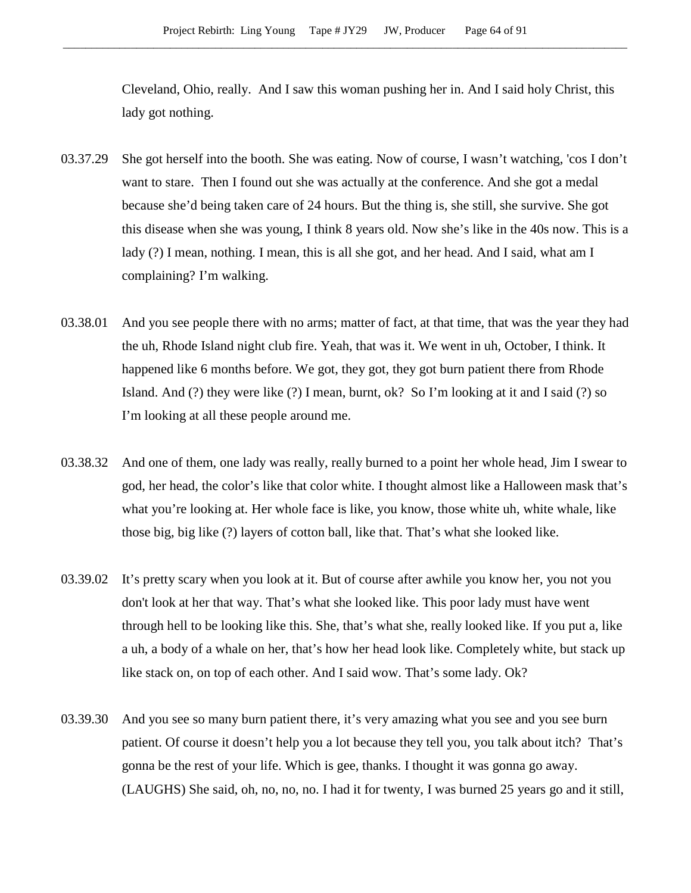Cleveland, Ohio, really. And I saw this woman pushing her in. And I said holy Christ, this lady got nothing.

03.37.29 She got herself into the booth. She was eating. Now of course, I wasn't watching, 'cos I don't want to stare. Then I found out she was actually at the conference. And she got a medal because she'd being taken care of 24 hours. But the thing is, she still, she survive. She got this disease when she was young, I think 8 years old. Now she's like in the 40s now. This is a lady (?) I mean, nothing. I mean, this is all she got, and her head. And I said, what am I complaining? I'm walking.

03.38.01 And you see people there with no arms; matter of fact, at that time, that was the year they had the uh, Rhode Island night club fire. Yeah, that was it. We went in uh, October, I think. It happened like 6 months before. We got, they got, they got burn patient there from Rhode Island. And (?) they were like (?) I mean, burnt, ok? So I'm looking at it and I said (?) so I'm looking at all these people around me.

03.38.32 And one of them, one lady was really, really burned to a point her whole head, Jim I swear to god, her head, the color's like that color white. I thought almost like a Halloween mask that's what you're looking at. Her whole face is like, you know, those white uh, white whale, like those big, big like (?) layers of cotton ball, like that. That's what she looked like.

03.39.02 It's pretty scary when you look at it. But of course after awhile you know her, you not you don't look at her that way. That's what she looked like. This poor lady must have went through hell to be looking like this. She, that's what she, really looked like. If you put a, like a uh, a body of a whale on her, that's how her head look like. Completely white, but stack up like stack on, on top of each other. And I said wow. That's some lady. Ok?

03.39.30 And you see so many burn patient there, it's very amazing what you see and you see burn patient. Of course it doesn't help you a lot because they tell you, you talk about itch? That's gonna be the rest of your life. Which is gee, thanks. I thought it was gonna go away. (LAUGHS) She said, oh, no, no, no. I had it for twenty, I was burned 25 years go and it still,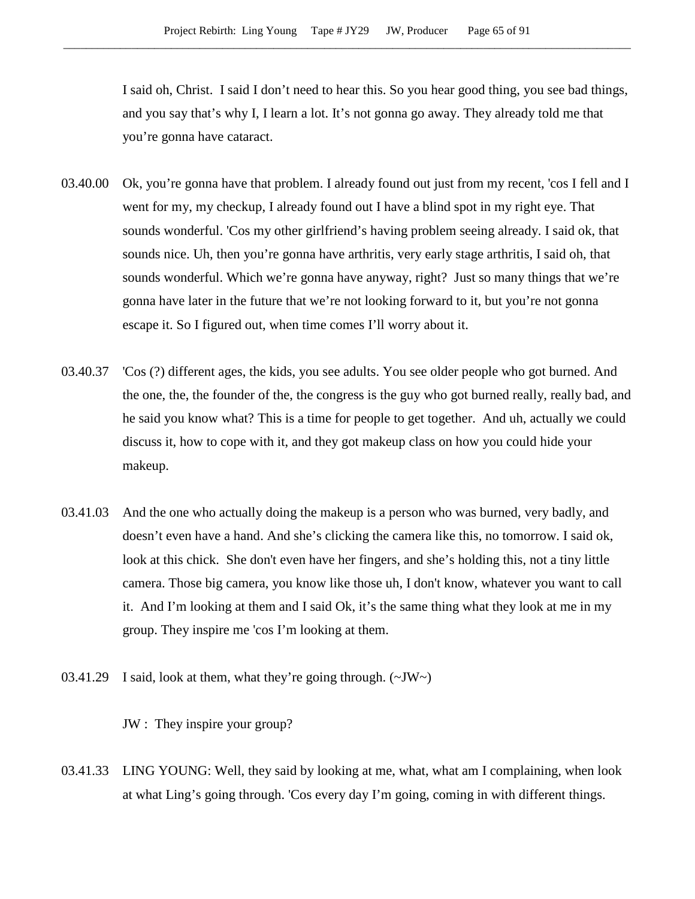I said oh, Christ. I said I don't need to hear this. So you hear good thing, you see bad things, and you say that's why I, I learn a lot. It's not gonna go away. They already told me that you're gonna have cataract.

03.40.00 Ok, you're gonna have that problem. I already found out just from my recent, 'cos I fell and I went for my, my checkup, I already found out I have a blind spot in my right eye. That sounds wonderful. 'Cos my other girlfriend's having problem seeing already. I said ok, that sounds nice. Uh, then you're gonna have arthritis, very early stage arthritis, I said oh, that sounds wonderful. Which we're gonna have anyway, right? Just so many things that we're gonna have later in the future that we're not looking forward to it, but you're not gonna escape it. So I figured out, when time comes I'll worry about it.

03.40.37 'Cos (?) different ages, the kids, you see adults. You see older people who got burned. And the one, the, the founder of the, the congress is the guy who got burned really, really bad, and he said you know what? This is a time for people to get together. And uh, actually we could discuss it, how to cope with it, and they got makeup class on how you could hide your makeup.

03.41.03 And the one who actually doing the makeup is a person who was burned, very badly, and doesn't even have a hand. And she's clicking the camera like this, no tomorrow. I said ok, look at this chick. She don't even have her fingers, and she's holding this, not a tiny little camera. Those big camera, you know like those uh, I don't know, whatever you want to call it. And I'm looking at them and I said Ok, it's the same thing what they look at me in my group. They inspire me 'cos I'm looking at them.

03.41.29 I said, look at them, what they're going through. (~JW~)

JW : They inspire your group?

03.41.33 LING YOUNG: Well, they said by looking at me, what, what am I complaining, when look at what Ling's going through. 'Cos every day I'm going, coming in with different things.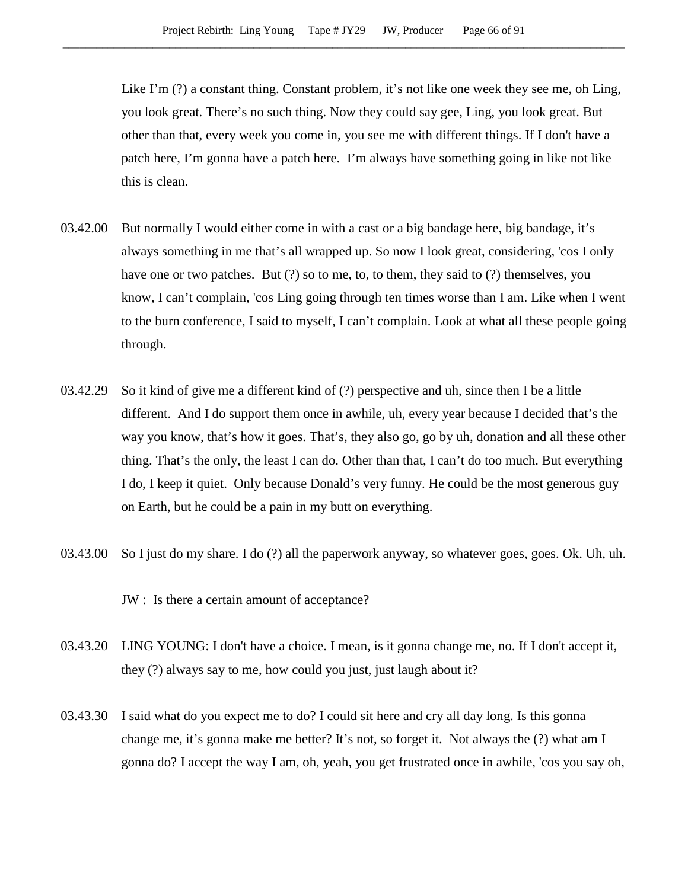Like I'm (?) a constant thing. Constant problem, it's not like one week they see me, oh Ling, you look great. There's no such thing. Now they could say gee, Ling, you look great. But other than that, every week you come in, you see me with different things. If I don't have a patch here, I'm gonna have a patch here.  I'm always have something going in like not like this is clean.

03.42.00 But normally I would either come in with a cast or a big bandage here, big bandage, it's always something in me that's all wrapped up. So now I look great, considering, 'cos I only have one or two patches.  But (?) so to me, to, to them, they said to (?) themselves, you know, I can't complain, 'cos Ling going through ten times worse than I am. Like when I went to the burn conference, I said to myself, I can't complain. Look at what all these people going through.

03.42.29 So it kind of give me a different kind of (?) perspective and uh, since then I be a little different.  And I do support them once in awhile, uh, every year because I decided that's the way you know, that's how it goes. That's, they also go, go by uh, donation and all these other thing. That's the only, the least I can do. Other than that, I can't do too much. But everything I do, I keep it quiet.  Only because Donald's very funny. He could be the most generous guy on Earth, but he could be a pain in my butt on everything.

03.43.00 So I just do my share. I do (?) all the paperwork anyway, so whatever goes, goes. Ok. Uh, uh.

JW :  Is there a certain amount of acceptance?

03.43.20 LING YOUNG: I don't have a choice. I mean, is it gonna change me, no. If I don't accept it, they (?) always say to me, how could you just, just laugh about it?

03.43.30 I said what do you expect me to do? I could sit here and cry all day long. Is this gonna change me, it's gonna make me better? It's not, so forget it.  Not always the (?) what am I gonna do? I accept the way I am, oh, yeah, you get frustrated once in awhile, 'cos you say oh,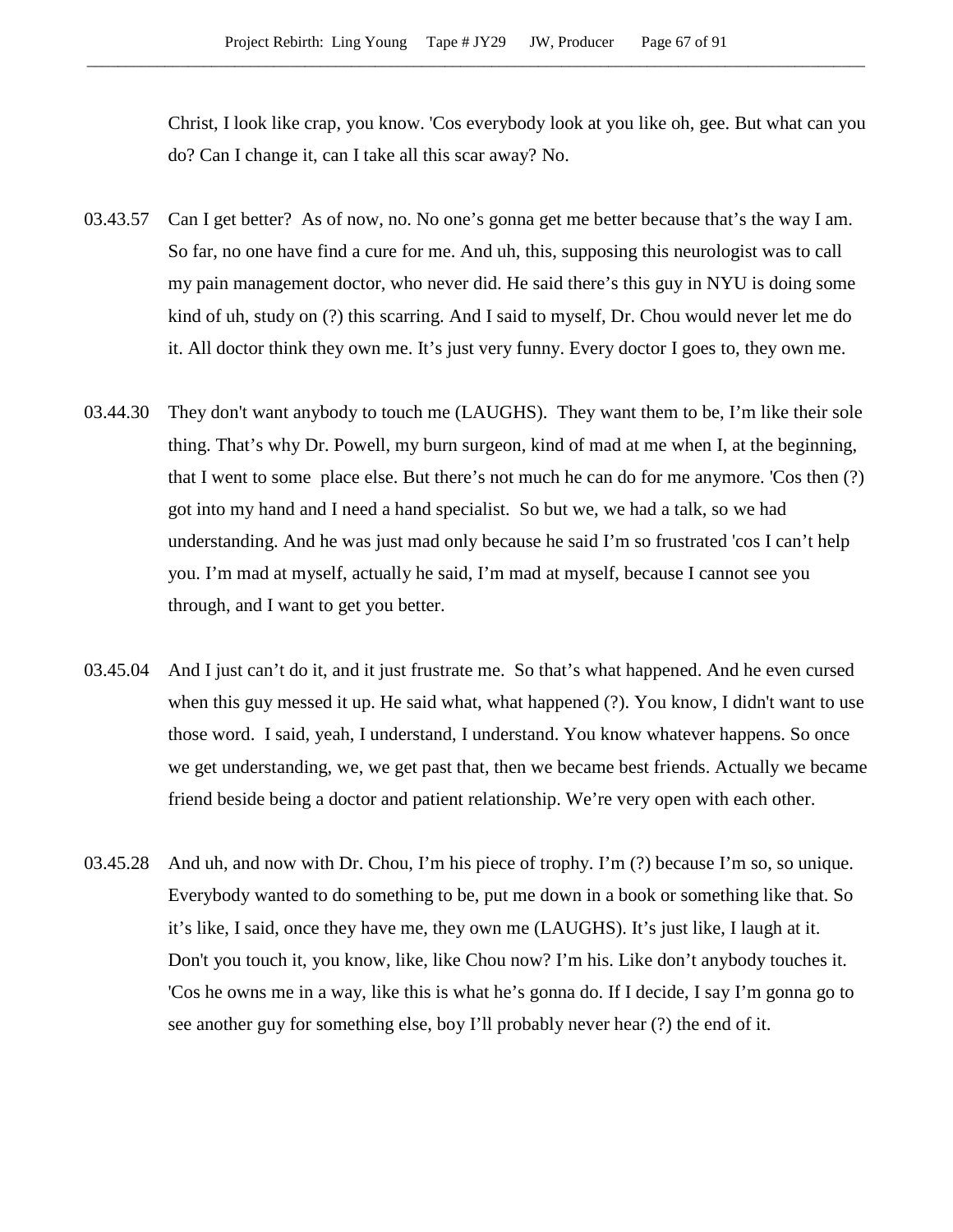Christ, I look like crap, you know. 'Cos everybody look at you like oh, gee. But what can you do? Can I change it, can I take all this scar away? No.

03.43.57 Can I get better? As of now, no. No one's gonna get me better because that's the way I am. So far, no one have find a cure for me. And uh, this, supposing this neurologist was to call my pain management doctor, who never did. He said there's this guy in NYU is doing some kind of uh, study on (?) this scarring. And I said to myself, Dr. Chou would never let me do it. All doctor think they own me. It's just very funny. Every doctor I goes to, they own me.

03.44.30 They don't want anybody to touch me (LAUGHS). They want them to be, I'm like their sole thing. That's why Dr. Powell, my burn surgeon, kind of mad at me when I, at the beginning, that I went to some place else. But there's not much he can do for me anymore. 'Cos then (?) got into my hand and I need a hand specialist. So but we, we had a talk, so we had understanding. And he was just mad only because he said I'm so frustrated 'cos I can't help you. I'm mad at myself, actually he said, I'm mad at myself, because I cannot see you through, and I want to get you better.

03.45.04 And I just can't do it, and it just frustrate me. So that's what happened. And he even cursed when this guy messed it up. He said what, what happened (?). You know, I didn't want to use those word. I said, yeah, I understand, I understand. You know whatever happens. So once we get understanding, we, we get past that, then we became best friends. Actually we became friend beside being a doctor and patient relationship. We're very open with each other.

03.45.28 And uh, and now with Dr. Chou, I'm his piece of trophy. I'm (?) because I'm so, so unique. Everybody wanted to do something to be, put me down in a book or something like that. So it's like, I said, once they have me, they own me (LAUGHS). It's just like, I laugh at it. Don't you touch it, you know, like, like Chou now? I'm his. Like don't anybody touches it. 'Cos he owns me in a way, like this is what he's gonna do. If I decide, I say I'm gonna go to see another guy for something else, boy I'll probably never hear (?) the end of it.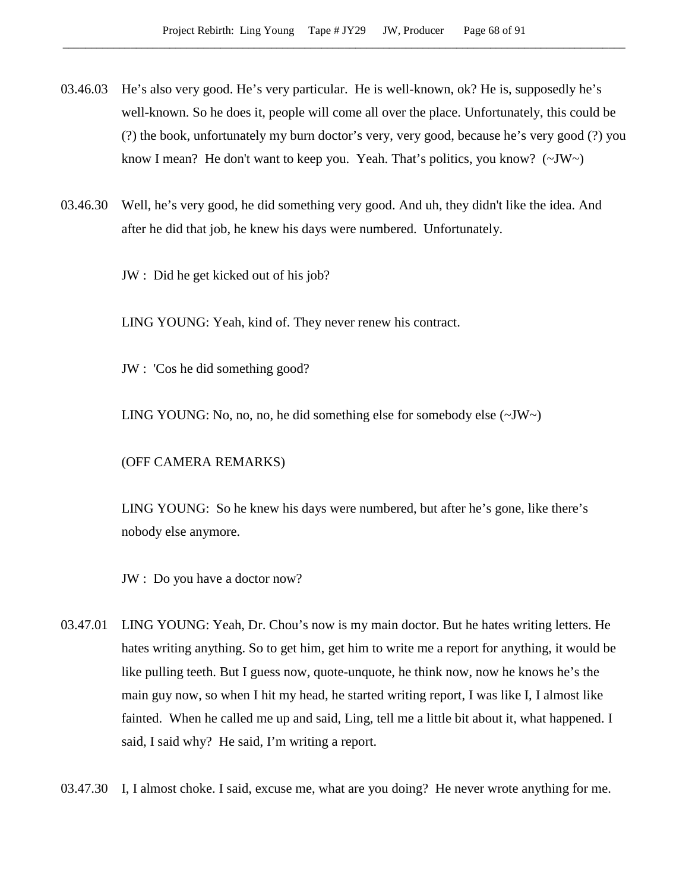03.46.03 He's also very good. He's very particular. He is well-known, ok? He is, supposedly he's well-known. So he does it, people will come all over the place. Unfortunately, this could be (?) the book, unfortunately my burn doctor's very, very good, because he's very good (?) you know I mean? He don't want to keep you. Yeah. That's politics, you know? (~JW~)

03.46.30 Well, he's very good, he did something very good. And uh, they didn't like the idea. And after he did that job, he knew his days were numbered. Unfortunately.

JW : Did he get kicked out of his job?

LING YOUNG: Yeah, kind of. They never renew his contract.

JW : 'Cos he did something good?

LING YOUNG: No, no, no, he did something else for somebody else (~JW~)

(OFF CAMERA REMARKS)

LING YOUNG: So he knew his days were numbered, but after he's gone, like there's nobody else anymore.

JW : Do you have a doctor now?

03.47.01 LING YOUNG: Yeah, Dr. Chou's now is my main doctor. But he hates writing letters. He hates writing anything. So to get him, get him to write me a report for anything, it would be like pulling teeth. But I guess now, quote-unquote, he think now, now he knows he's the main guy now, so when I hit my head, he started writing report, I was like I, I almost like fainted. When he called me up and said, Ling, tell me a little bit about it, what happened. I said, I said why? He said, I'm writing a report.

03.47.30 I, I almost choke. I said, excuse me, what are you doing? He never wrote anything for me.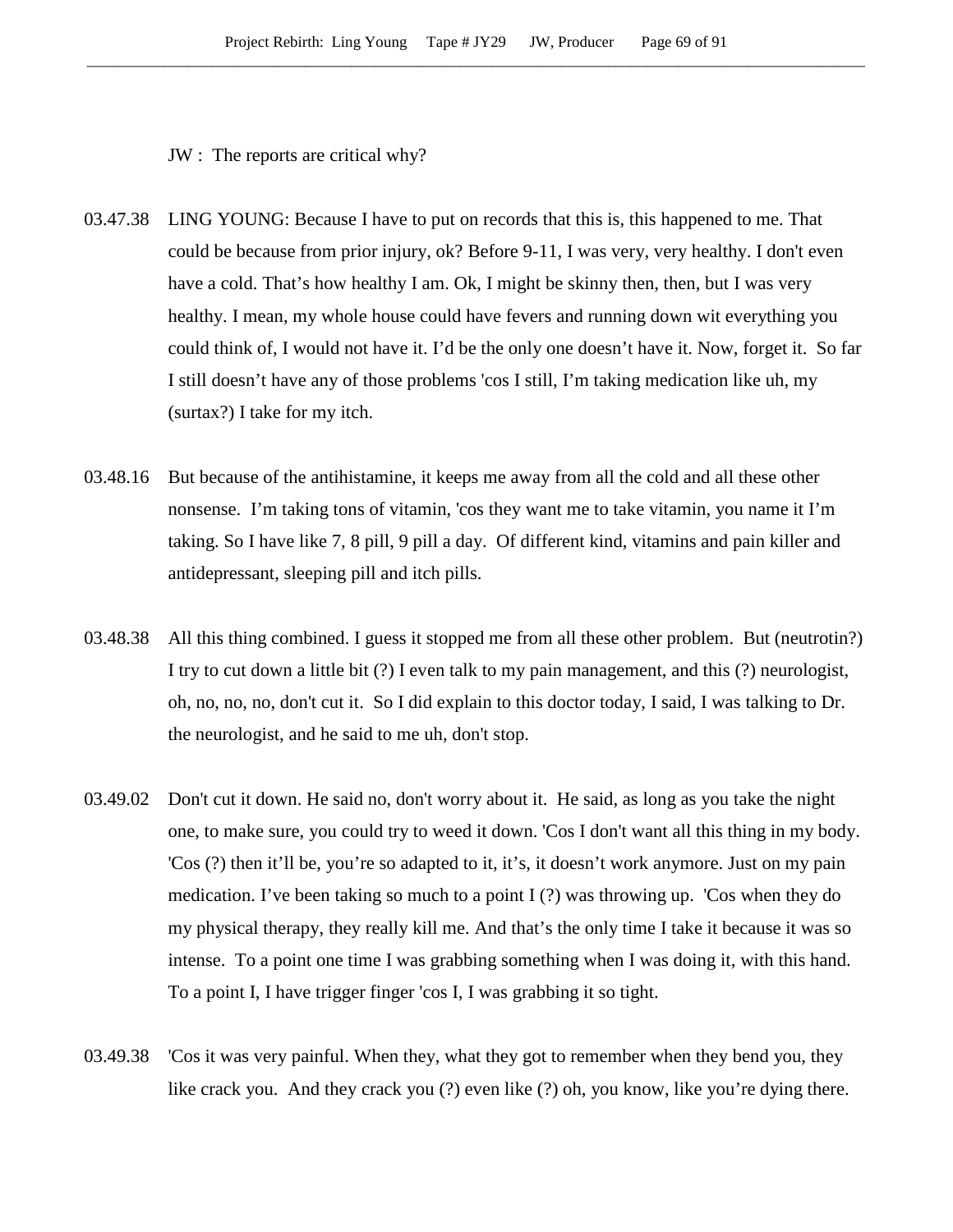JW : The reports are critical why?

03.47.38 LING YOUNG: Because I have to put on records that this is, this happened to me. That could be because from prior injury, ok? Before 9-11, I was very, very healthy. I don't even have a cold. That's how healthy I am. Ok, I might be skinny then, then, but I was very healthy. I mean, my whole house could have fevers and running down wit everything you could think of, I would not have it. I'd be the only one doesn't have it. Now, forget it. So far I still doesn't have any of those problems 'cos I still, I'm taking medication like uh, my (surtax?) I take for my itch.

03.48.16 But because of the antihistamine, it keeps me away from all the cold and all these other nonsense. I'm taking tons of vitamin, 'cos they want me to take vitamin, you name it I'm taking. So I have like 7, 8 pill, 9 pill a day. Of different kind, vitamins and pain killer and antidepressant, sleeping pill and itch pills.

03.48.38 All this thing combined. I guess it stopped me from all these other problem. But (neutrotin?) I try to cut down a little bit (?) I even talk to my pain management, and this (?) neurologist, oh, no, no, no, don't cut it. So I did explain to this doctor today, I said, I was talking to Dr. the neurologist, and he said to me uh, don't stop.

03.49.02 Don't cut it down. He said no, don't worry about it. He said, as long as you take the night one, to make sure, you could try to weed it down. 'Cos I don't want all this thing in my body. 'Cos (?) then it'll be, you're so adapted to it, it's, it doesn't work anymore. Just on my pain medication. I've been taking so much to a point I (?) was throwing up. 'Cos when they do my physical therapy, they really kill me. And that's the only time I take it because it was so intense. To a point one time I was grabbing something when I was doing it, with this hand. To a point I, I have trigger finger 'cos I, I was grabbing it so tight.

03.49.38 'Cos it was very painful. When they, what they got to remember when they bend you, they like crack you. And they crack you (?) even like (?) oh, you know, like you're dying there.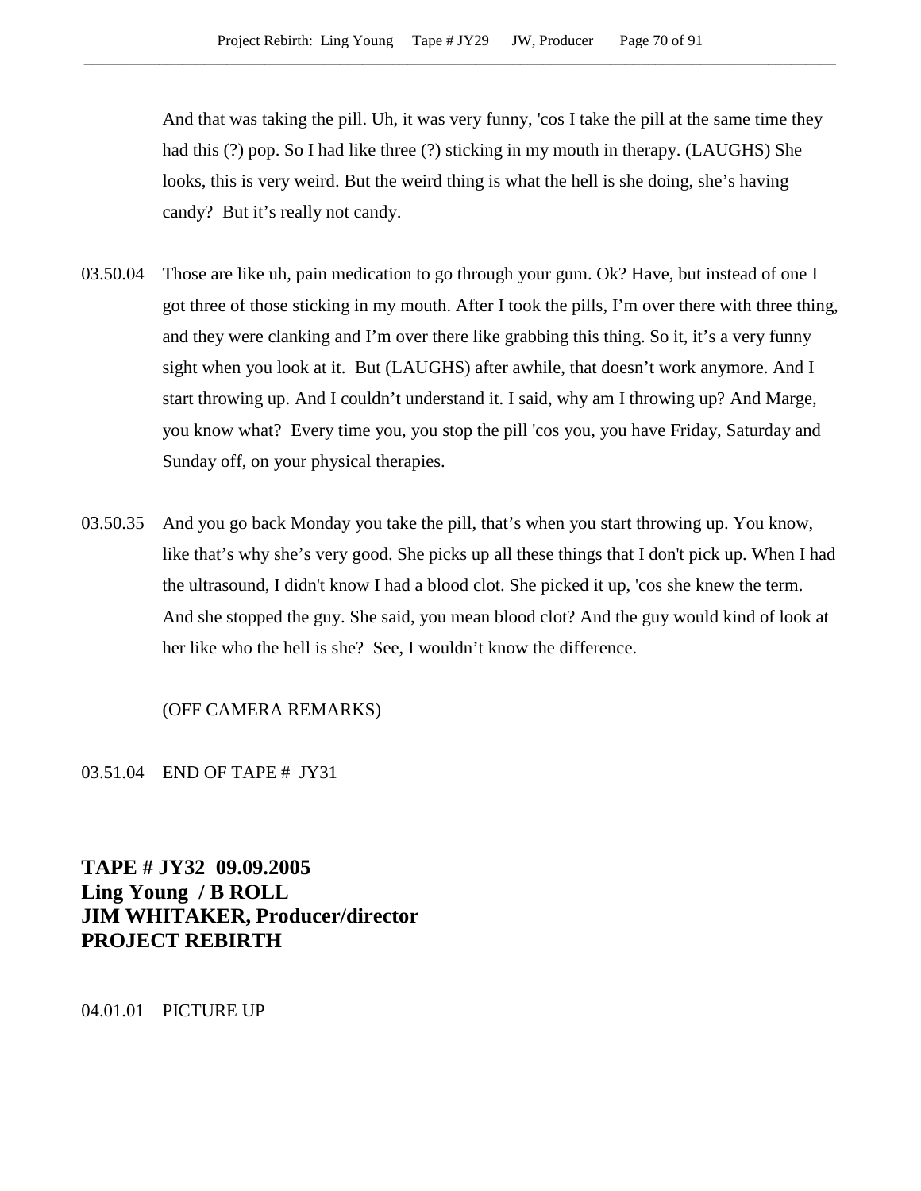And that was taking the pill. Uh, it was very funny, 'cos I take the pill at the same time they had this (?) pop. So I had like three (?) sticking in my mouth in therapy. (LAUGHS) She looks, this is very weird. But the weird thing is what the hell is she doing, she's having candy? But it's really not candy.

03.50.04 Those are like uh, pain medication to go through your gum. Ok? Have, but instead of one I got three of those sticking in my mouth. After I took the pills, I'm over there with three thing, and they were clanking and I'm over there like grabbing this thing. So it, it's a very funny sight when you look at it. But (LAUGHS) after awhile, that doesn't work anymore. And I start throwing up. And I couldn't understand it. I said, why am I throwing up? And Marge, you know what? Every time you, you stop the pill 'cos you, you have Friday, Saturday and Sunday off, on your physical therapies.

03.50.35 And you go back Monday you take the pill, that's when you start throwing up. You know, like that's why she's very good. She picks up all these things that I don't pick up. When I had the ultrasound, I didn't know I had a blood clot. She picked it up, 'cos she knew the term. And she stopped the guy. She said, you mean blood clot? And the guy would kind of look at her like who the hell is she? See, I wouldn't know the difference.

(OFF CAMERA REMARKS)

03.51.04 END OF TAPE # JY31

**TAPE # JY32 09.09.2005**
**Ling Young / B ROLL**
**JIM WHITAKER, Producer/director**
**PROJECT REBIRTH**

04.01.01 PICTURE UP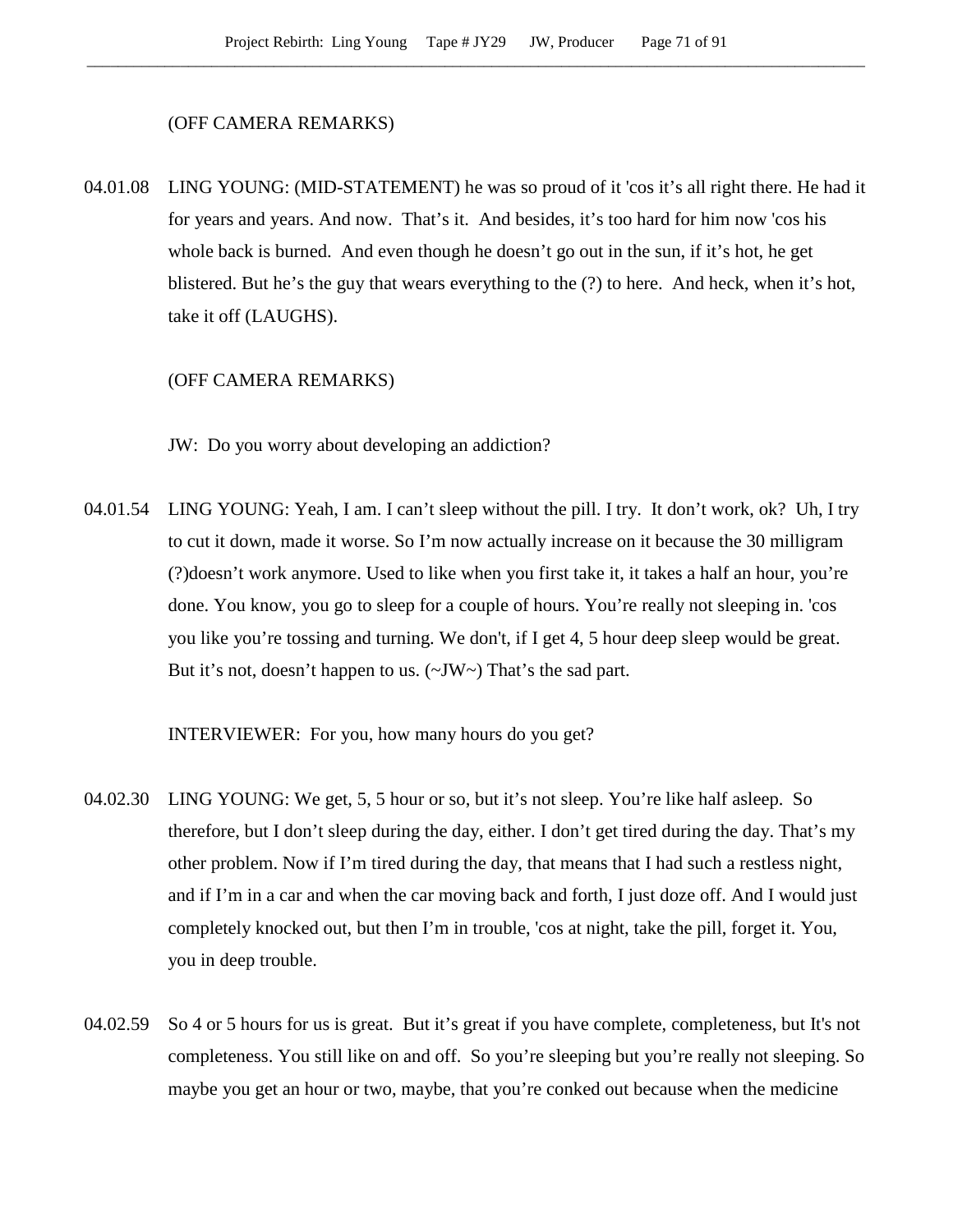(OFF CAMERA REMARKS)

04.01.08 LING YOUNG: (MID-STATEMENT) he was so proud of it 'cos it's all right there. He had it for years and years. And now. That's it. And besides, it's too hard for him now 'cos his whole back is burned. And even though he doesn't go out in the sun, if it's hot, he get blistered. But he's the guy that wears everything to the (?) to here. And heck, when it's hot, take it off (LAUGHS).

(OFF CAMERA REMARKS)

JW: Do you worry about developing an addiction?

04.01.54 LING YOUNG: Yeah, I am. I can't sleep without the pill. I try. It don't work, ok? Uh, I try to cut it down, made it worse. So I'm now actually increase on it because the 30 milligram (?)doesn't work anymore. Used to like when you first take it, it takes a half an hour, you're done. You know, you go to sleep for a couple of hours. You're really not sleeping in. 'cos you like you're tossing and turning. We don't, if I get 4, 5 hour deep sleep would be great. But it's not, doesn't happen to us. (~JW~) That's the sad part.

INTERVIEWER: For you, how many hours do you get?

04.02.30 LING YOUNG: We get, 5, 5 hour or so, but it's not sleep. You're like half asleep. So therefore, but I don't sleep during the day, either. I don't get tired during the day. That's my other problem. Now if I'm tired during the day, that means that I had such a restless night, and if I'm in a car and when the car moving back and forth, I just doze off. And I would just completely knocked out, but then I'm in trouble, 'cos at night, take the pill, forget it. You, you in deep trouble.

04.02.59 So 4 or 5 hours for us is great. But it's great if you have complete, completeness, but It's not completeness. You still like on and off. So you're sleeping but you're really not sleeping. So maybe you get an hour or two, maybe, that you're conked out because when the medicine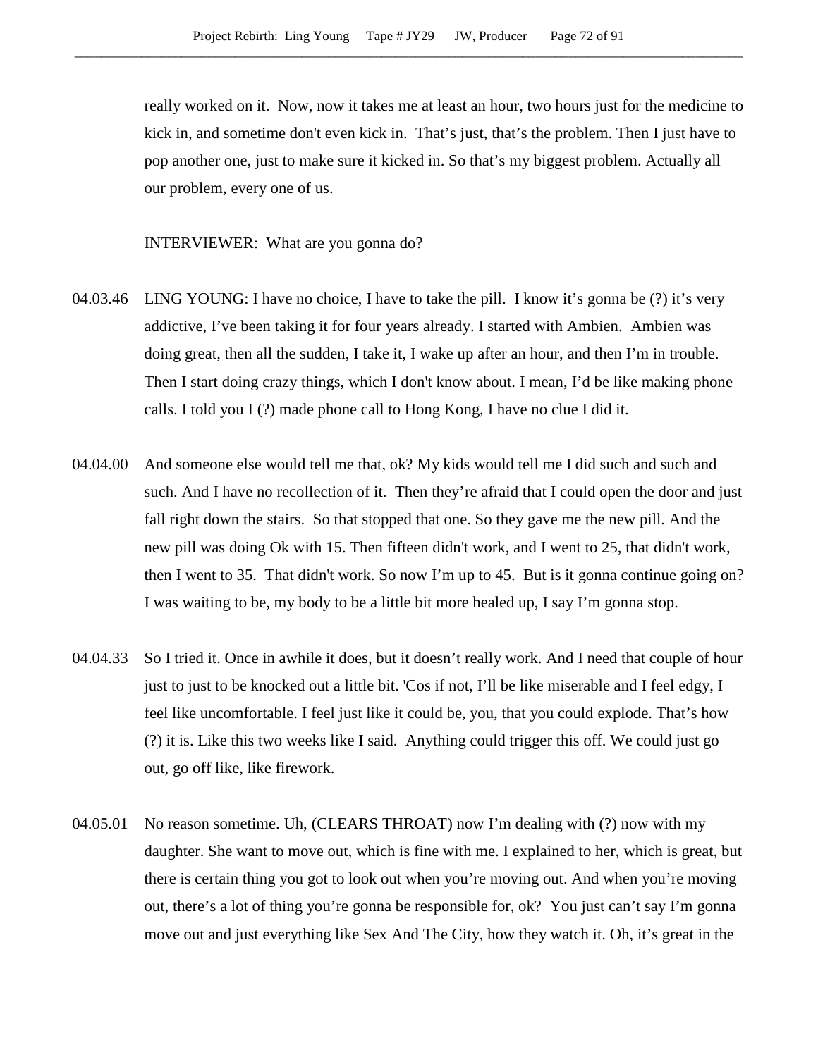really worked on it. Now, now it takes me at least an hour, two hours just for the medicine to kick in, and sometime don't even kick in. That's just, that's the problem. Then I just have to pop another one, just to make sure it kicked in. So that's my biggest problem. Actually all our problem, every one of us.

INTERVIEWER: What are you gonna do?

04.03.46 LING YOUNG: I have no choice, I have to take the pill. I know it's gonna be (?) it's very addictive, I've been taking it for four years already. I started with Ambien. Ambien was doing great, then all the sudden, I take it, I wake up after an hour, and then I'm in trouble. Then I start doing crazy things, which I don't know about. I mean, I'd be like making phone calls. I told you I (?) made phone call to Hong Kong, I have no clue I did it.

04.04.00 And someone else would tell me that, ok? My kids would tell me I did such and such and such. And I have no recollection of it. Then they're afraid that I could open the door and just fall right down the stairs. So that stopped that one. So they gave me the new pill. And the new pill was doing Ok with 15. Then fifteen didn't work, and I went to 25, that didn't work, then I went to 35. That didn't work. So now I'm up to 45. But is it gonna continue going on? I was waiting to be, my body to be a little bit more healed up, I say I'm gonna stop.

04.04.33 So I tried it. Once in awhile it does, but it doesn't really work. And I need that couple of hour just to just to be knocked out a little bit. 'Cos if not, I'll be like miserable and I feel edgy, I feel like uncomfortable. I feel just like it could be, you, that you could explode. That's how (?) it is. Like this two weeks like I said. Anything could trigger this off. We could just go out, go off like, like firework.

04.05.01 No reason sometime. Uh, (CLEARS THROAT) now I'm dealing with (?) now with my daughter. She want to move out, which is fine with me. I explained to her, which is great, but there is certain thing you got to look out when you're moving out. And when you're moving out, there's a lot of thing you're gonna be responsible for, ok? You just can't say I'm gonna move out and just everything like Sex And The City, how they watch it. Oh, it's great in the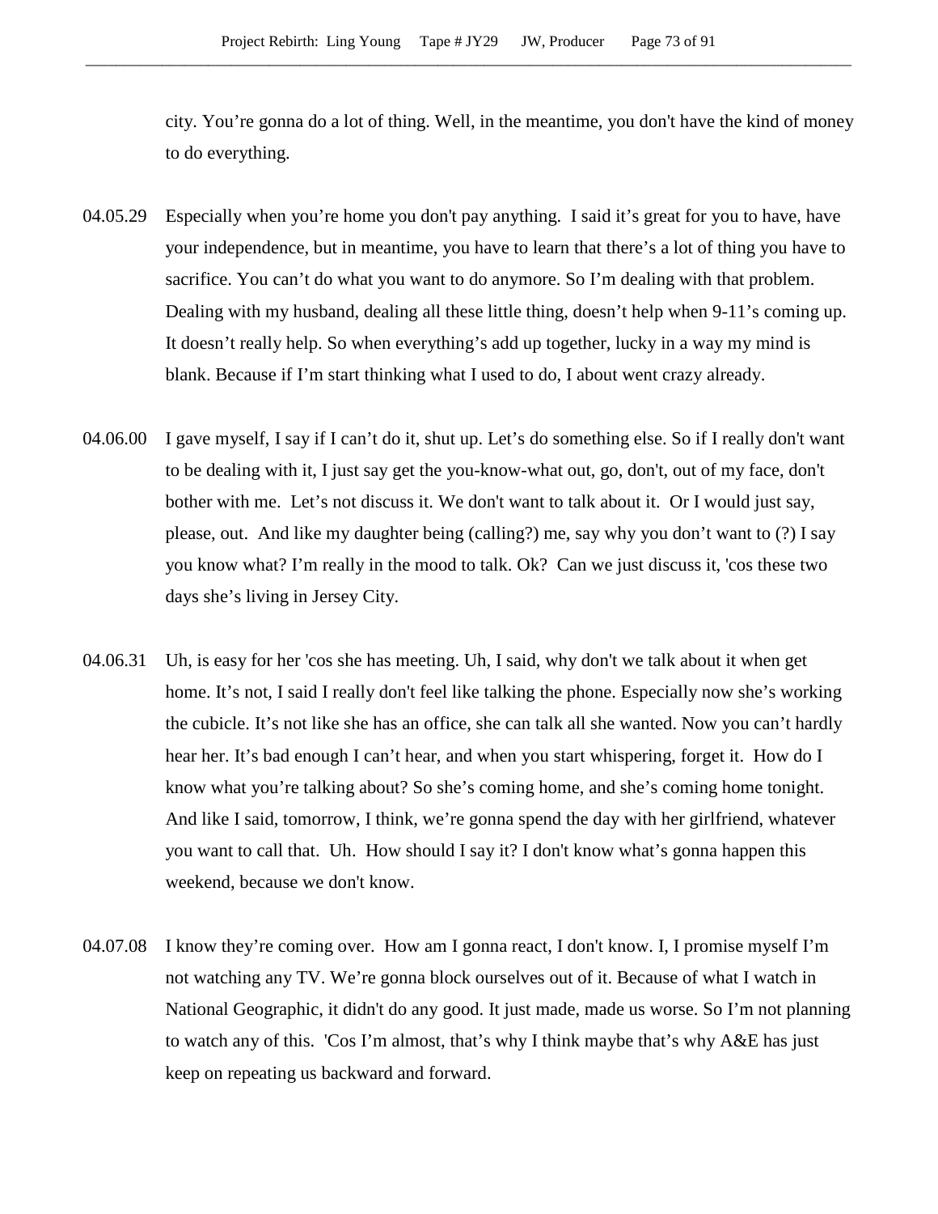city. You're gonna do a lot of thing. Well, in the meantime, you don't have the kind of money to do everything.

04.05.29 Especially when you're home you don't pay anything. I said it's great for you to have, have your independence, but in meantime, you have to learn that there's a lot of thing you have to sacrifice. You can't do what you want to do anymore. So I'm dealing with that problem. Dealing with my husband, dealing all these little thing, doesn't help when 9-11's coming up. It doesn't really help. So when everything's add up together, lucky in a way my mind is blank. Because if I'm start thinking what I used to do, I about went crazy already.

04.06.00 I gave myself, I say if I can't do it, shut up. Let's do something else. So if I really don't want to be dealing with it, I just say get the you-know-what out, go, don't, out of my face, don't bother with me. Let's not discuss it. We don't want to talk about it. Or I would just say, please, out. And like my daughter being (calling?) me, say why you don't want to (?) I say you know what? I'm really in the mood to talk. Ok? Can we just discuss it, 'cos these two days she's living in Jersey City.

04.06.31 Uh, is easy for her 'cos she has meeting. Uh, I said, why don't we talk about it when get home. It's not, I said I really don't feel like talking the phone. Especially now she's working the cubicle. It's not like she has an office, she can talk all she wanted. Now you can't hardly hear her. It's bad enough I can't hear, and when you start whispering, forget it. How do I know what you're talking about? So she's coming home, and she's coming home tonight. And like I said, tomorrow, I think, we're gonna spend the day with her girlfriend, whatever you want to call that. Uh. How should I say it? I don't know what's gonna happen this weekend, because we don't know.

04.07.08 I know they're coming over. How am I gonna react, I don't know. I, I promise myself I'm not watching any TV. We're gonna block ourselves out of it. Because of what I watch in National Geographic, it didn't do any good. It just made, made us worse. So I'm not planning to watch any of this. 'Cos I'm almost, that's why I think maybe that's why A&E has just keep on repeating us backward and forward.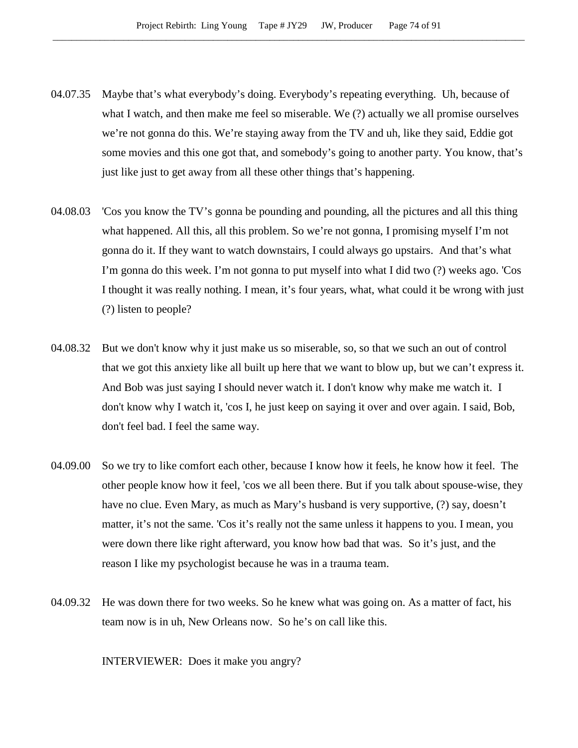04.07.35 Maybe that's what everybody's doing. Everybody's repeating everything. Uh, because of what I watch, and then make me feel so miserable. We (?) actually we all promise ourselves we're not gonna do this. We're staying away from the TV and uh, like they said, Eddie got some movies and this one got that, and somebody's going to another party. You know, that's just like just to get away from all these other things that's happening.

04.08.03 'Cos you know the TV's gonna be pounding and pounding, all the pictures and all this thing what happened. All this, all this problem. So we're not gonna, I promising myself I'm not gonna do it. If they want to watch downstairs, I could always go upstairs. And that's what I'm gonna do this week. I'm not gonna to put myself into what I did two (?) weeks ago. 'Cos I thought it was really nothing. I mean, it's four years, what, what could it be wrong with just (?) listen to people?

04.08.32 But we don't know why it just make us so miserable, so, so that we such an out of control that we got this anxiety like all built up here that we want to blow up, but we can't express it. And Bob was just saying I should never watch it. I don't know why make me watch it. I don't know why I watch it, 'cos I, he just keep on saying it over and over again. I said, Bob, don't feel bad. I feel the same way.

04.09.00 So we try to like comfort each other, because I know how it feels, he know how it feel. The other people know how it feel, 'cos we all been there. But if you talk about spouse-wise, they have no clue. Even Mary, as much as Mary's husband is very supportive, (?) say, doesn't matter, it's not the same. 'Cos it's really not the same unless it happens to you. I mean, you were down there like right afterward, you know how bad that was. So it's just, and the reason I like my psychologist because he was in a trauma team.

04.09.32 He was down there for two weeks. So he knew what was going on. As a matter of fact, his team now is in uh, New Orleans now. So he's on call like this.

INTERVIEWER: Does it make you angry?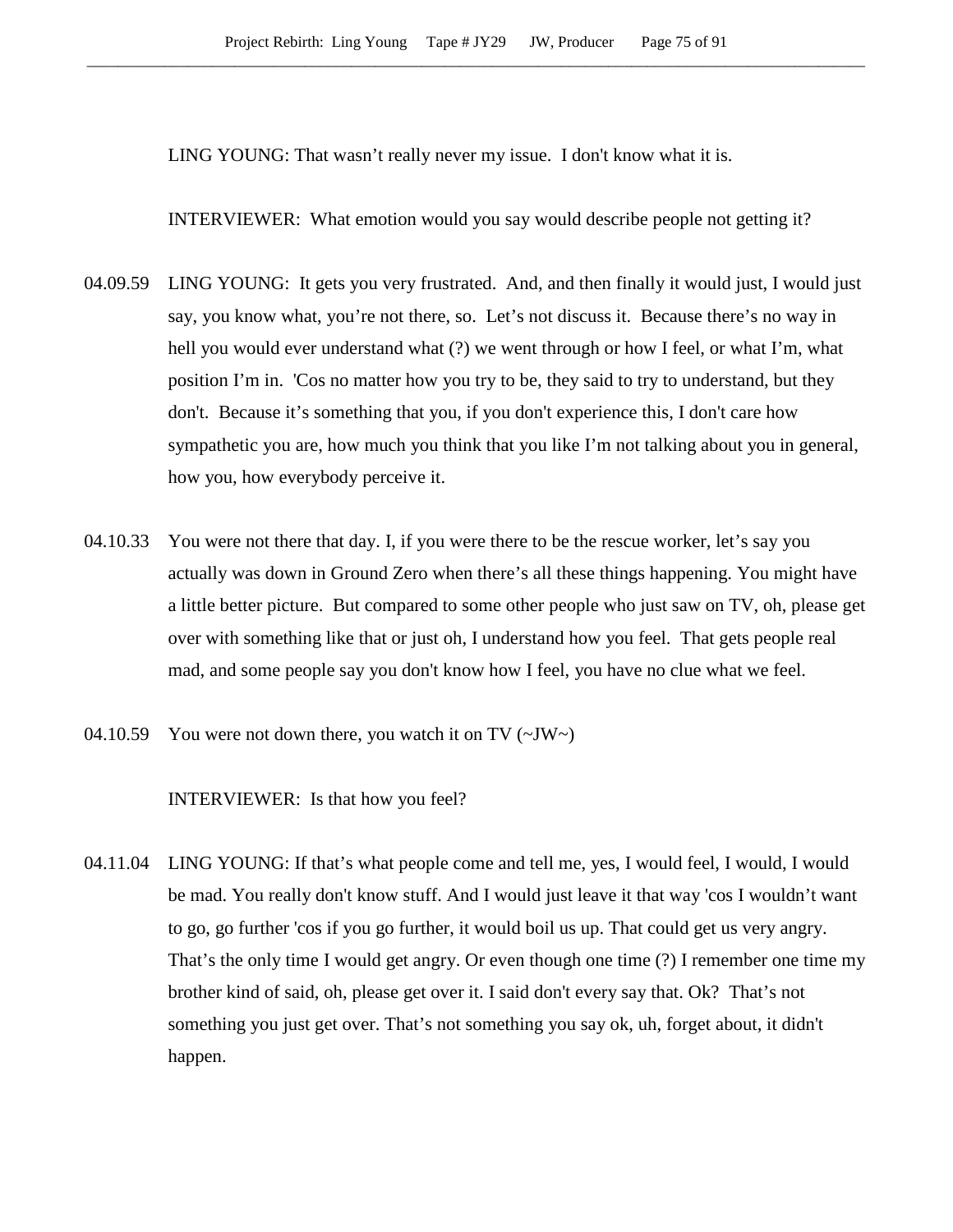LING YOUNG: That wasn't really never my issue. I don't know what it is.

INTERVIEWER: What emotion would you say would describe people not getting it?

04.09.59 LING YOUNG: It gets you very frustrated. And, and then finally it would just, I would just say, you know what, you're not there, so. Let's not discuss it. Because there's no way in hell you would ever understand what (?) we went through or how I feel, or what I'm, what position I'm in. 'Cos no matter how you try to be, they said to try to understand, but they don't. Because it's something that you, if you don't experience this, I don't care how sympathetic you are, how much you think that you like I'm not talking about you in general, how you, how everybody perceive it.

04.10.33 You were not there that day. I, if you were there to be the rescue worker, let's say you actually was down in Ground Zero when there's all these things happening. You might have a little better picture. But compared to some other people who just saw on TV, oh, please get over with something like that or just oh, I understand how you feel. That gets people real mad, and some people say you don't know how I feel, you have no clue what we feel.

04.10.59 You were not down there, you watch it on TV (~JW~)

INTERVIEWER: Is that how you feel?

04.11.04 LING YOUNG: If that's what people come and tell me, yes, I would feel, I would, I would be mad. You really don't know stuff. And I would just leave it that way 'cos I wouldn't want to go, go further 'cos if you go further, it would boil us up. That could get us very angry. That's the only time I would get angry. Or even though one time (?) I remember one time my brother kind of said, oh, please get over it. I said don't every say that. Ok? That's not something you just get over. That's not something you say ok, uh, forget about, it didn't happen.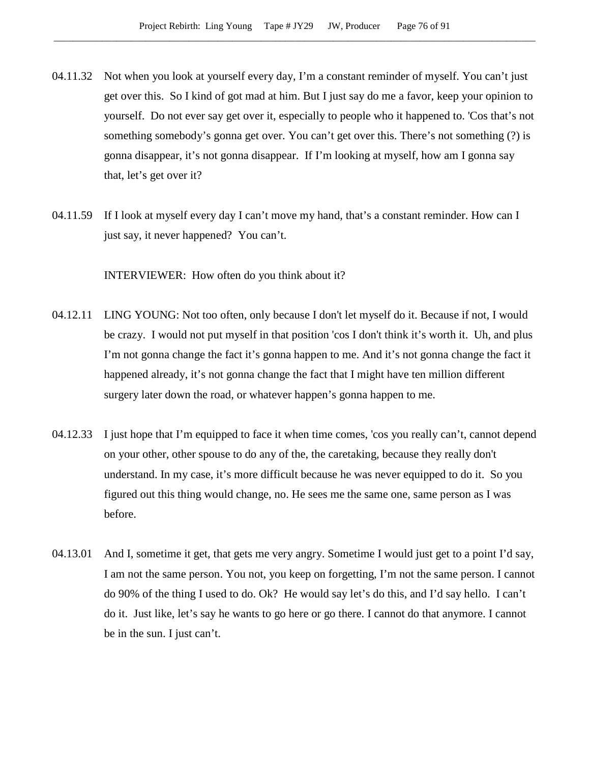04.11.32 Not when you look at yourself every day, I'm a constant reminder of myself. You can't just get over this. So I kind of got mad at him. But I just say do me a favor, keep your opinion to yourself. Do not ever say get over it, especially to people who it happened to. 'Cos that's not something somebody's gonna get over. You can't get over this. There's not something (?) is gonna disappear, it's not gonna disappear. If I'm looking at myself, how am I gonna say that, let's get over it?

04.11.59 If I look at myself every day I can't move my hand, that's a constant reminder. How can I just say, it never happened? You can't.

INTERVIEWER: How often do you think about it?

04.12.11 LING YOUNG: Not too often, only because I don't let myself do it. Because if not, I would be crazy. I would not put myself in that position 'cos I don't think it's worth it. Uh, and plus I'm not gonna change the fact it's gonna happen to me. And it's not gonna change the fact it happened already, it's not gonna change the fact that I might have ten million different surgery later down the road, or whatever happen's gonna happen to me.

04.12.33 I just hope that I'm equipped to face it when time comes, 'cos you really can't, cannot depend on your other, other spouse to do any of the, the caretaking, because they really don't understand. In my case, it's more difficult because he was never equipped to do it. So you figured out this thing would change, no. He sees me the same one, same person as I was before.

04.13.01 And I, sometime it get, that gets me very angry. Sometime I would just get to a point I'd say, I am not the same person. You not, you keep on forgetting, I'm not the same person. I cannot do 90% of the thing I used to do. Ok? He would say let's do this, and I'd say hello. I can't do it. Just like, let's say he wants to go here or go there. I cannot do that anymore. I cannot be in the sun. I just can't.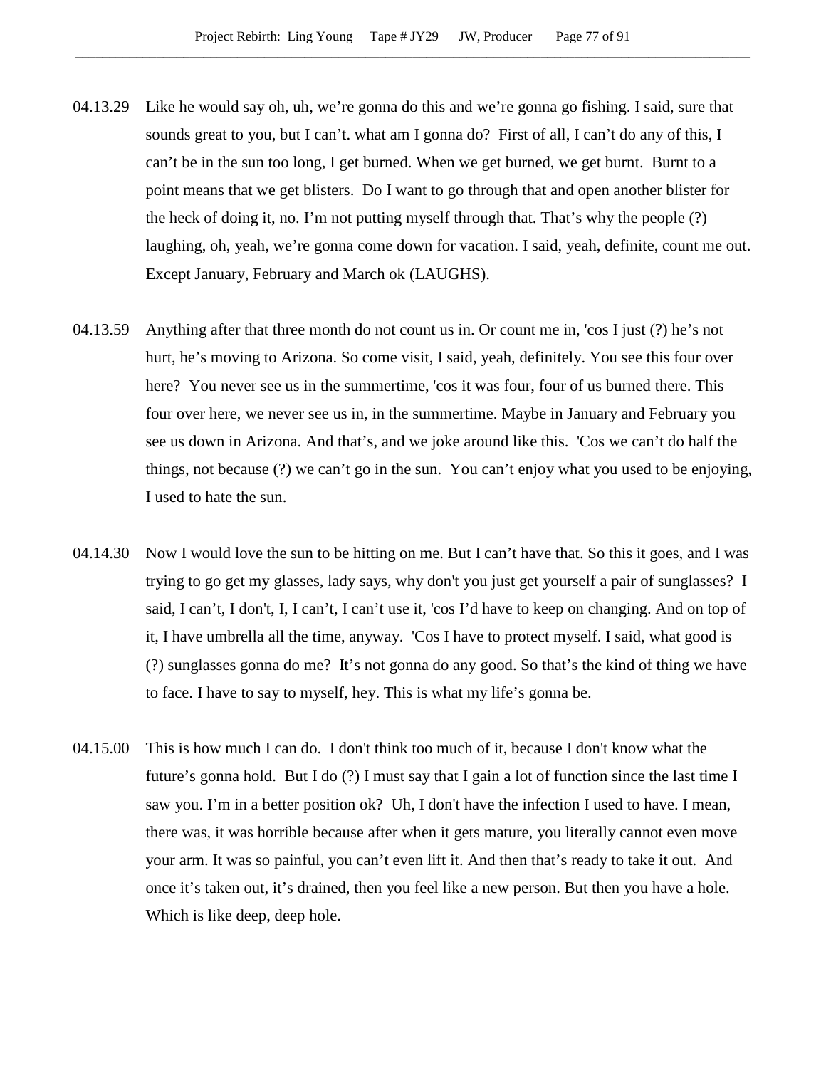04.13.29 Like he would say oh, uh, we're gonna do this and we're gonna go fishing. I said, sure that sounds great to you, but I can't. what am I gonna do? First of all, I can't do any of this, I can't be in the sun too long, I get burned. When we get burned, we get burnt. Burnt to a point means that we get blisters. Do I want to go through that and open another blister for the heck of doing it, no. I'm not putting myself through that. That's why the people (?) laughing, oh, yeah, we're gonna come down for vacation. I said, yeah, definite, count me out. Except January, February and March ok (LAUGHS).

04.13.59 Anything after that three month do not count us in. Or count me in, 'cos I just (?) he's not hurt, he's moving to Arizona. So come visit, I said, yeah, definitely. You see this four over here? You never see us in the summertime, 'cos it was four, four of us burned there. This four over here, we never see us in, in the summertime. Maybe in January and February you see us down in Arizona. And that's, and we joke around like this. 'Cos we can't do half the things, not because (?) we can't go in the sun. You can't enjoy what you used to be enjoying, I used to hate the sun.

04.14.30 Now I would love the sun to be hitting on me. But I can't have that. So this it goes, and I was trying to go get my glasses, lady says, why don't you just get yourself a pair of sunglasses? I said, I can't, I don't, I, I can't, I can't use it, 'cos I'd have to keep on changing. And on top of it, I have umbrella all the time, anyway. 'Cos I have to protect myself. I said, what good is (?) sunglasses gonna do me? It's not gonna do any good. So that's the kind of thing we have to face. I have to say to myself, hey. This is what my life's gonna be.

04.15.00 This is how much I can do. I don't think too much of it, because I don't know what the future's gonna hold. But I do (?) I must say that I gain a lot of function since the last time I saw you. I'm in a better position ok? Uh, I don't have the infection I used to have. I mean, there was, it was horrible because after when it gets mature, you literally cannot even move your arm. It was so painful, you can't even lift it. And then that's ready to take it out. And once it's taken out, it's drained, then you feel like a new person. But then you have a hole. Which is like deep, deep hole.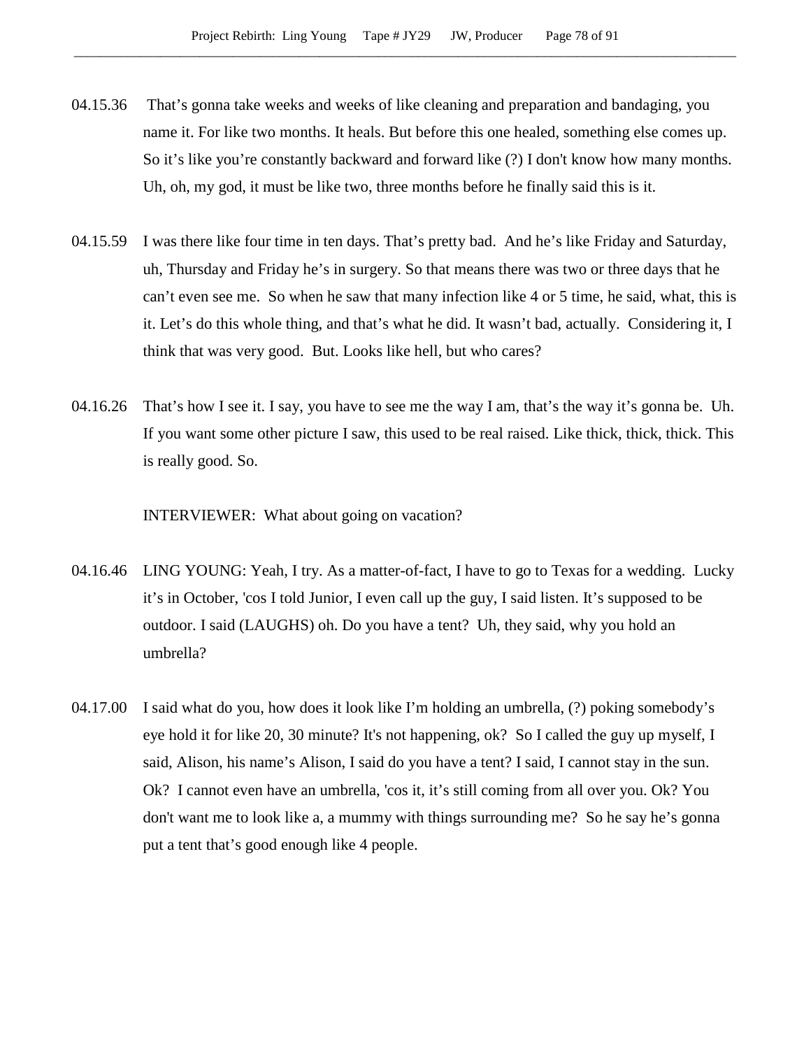04.15.36 That's gonna take weeks and weeks of like cleaning and preparation and bandaging, you name it. For like two months. It heals. But before this one healed, something else comes up. So it's like you're constantly backward and forward like (?) I don't know how many months. Uh, oh, my god, it must be like two, three months before he finally said this is it.

04.15.59 I was there like four time in ten days. That's pretty bad. And he's like Friday and Saturday, uh, Thursday and Friday he's in surgery. So that means there was two or three days that he can't even see me. So when he saw that many infection like 4 or 5 time, he said, what, this is it. Let's do this whole thing, and that's what he did. It wasn't bad, actually. Considering it, I think that was very good. But. Looks like hell, but who cares?

04.16.26 That's how I see it. I say, you have to see me the way I am, that's the way it's gonna be. Uh. If you want some other picture I saw, this used to be real raised. Like thick, thick, thick. This is really good. So.

INTERVIEWER: What about going on vacation?

04.16.46 LING YOUNG: Yeah, I try. As a matter-of-fact, I have to go to Texas for a wedding. Lucky it's in October, 'cos I told Junior, I even call up the guy, I said listen. It's supposed to be outdoor. I said (LAUGHS) oh. Do you have a tent? Uh, they said, why you hold an umbrella?

04.17.00 I said what do you, how does it look like I'm holding an umbrella, (?) poking somebody's eye hold it for like 20, 30 minute? It's not happening, ok? So I called the guy up myself, I said, Alison, his name's Alison, I said do you have a tent? I said, I cannot stay in the sun. Ok? I cannot even have an umbrella, 'cos it, it's still coming from all over you. Ok? You don't want me to look like a, a mummy with things surrounding me? So he say he's gonna put a tent that's good enough like 4 people.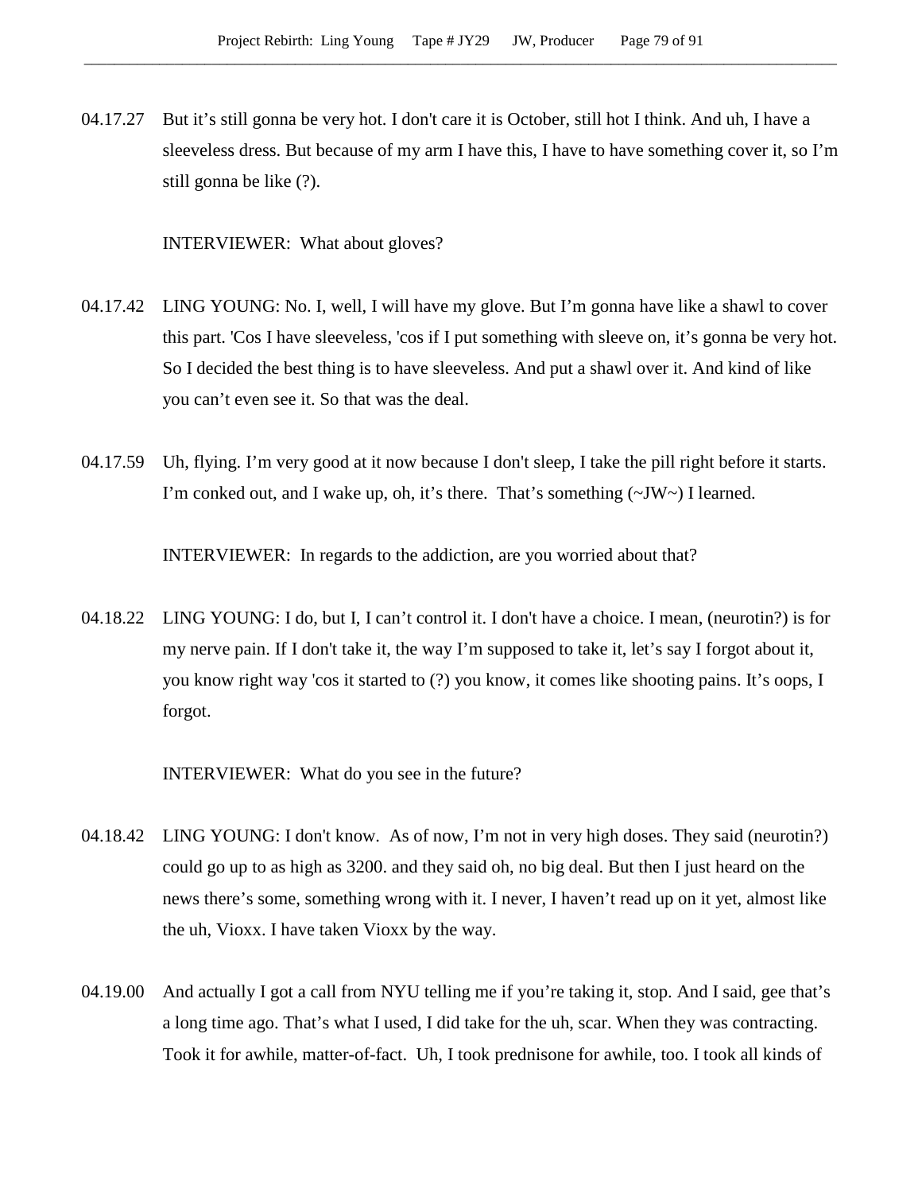04.17.27 But it's still gonna be very hot. I don't care it is October, still hot I think. And uh, I have a sleeveless dress. But because of my arm I have this, I have to have something cover it, so I'm still gonna be like (?).

INTERVIEWER: What about gloves?

04.17.42 LING YOUNG: No. I, well, I will have my glove. But I'm gonna have like a shawl to cover this part. 'Cos I have sleeveless, 'cos if I put something with sleeve on, it's gonna be very hot. So I decided the best thing is to have sleeveless. And put a shawl over it. And kind of like you can't even see it. So that was the deal.

04.17.59 Uh, flying. I'm very good at it now because I don't sleep, I take the pill right before it starts. I'm conked out, and I wake up, oh, it's there. That's something (~JW~) I learned.

INTERVIEWER: In regards to the addiction, are you worried about that?

04.18.22 LING YOUNG: I do, but I, I can't control it. I don't have a choice. I mean, (neurotin?) is for my nerve pain. If I don't take it, the way I'm supposed to take it, let's say I forgot about it, you know right way 'cos it started to (?) you know, it comes like shooting pains. It's oops, I forgot.

INTERVIEWER: What do you see in the future?

04.18.42 LING YOUNG: I don't know. As of now, I'm not in very high doses. They said (neurotin?) could go up to as high as 3200. and they said oh, no big deal. But then I just heard on the news there's some, something wrong with it. I never, I haven't read up on it yet, almost like the uh, Vioxx. I have taken Vioxx by the way.

04.19.00 And actually I got a call from NYU telling me if you're taking it, stop. And I said, gee that's a long time ago. That's what I used, I did take for the uh, scar. When they was contracting. Took it for awhile, matter-of-fact. Uh, I took prednisone for awhile, too. I took all kinds of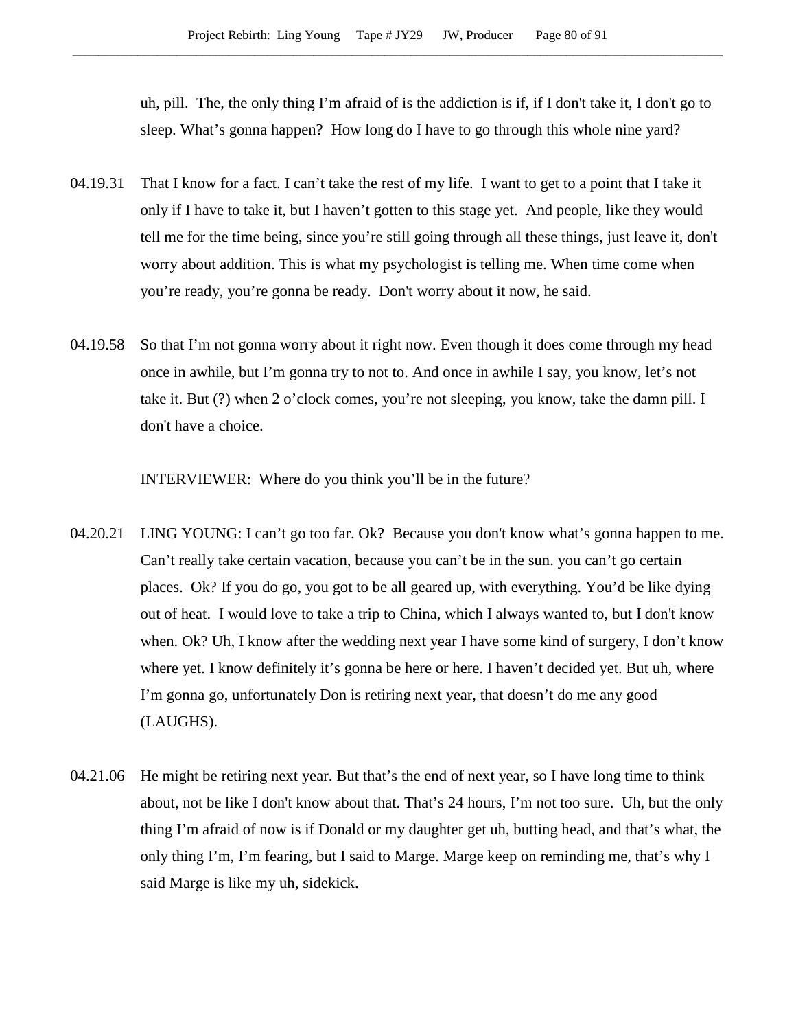uh, pill.  The, the only thing I'm afraid of is the addiction is if, if I don't take it, I don't go to sleep. What's gonna happen?  How long do I have to go through this whole nine yard?

04.19.31  That I know for a fact. I can't take the rest of my life.  I want to get to a point that I take it only if I have to take it, but I haven't gotten to this stage yet.  And people, like they would tell me for the time being, since you're still going through all these things, just leave it, don't worry about addition. This is what my psychologist is telling me. When time come when you're ready, you're gonna be ready.  Don't worry about it now, he said.

04.19.58  So that I'm not gonna worry about it right now. Even though it does come through my head once in awhile, but I'm gonna try to not to. And once in awhile I say, you know, let's not take it. But (?) when 2 o'clock comes, you're not sleeping, you know, take the damn pill. I don't have a choice.

INTERVIEWER:  Where do you think you'll be in the future?

04.20.21  LING YOUNG: I can't go too far. Ok?  Because you don't know what's gonna happen to me. Can't really take certain vacation, because you can't be in the sun. you can't go certain places.  Ok? If you do go, you got to be all geared up, with everything. You'd be like dying out of heat.  I would love to take a trip to China, which I always wanted to, but I don't know when. Ok? Uh, I know after the wedding next year I have some kind of surgery, I don't know where yet. I know definitely it's gonna be here or here. I haven't decided yet. But uh, where I'm gonna go, unfortunately Don is retiring next year, that doesn't do me any good (LAUGHS).

04.21.06  He might be retiring next year. But that's the end of next year, so I have long time to think about, not be like I don't know about that. That's 24 hours, I'm not too sure.  Uh, but the only thing I'm afraid of now is if Donald or my daughter get uh, butting head, and that's what, the only thing I'm, I'm fearing, but I said to Marge. Marge keep on reminding me, that's why I said Marge is like my uh, sidekick.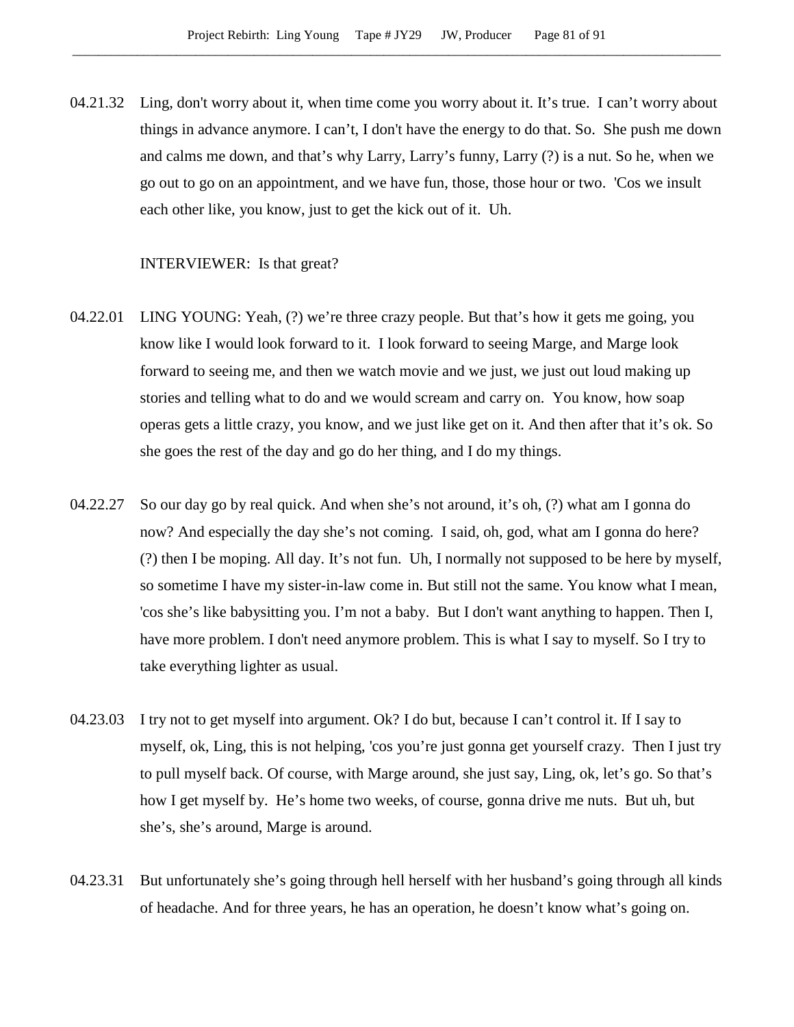04.21.32 Ling, don't worry about it, when time come you worry about it. It's true. I can't worry about things in advance anymore. I can't, I don't have the energy to do that. So. She push me down and calms me down, and that's why Larry, Larry's funny, Larry (?) is a nut. So he, when we go out to go on an appointment, and we have fun, those, those hour or two. 'Cos we insult each other like, you know, just to get the kick out of it. Uh.

INTERVIEWER: Is that great?

04.22.01 LING YOUNG: Yeah, (?) we're three crazy people. But that's how it gets me going, you know like I would look forward to it. I look forward to seeing Marge, and Marge look forward to seeing me, and then we watch movie and we just, we just out loud making up stories and telling what to do and we would scream and carry on. You know, how soap operas gets a little crazy, you know, and we just like get on it. And then after that it's ok. So she goes the rest of the day and go do her thing, and I do my things.

04.22.27 So our day go by real quick. And when she's not around, it's oh, (?) what am I gonna do now? And especially the day she's not coming. I said, oh, god, what am I gonna do here? (?) then I be moping. All day. It's not fun. Uh, I normally not supposed to be here by myself, so sometime I have my sister-in-law come in. But still not the same. You know what I mean, 'cos she's like babysitting you. I'm not a baby. But I don't want anything to happen. Then I, have more problem. I don't need anymore problem. This is what I say to myself. So I try to take everything lighter as usual.

04.23.03 I try not to get myself into argument. Ok? I do but, because I can't control it. If I say to myself, ok, Ling, this is not helping, 'cos you're just gonna get yourself crazy. Then I just try to pull myself back. Of course, with Marge around, she just say, Ling, ok, let's go. So that's how I get myself by. He's home two weeks, of course, gonna drive me nuts. But uh, but she's, she's around, Marge is around.

04.23.31 But unfortunately she's going through hell herself with her husband's going through all kinds of headache. And for three years, he has an operation, he doesn't know what's going on.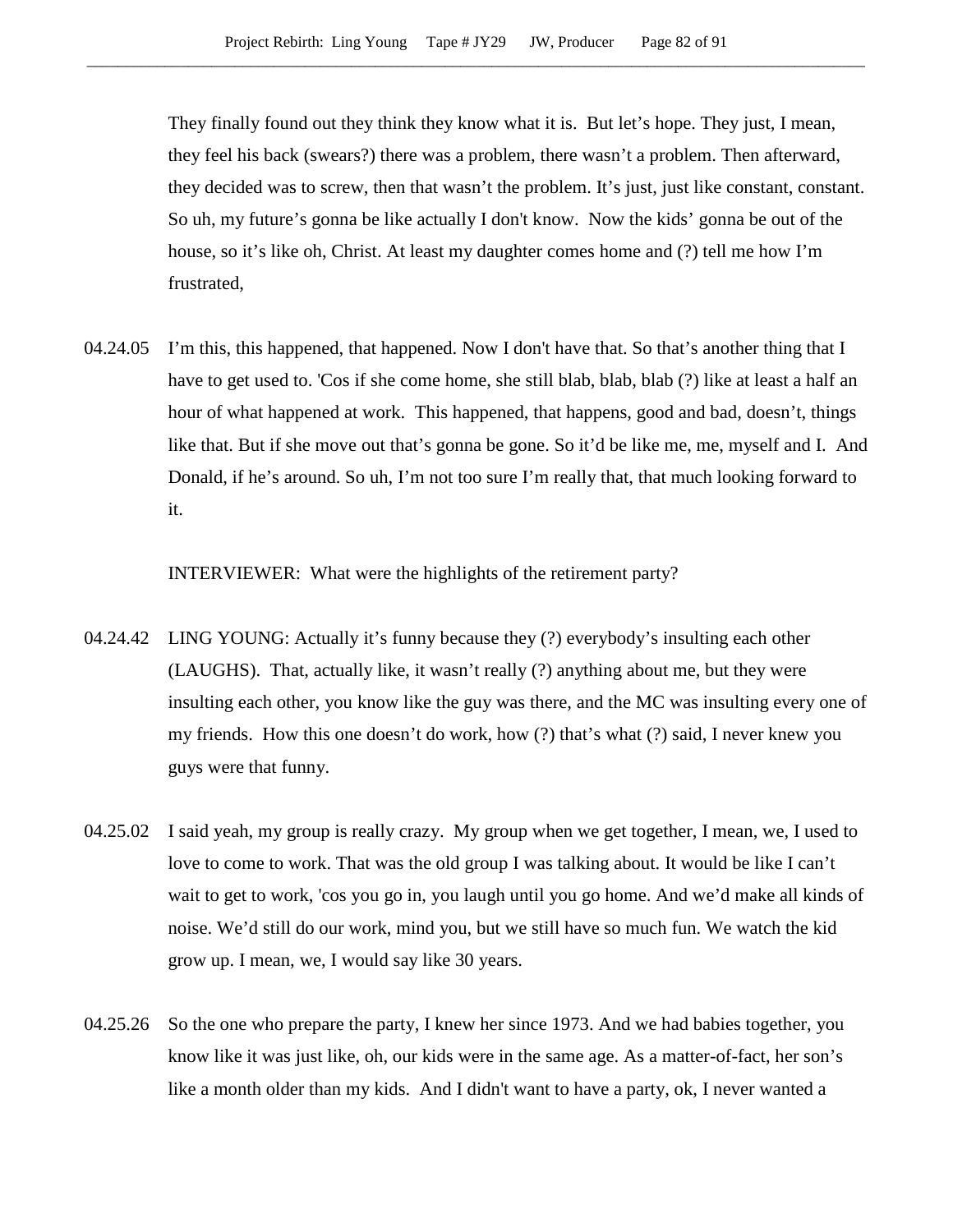They finally found out they think they know what it is. But let's hope. They just, I mean, they feel his back (swears?) there was a problem, there wasn't a problem. Then afterward, they decided was to screw, then that wasn't the problem. It's just, just like constant, constant. So uh, my future's gonna be like actually I don't know. Now the kids' gonna be out of the house, so it's like oh, Christ. At least my daughter comes home and (?) tell me how I'm frustrated,

04.24.05 I'm this, this happened, that happened. Now I don't have that. So that's another thing that I have to get used to. 'Cos if she come home, she still blab, blab, blab (?) like at least a half an hour of what happened at work. This happened, that happens, good and bad, doesn't, things like that. But if she move out that's gonna be gone. So it'd be like me, me, myself and I. And Donald, if he's around. So uh, I'm not too sure I'm really that, that much looking forward to it.

INTERVIEWER: What were the highlights of the retirement party?

04.24.42 LING YOUNG: Actually it's funny because they (?) everybody's insulting each other (LAUGHS). That, actually like, it wasn't really (?) anything about me, but they were insulting each other, you know like the guy was there, and the MC was insulting every one of my friends. How this one doesn't do work, how (?) that's what (?) said, I never knew you guys were that funny.

04.25.02 I said yeah, my group is really crazy. My group when we get together, I mean, we, I used to love to come to work. That was the old group I was talking about. It would be like I can't wait to get to work, 'cos you go in, you laugh until you go home. And we'd make all kinds of noise. We'd still do our work, mind you, but we still have so much fun. We watch the kid grow up. I mean, we, I would say like 30 years.

04.25.26 So the one who prepare the party, I knew her since 1973. And we had babies together, you know like it was just like, oh, our kids were in the same age. As a matter-of-fact, her son's like a month older than my kids. And I didn't want to have a party, ok, I never wanted a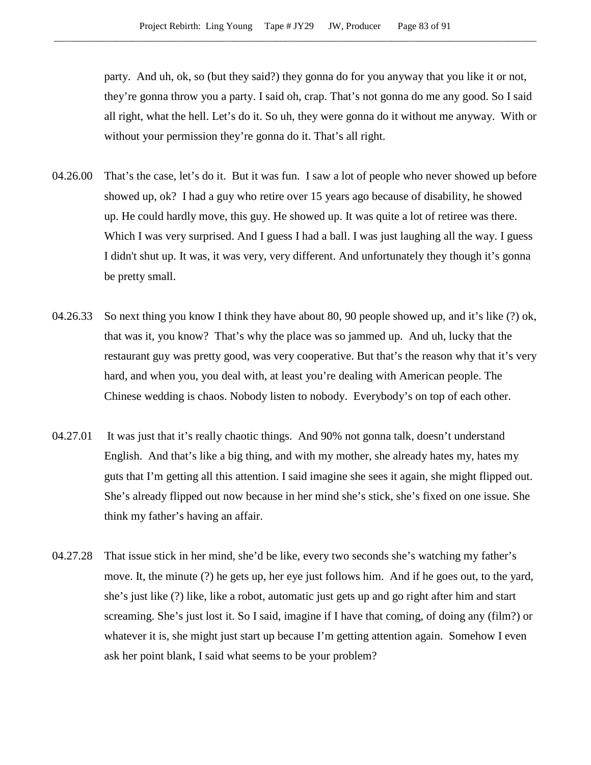party.  And uh, ok, so (but they said?) they gonna do for you anyway that you like it or not, they're gonna throw you a party. I said oh, crap. That's not gonna do me any good. So I said all right, what the hell. Let's do it. So uh, they were gonna do it without me anyway.  With or without your permission they're gonna do it. That's all right.

04.26.00  That's the case, let's do it.  But it was fun.  I saw a lot of people who never showed up before showed up, ok?  I had a guy who retire over 15 years ago because of disability, he showed up. He could hardly move, this guy. He showed up. It was quite a lot of retiree was there. Which I was very surprised. And I guess I had a ball. I was just laughing all the way. I guess I didn't shut up. It was, it was very, very different. And unfortunately they though it's gonna be pretty small.

04.26.33  So next thing you know I think they have about 80, 90 people showed up, and it's like (?) ok, that was it, you know?  That's why the place was so jammed up.  And uh, lucky that the restaurant guy was pretty good, was very cooperative. But that's the reason why that it's very hard, and when you, you deal with, at least you're dealing with American people. The Chinese wedding is chaos. Nobody listen to nobody.  Everybody's on top of each other.

04.27.01  It was just that it's really chaotic things.  And 90% not gonna talk, doesn't understand English.  And that's like a big thing, and with my mother, she already hates my, hates my guts that I'm getting all this attention. I said imagine she sees it again, she might flipped out. She's already flipped out now because in her mind she's stick, she's fixed on one issue. She think my father's having an affair.

04.27.28  That issue stick in her mind, she'd be like, every two seconds she's watching my father's move. It, the minute (?) he gets up, her eye just follows him.  And if he goes out, to the yard, she's just like (?) like, like a robot, automatic just gets up and go right after him and start screaming. She's just lost it. So I said, imagine if I have that coming, of doing any (film?) or whatever it is, she might just start up because I'm getting attention again.  Somehow I even ask her point blank, I said what seems to be your problem?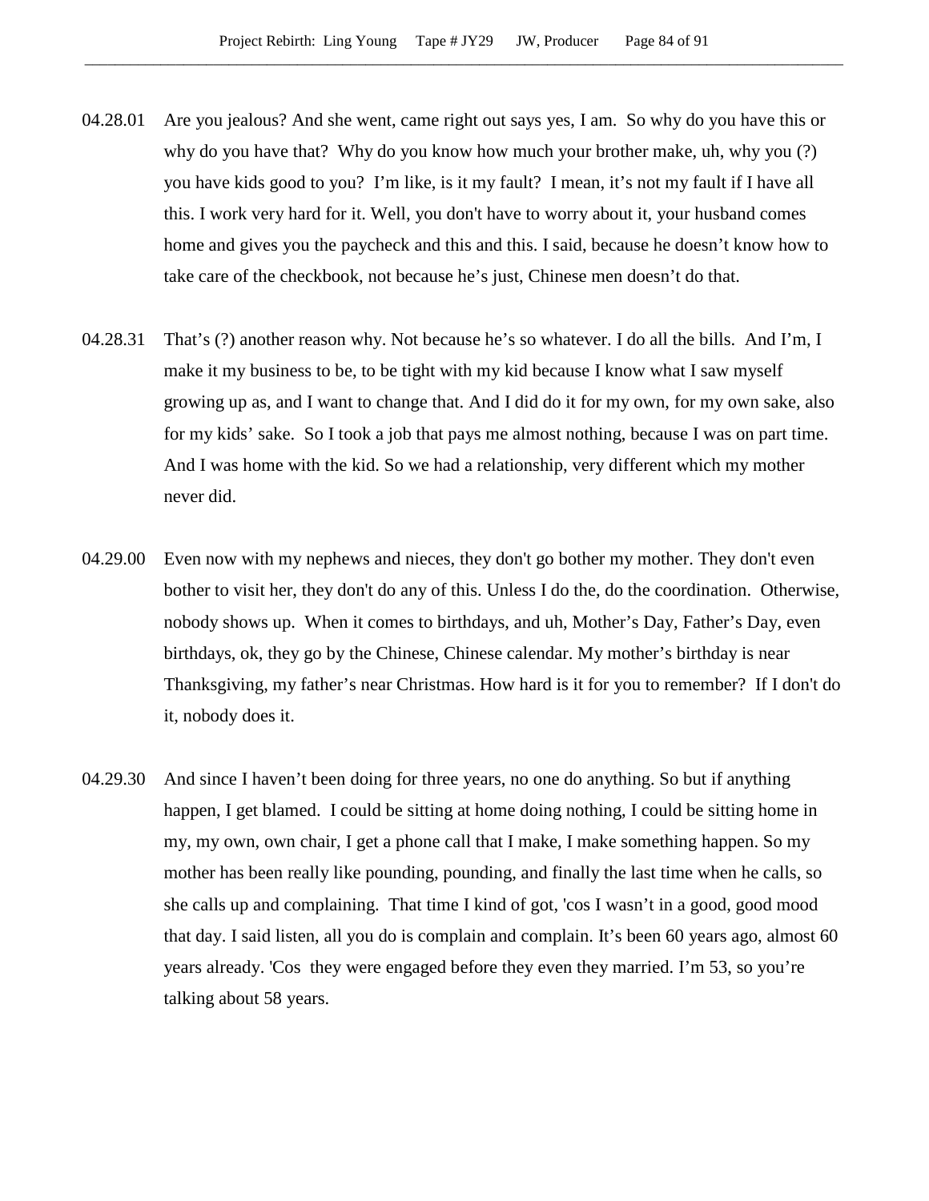04.28.01 Are you jealous? And she went, came right out says yes, I am. So why do you have this or why do you have that? Why do you know how much your brother make, uh, why you (?) you have kids good to you? I'm like, is it my fault? I mean, it's not my fault if I have all this. I work very hard for it. Well, you don't have to worry about it, your husband comes home and gives you the paycheck and this and this. I said, because he doesn't know how to take care of the checkbook, not because he's just, Chinese men doesn't do that.

04.28.31 That's (?) another reason why. Not because he's so whatever. I do all the bills. And I'm, I make it my business to be, to be tight with my kid because I know what I saw myself growing up as, and I want to change that. And I did do it for my own, for my own sake, also for my kids' sake. So I took a job that pays me almost nothing, because I was on part time. And I was home with the kid. So we had a relationship, very different which my mother never did.

04.29.00 Even now with my nephews and nieces, they don't go bother my mother. They don't even bother to visit her, they don't do any of this. Unless I do the, do the coordination. Otherwise, nobody shows up. When it comes to birthdays, and uh, Mother's Day, Father's Day, even birthdays, ok, they go by the Chinese, Chinese calendar. My mother's birthday is near Thanksgiving, my father's near Christmas. How hard is it for you to remember? If I don't do it, nobody does it.

04.29.30 And since I haven't been doing for three years, no one do anything. So but if anything happen, I get blamed. I could be sitting at home doing nothing, I could be sitting home in my, my own, own chair, I get a phone call that I make, I make something happen. So my mother has been really like pounding, pounding, and finally the last time when he calls, so she calls up and complaining. That time I kind of got, 'cos I wasn't in a good, good mood that day. I said listen, all you do is complain and complain. It's been 60 years ago, almost 60 years already. 'Cos they were engaged before they even they married. I'm 53, so you're talking about 58 years.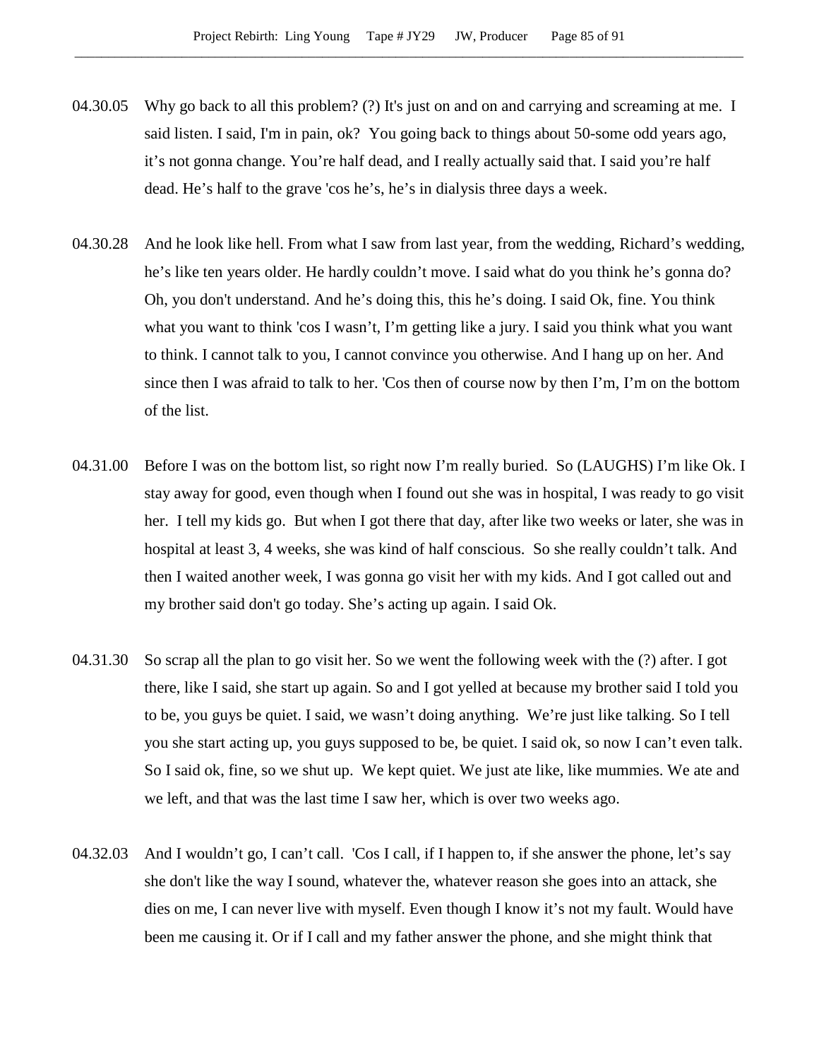04.30.05 Why go back to all this problem? (?) It's just on and on and carrying and screaming at me. I said listen. I said, I'm in pain, ok? You going back to things about 50-some odd years ago, it's not gonna change. You're half dead, and I really actually said that. I said you're half dead. He's half to the grave 'cos he's, he's in dialysis three days a week.

04.30.28 And he look like hell. From what I saw from last year, from the wedding, Richard's wedding, he's like ten years older. He hardly couldn't move. I said what do you think he's gonna do? Oh, you don't understand. And he's doing this, this he's doing. I said Ok, fine. You think what you want to think 'cos I wasn't, I'm getting like a jury. I said you think what you want to think. I cannot talk to you, I cannot convince you otherwise. And I hang up on her. And since then I was afraid to talk to her. 'Cos then of course now by then I'm, I'm on the bottom of the list.

04.31.00 Before I was on the bottom list, so right now I'm really buried. So (LAUGHS) I'm like Ok. I stay away for good, even though when I found out she was in hospital, I was ready to go visit her. I tell my kids go. But when I got there that day, after like two weeks or later, she was in hospital at least 3, 4 weeks, she was kind of half conscious. So she really couldn't talk. And then I waited another week, I was gonna go visit her with my kids. And I got called out and my brother said don't go today. She's acting up again. I said Ok.

04.31.30 So scrap all the plan to go visit her. So we went the following week with the (?) after. I got there, like I said, she start up again. So and I got yelled at because my brother said I told you to be, you guys be quiet. I said, we wasn't doing anything. We're just like talking. So I tell you she start acting up, you guys supposed to be, be quiet. I said ok, so now I can't even talk. So I said ok, fine, so we shut up. We kept quiet. We just ate like, like mummies. We ate and we left, and that was the last time I saw her, which is over two weeks ago.

04.32.03 And I wouldn't go, I can't call. 'Cos I call, if I happen to, if she answer the phone, let's say she don't like the way I sound, whatever the, whatever reason she goes into an attack, she dies on me, I can never live with myself. Even though I know it's not my fault. Would have been me causing it. Or if I call and my father answer the phone, and she might think that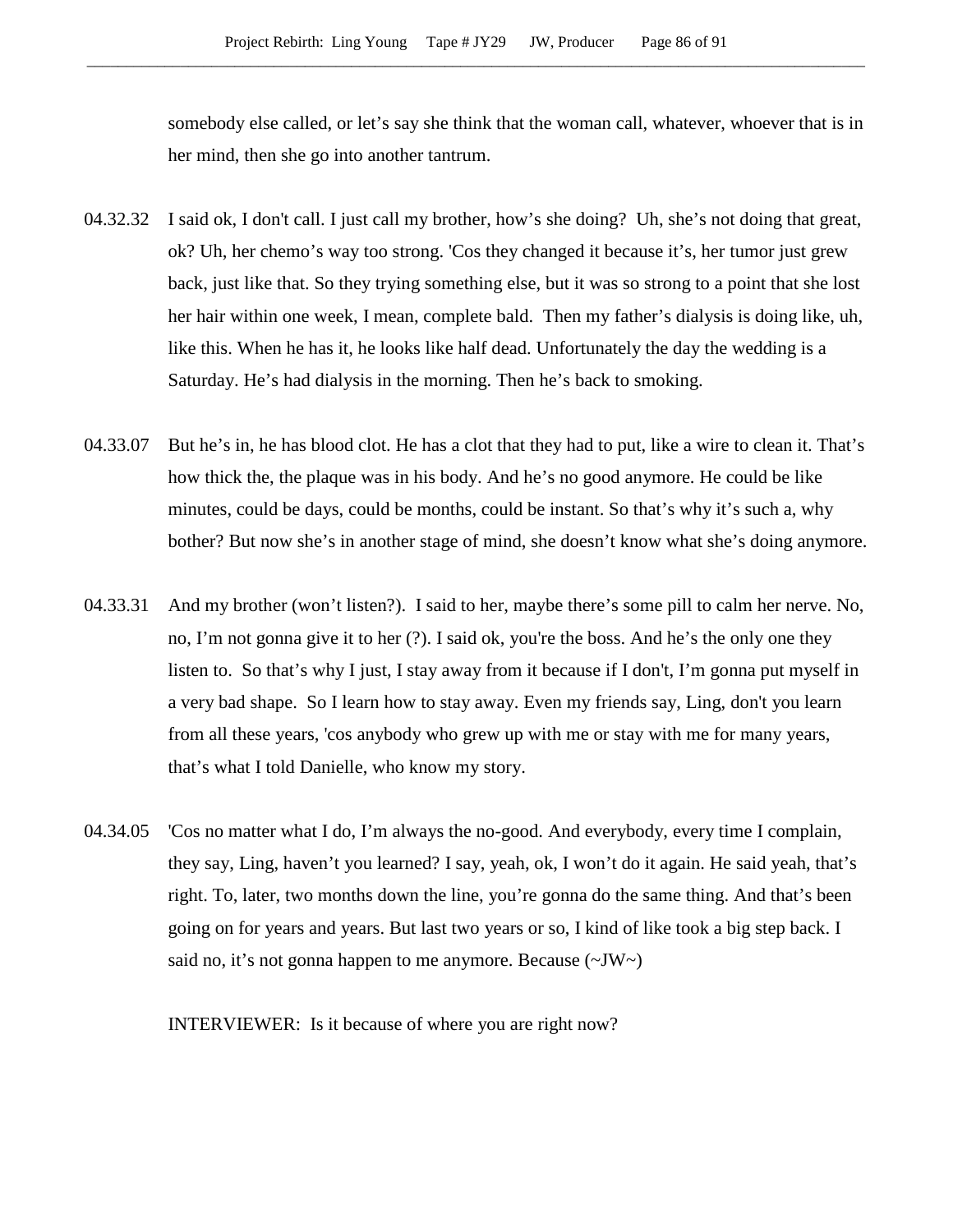somebody else called, or let's say she think that the woman call, whatever, whoever that is in her mind, then she go into another tantrum.

04.32.32 I said ok, I don't call. I just call my brother, how's she doing? Uh, she's not doing that great, ok? Uh, her chemo's way too strong. 'Cos they changed it because it's, her tumor just grew back, just like that. So they trying something else, but it was so strong to a point that she lost her hair within one week, I mean, complete bald. Then my father's dialysis is doing like, uh, like this. When he has it, he looks like half dead. Unfortunately the day the wedding is a Saturday. He's had dialysis in the morning. Then he's back to smoking.

04.33.07 But he's in, he has blood clot. He has a clot that they had to put, like a wire to clean it. That's how thick the, the plaque was in his body. And he's no good anymore. He could be like minutes, could be days, could be months, could be instant. So that's why it's such a, why bother? But now she's in another stage of mind, she doesn't know what she's doing anymore.

04.33.31 And my brother (won't listen?). I said to her, maybe there's some pill to calm her nerve. No, no, I'm not gonna give it to her (?). I said ok, you're the boss. And he's the only one they listen to. So that's why I just, I stay away from it because if I don't, I'm gonna put myself in a very bad shape. So I learn how to stay away. Even my friends say, Ling, don't you learn from all these years, 'cos anybody who grew up with me or stay with me for many years, that's what I told Danielle, who know my story.

04.34.05 'Cos no matter what I do, I'm always the no-good. And everybody, every time I complain, they say, Ling, haven't you learned? I say, yeah, ok, I won't do it again. He said yeah, that's right. To, later, two months down the line, you're gonna do the same thing. And that's been going on for years and years. But last two years or so, I kind of like took a big step back. I said no, it's not gonna happen to me anymore. Because (~JW~)

INTERVIEWER: Is it because of where you are right now?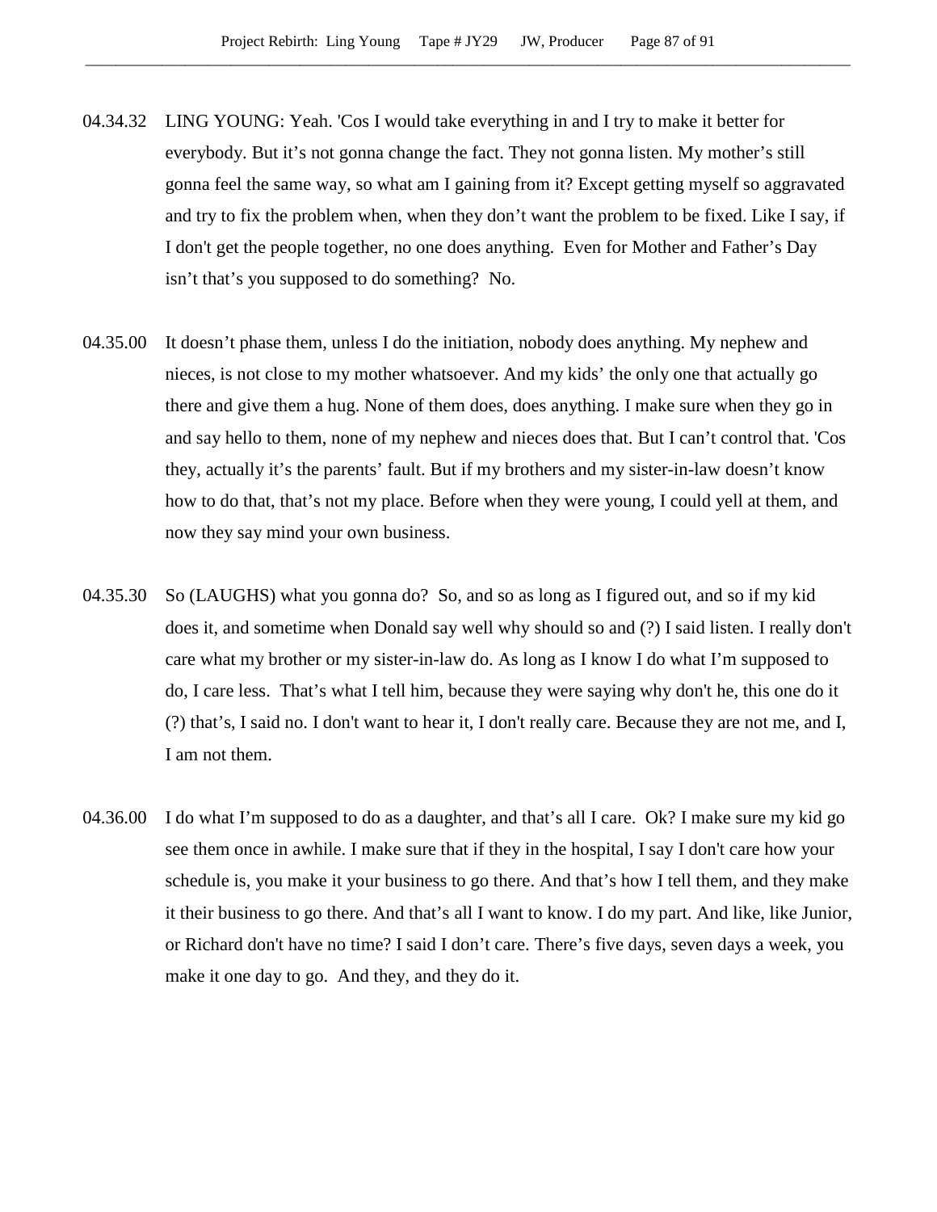04.34.32 LING YOUNG: Yeah. 'Cos I would take everything in and I try to make it better for everybody. But it's not gonna change the fact. They not gonna listen. My mother's still gonna feel the same way, so what am I gaining from it? Except getting myself so aggravated and try to fix the problem when, when they don't want the problem to be fixed. Like I say, if I don't get the people together, no one does anything. Even for Mother and Father's Day isn't that's you supposed to do something? No.

04.35.00 It doesn't phase them, unless I do the initiation, nobody does anything. My nephew and nieces, is not close to my mother whatsoever. And my kids' the only one that actually go there and give them a hug. None of them does, does anything. I make sure when they go in and say hello to them, none of my nephew and nieces does that. But I can't control that. 'Cos they, actually it's the parents' fault. But if my brothers and my sister-in-law doesn't know how to do that, that's not my place. Before when they were young, I could yell at them, and now they say mind your own business.

04.35.30 So (LAUGHS) what you gonna do? So, and so as long as I figured out, and so if my kid does it, and sometime when Donald say well why should so and (?) I said listen. I really don't care what my brother or my sister-in-law do. As long as I know I do what I'm supposed to do, I care less. That's what I tell him, because they were saying why don't he, this one do it (?) that's, I said no. I don't want to hear it, I don't really care. Because they are not me, and I, I am not them.

04.36.00 I do what I'm supposed to do as a daughter, and that's all I care. Ok? I make sure my kid go see them once in awhile. I make sure that if they in the hospital, I say I don't care how your schedule is, you make it your business to go there. And that's how I tell them, and they make it their business to go there. And that's all I want to know. I do my part. And like, like Junior, or Richard don't have no time? I said I don't care. There's five days, seven days a week, you make it one day to go. And they, and they do it.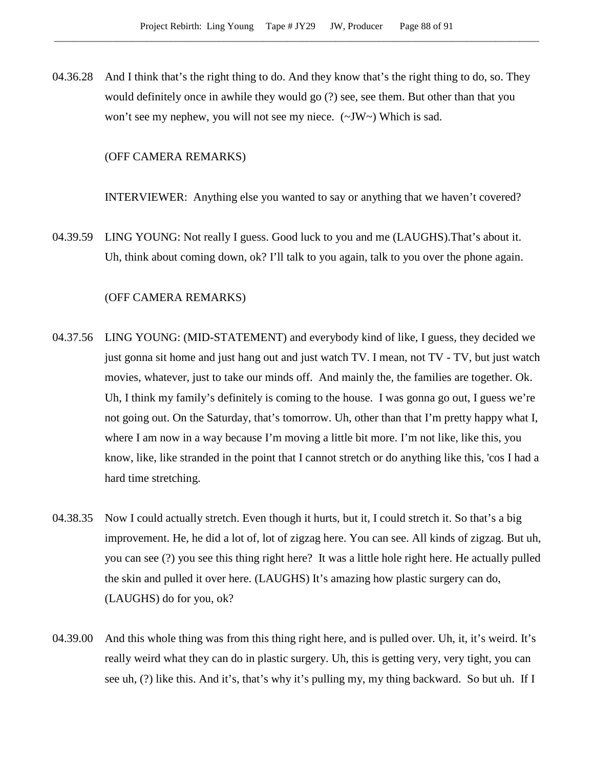04.36.28 And I think that's the right thing to do. And they know that's the right thing to do, so. They would definitely once in awhile they would go (?) see, see them. But other than that you won't see my nephew, you will not see my niece. (~JW~) Which is sad.

(OFF CAMERA REMARKS)

INTERVIEWER: Anything else you wanted to say or anything that we haven't covered?

04.39.59 LING YOUNG: Not really I guess. Good luck to you and me (LAUGHS).That's about it. Uh, think about coming down, ok? I'll talk to you again, talk to you over the phone again.

(OFF CAMERA REMARKS)

04.37.56 LING YOUNG: (MID-STATEMENT) and everybody kind of like, I guess, they decided we just gonna sit home and just hang out and just watch TV. I mean, not TV - TV, but just watch movies, whatever, just to take our minds off. And mainly the, the families are together. Ok. Uh, I think my family's definitely is coming to the house. I was gonna go out, I guess we're not going out. On the Saturday, that's tomorrow. Uh, other than that I'm pretty happy what I, where I am now in a way because I'm moving a little bit more. I'm not like, like this, you know, like, like stranded in the point that I cannot stretch or do anything like this, 'cos I had a hard time stretching.

04.38.35 Now I could actually stretch. Even though it hurts, but it, I could stretch it. So that's a big improvement. He, he did a lot of, lot of zigzag here. You can see. All kinds of zigzag. But uh, you can see (?) you see this thing right here? It was a little hole right here. He actually pulled the skin and pulled it over here. (LAUGHS) It's amazing how plastic surgery can do, (LAUGHS) do for you, ok?

04.39.00 And this whole thing was from this thing right here, and is pulled over. Uh, it, it's weird. It's really weird what they can do in plastic surgery. Uh, this is getting very, very tight, you can see uh, (?) like this. And it's, that's why it's pulling my, my thing backward. So but uh. If I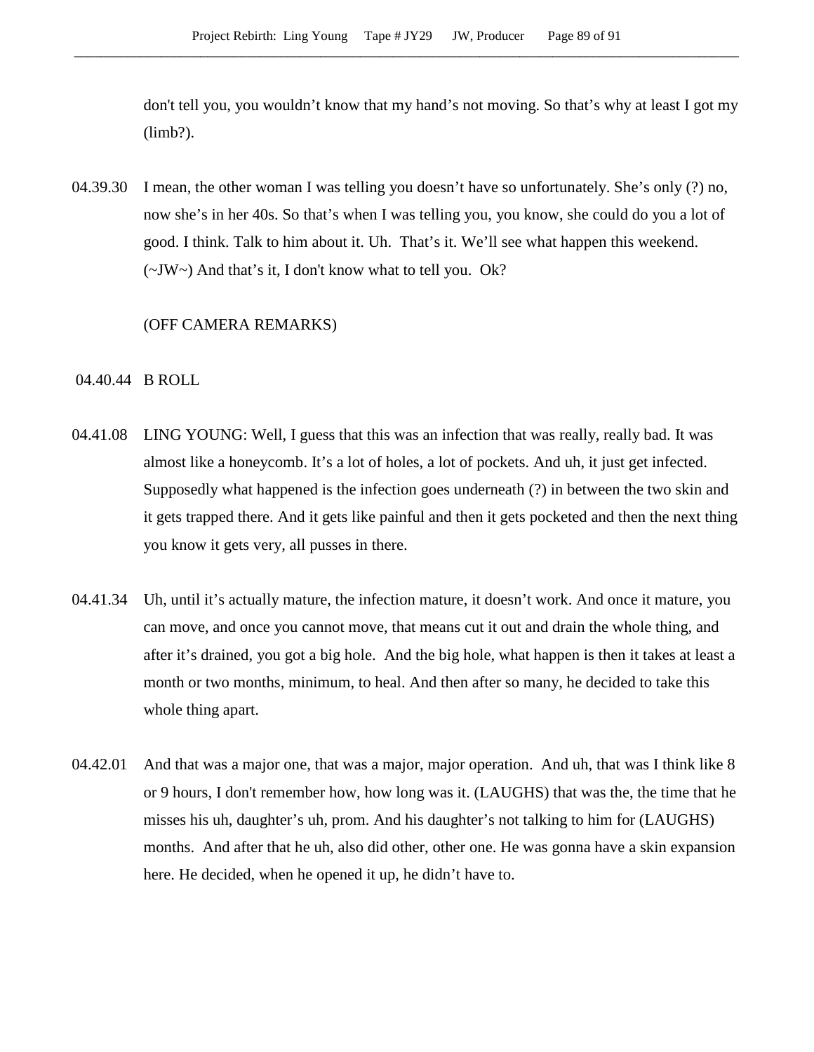don't tell you, you wouldn't know that my hand's not moving. So that's why at least I got my (limb?).

04.39.30 I mean, the other woman I was telling you doesn't have so unfortunately. She's only (?) no, now she's in her 40s. So that's when I was telling you, you know, she could do you a lot of good. I think. Talk to him about it. Uh. That's it. We'll see what happen this weekend. (~JW~) And that's it, I don't know what to tell you. Ok?

(OFF CAMERA REMARKS)

04.40.44 B ROLL

04.41.08 LING YOUNG: Well, I guess that this was an infection that was really, really bad. It was almost like a honeycomb. It's a lot of holes, a lot of pockets. And uh, it just get infected. Supposedly what happened is the infection goes underneath (?) in between the two skin and it gets trapped there. And it gets like painful and then it gets pocketed and then the next thing you know it gets very, all pusses in there.

04.41.34 Uh, until it's actually mature, the infection mature, it doesn't work. And once it mature, you can move, and once you cannot move, that means cut it out and drain the whole thing, and after it's drained, you got a big hole. And the big hole, what happen is then it takes at least a month or two months, minimum, to heal. And then after so many, he decided to take this whole thing apart.

04.42.01 And that was a major one, that was a major, major operation. And uh, that was I think like 8 or 9 hours, I don't remember how, how long was it. (LAUGHS) that was the, the time that he misses his uh, daughter's uh, prom. And his daughter's not talking to him for (LAUGHS) months. And after that he uh, also did other, other one. He was gonna have a skin expansion here. He decided, when he opened it up, he didn't have to.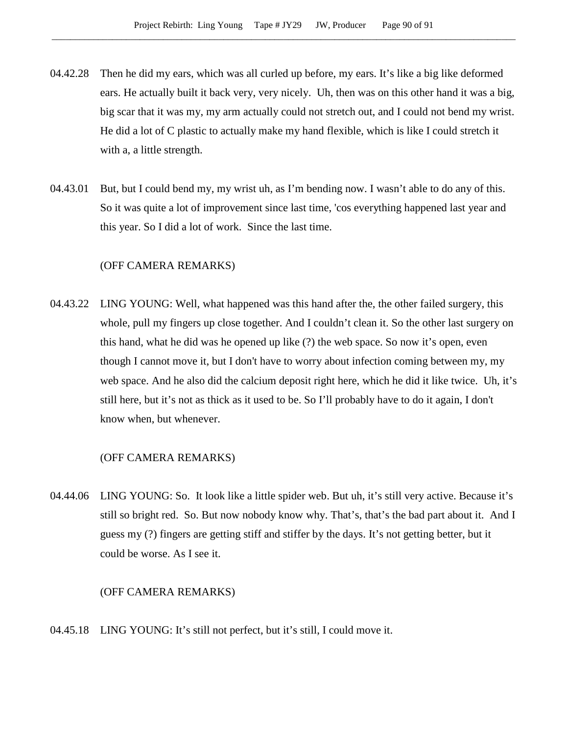04.42.28 Then he did my ears, which was all curled up before, my ears. It's like a big like deformed ears. He actually built it back very, very nicely. Uh, then was on this other hand it was a big, big scar that it was my, my arm actually could not stretch out, and I could not bend my wrist. He did a lot of C plastic to actually make my hand flexible, which is like I could stretch it with a, a little strength.

04.43.01 But, but I could bend my, my wrist uh, as I'm bending now. I wasn't able to do any of this. So it was quite a lot of improvement since last time, 'cos everything happened last year and this year. So I did a lot of work. Since the last time.

(OFF CAMERA REMARKS)

04.43.22 LING YOUNG: Well, what happened was this hand after the, the other failed surgery, this whole, pull my fingers up close together. And I couldn't clean it. So the other last surgery on this hand, what he did was he opened up like (?) the web space. So now it's open, even though I cannot move it, but I don't have to worry about infection coming between my, my web space. And he also did the calcium deposit right here, which he did it like twice. Uh, it's still here, but it's not as thick as it used to be. So I'll probably have to do it again, I don't know when, but whenever.

(OFF CAMERA REMARKS)

04.44.06 LING YOUNG: So. It look like a little spider web. But uh, it's still very active. Because it's still so bright red. So. But now nobody know why. That's, that's the bad part about it. And I guess my (?) fingers are getting stiff and stiffer by the days. It's not getting better, but it could be worse. As I see it.

(OFF CAMERA REMARKS)

04.45.18 LING YOUNG: It's still not perfect, but it's still, I could move it.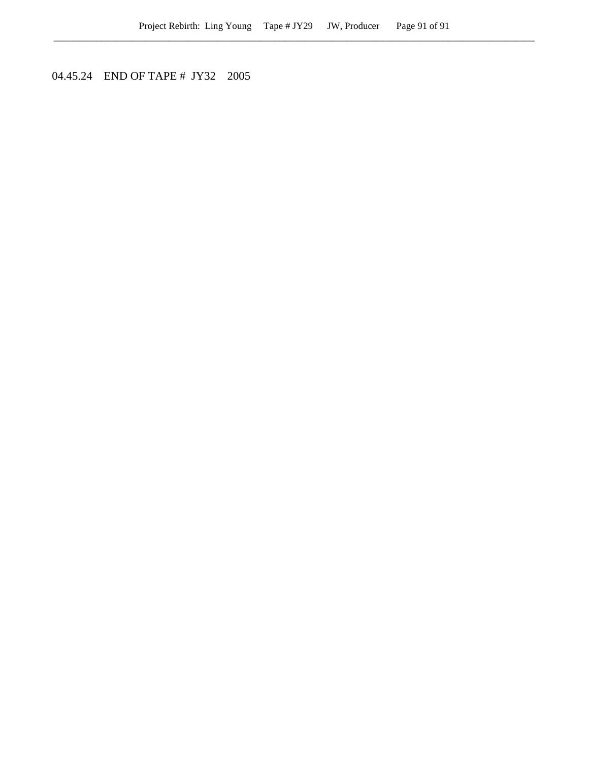04.45.24 END OF TAPE # JY32 2005